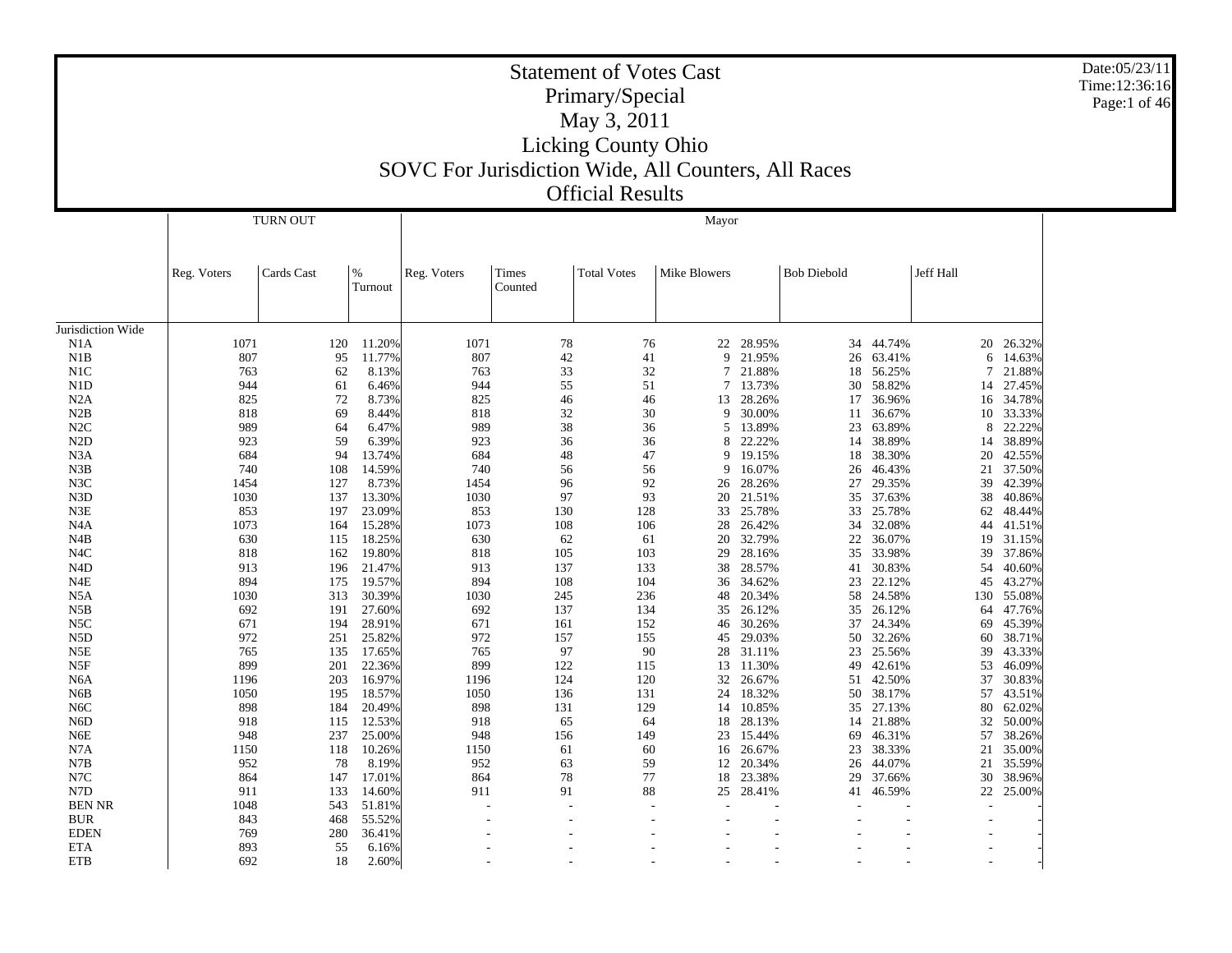# Statement of Votes Cast

## Primary/Special

## May 3, 2011

## Licking County Ohio

## SOVC For Jurisdiction Wide, All Counters, All Races

## Official Results

Date:05/23/11
Time:12:36:16

| | TURN OUT | | | Mayor | | | | | | | | | |
|---|---|---|---|---|---|---|---|---|---|---|---|---|---|
| | Reg. Voters | Cards Cast | % Turnout | Reg. Voters | Times Counted | Total Votes | Mike Blowers | | Bob Diebold | | Jeff Hall | | |
| Jurisdiction Wide | | | | | | | | | | | | | |
| N1A | 1071 | 120 | 11.20% | 1071 | 78 | 76 | 22 | 28.95% | 34 | 44.74% | 20 | 26.32% | |
| N1B | 807 | 95 | 11.77% | 807 | 42 | 41 | 9 | 21.95% | 26 | 63.41% | 6 | 14.63% | |
| N1C | 763 | 62 | 8.13% | 763 | 33 | 32 | 7 | 21.88% | 18 | 56.25% | 7 | 21.88% | |
| N1D | 944 | 61 | 6.46% | 944 | 55 | 51 | 7 | 13.73% | 30 | 58.82% | 14 | 27.45% | |
| N2A | 825 | 72 | 8.73% | 825 | 46 | 46 | 13 | 28.26% | 17 | 36.96% | 16 | 34.78% | |
| N2B | 818 | 69 | 8.44% | 818 | 32 | 30 | 9 | 30.00% | 11 | 36.67% | 10 | 33.33% | |
| N2C | 989 | 64 | 6.47% | 989 | 38 | 36 | 5 | 13.89% | 23 | 63.89% | 8 | 22.22% | |
| N2D | 923 | 59 | 6.39% | 923 | 36 | 36 | 8 | 22.22% | 14 | 38.89% | 14 | 38.89% | |
| N3A | 684 | 94 | 13.74% | 684 | 48 | 47 | 9 | 19.15% | 18 | 38.30% | 20 | 42.55% | |
| N3B | 740 | 108 | 14.59% | 740 | 56 | 56 | 9 | 16.07% | 26 | 46.43% | 21 | 37.50% | |
| N3C | 1454 | 127 | 8.73% | 1454 | 96 | 92 | 26 | 28.26% | 27 | 29.35% | 39 | 42.39% | |
| N3D | 1030 | 137 | 13.30% | 1030 | 97 | 93 | 20 | 21.51% | 35 | 37.63% | 38 | 40.86% | |
| N3E | 853 | 197 | 23.09% | 853 | 130 | 128 | 33 | 25.78% | 33 | 25.78% | 62 | 48.44% | |
| N4A | 1073 | 164 | 15.28% | 1073 | 108 | 106 | 28 | 26.42% | 34 | 32.08% | 44 | 41.51% | |
| N4B | 630 | 115 | 18.25% | 630 | 62 | 61 | 20 | 32.79% | 22 | 36.07% | 19 | 31.15% | |
| N4C | 818 | 162 | 19.80% | 818 | 105 | 103 | 29 | 28.16% | 35 | 33.98% | 39 | 37.86% | |
| N4D | 913 | 196 | 21.47% | 913 | 137 | 133 | 38 | 28.57% | 41 | 30.83% | 54 | 40.60% | |
| N4E | 894 | 175 | 19.57% | 894 | 108 | 104 | 36 | 34.62% | 23 | 22.12% | 45 | 43.27% | |
| N5A | 1030 | 313 | 30.39% | 1030 | 245 | 236 | 48 | 20.34% | 58 | 24.58% | 130 | 55.08% | |
| N5B | 692 | 191 | 27.60% | 692 | 137 | 134 | 35 | 26.12% | 35 | 26.12% | 64 | 47.76% | |
| N5C | 671 | 194 | 28.91% | 671 | 161 | 152 | 46 | 30.26% | 37 | 24.34% | 69 | 45.39% | |
| N5D | 972 | 251 | 25.82% | 972 | 157 | 155 | 45 | 29.03% | 50 | 32.26% | 60 | 38.71% | |
| N5E | 765 | 135 | 17.65% | 765 | 97 | 90 | 28 | 31.11% | 23 | 25.56% | 39 | 43.33% | |
| N5F | 899 | 201 | 22.36% | 899 | 122 | 115 | 13 | 11.30% | 49 | 42.61% | 53 | 46.09% | |
| N6A | 1196 | 203 | 16.97% | 1196 | 124 | 120 | 32 | 26.67% | 51 | 42.50% | 37 | 30.83% | |
| N6B | 1050 | 195 | 18.57% | 1050 | 136 | 131 | 24 | 18.32% | 50 | 38.17% | 57 | 43.51% | |
| N6C | 898 | 184 | 20.49% | 898 | 131 | 129 | 14 | 10.85% | 35 | 27.13% | 80 | 62.02% | |
| N6D | 918 | 115 | 12.53% | 918 | 65 | 64 | 18 | 28.13% | 14 | 21.88% | 32 | 50.00% | |
| N6E | 948 | 237 | 25.00% | 948 | 156 | 149 | 23 | 15.44% | 69 | 46.31% | 57 | 38.26% | |
| N7A | 1150 | 118 | 10.26% | 1150 | 61 | 60 | 16 | 26.67% | 23 | 38.33% | 21 | 35.00% | |
| N7B | 952 | 78 | 8.19% | 952 | 63 | 59 | 12 | 20.34% | 26 | 44.07% | 21 | 35.59% | |
| N7C | 864 | 147 | 17.01% | 864 | 78 | 77 | 18 | 23.38% | 29 | 37.66% | 30 | 38.96% | |
| N7D | 911 | 133 | 14.60% | 911 | 91 | 88 | 25 | 28.41% | 41 | 46.59% | 22 | 25.00% | |
| BEN NR | 1048 | 543 | 51.81% | - | - | - | - | - | - | - | - | - | |
| BUR | 843 | 468 | 55.52% | - | - | - | - | - | - | - | - | - | |
| EDEN | 769 | 280 | 36.41% | - | - | - | - | - | - | - | - | - | |
| ETA | 893 | 55 | 6.16% | - | - | - | - | - | - | - | - | - | |
| ETB | 692 | 18 | 2.60% | - | - | - | - | - | - | - | - | - | |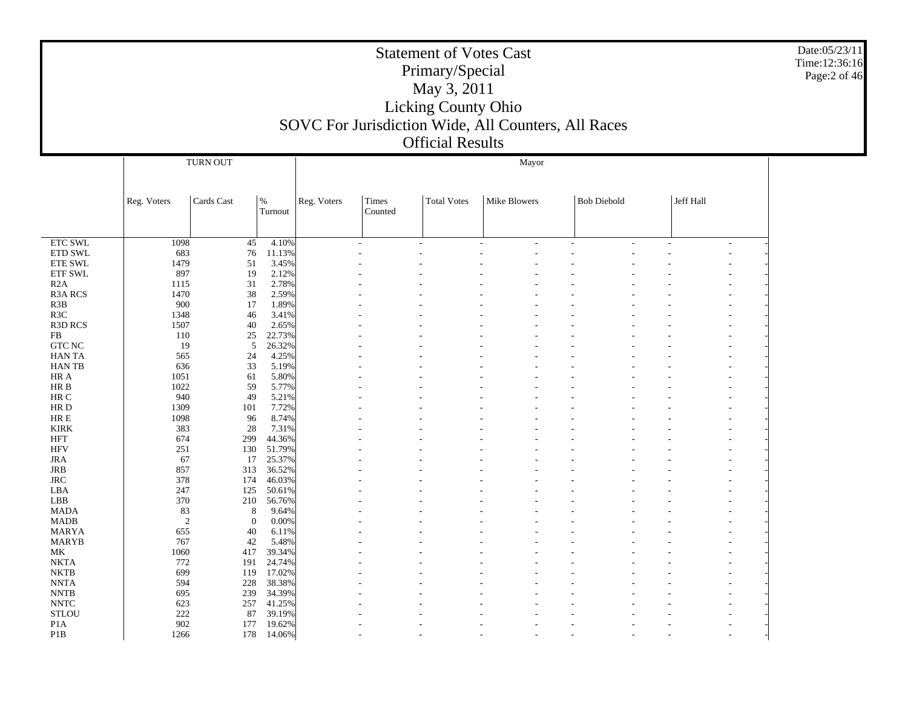# Statement of Votes Cast
## Primary/Special
## May 3, 2011
## Licking County Ohio
## SOVC For Jurisdiction Wide, All Counters, All Races
## Official Results

| | TURN OUT | | | Mayor | | | | | | | | |
|---|---|---|---|---|---|---|---|---|---|---|---|---|
| | Reg. Voters | Cards Cast | % Turnout | Reg. Voters | Times Counted | Total Votes | Mike Blowers | | Bob Diebold | | Jeff Hall | |
| ETC SWL | 1098 | 45 | 4.10% | - | - | - | - | - | - | - | - | - |
| ETD SWL | 683 | 76 | 11.13% | - | - | - | - | - | - | - | - | - |
| ETE SWL | 1479 | 51 | 3.45% | - | - | - | - | - | - | - | - | - |
| ETF SWL | 897 | 19 | 2.12% | - | - | - | - | - | - | - | - | - |
| R2A | 1115 | 31 | 2.78% | - | - | - | - | - | - | - | - | - |
| R3A RCS | 1470 | 38 | 2.59% | - | - | - | - | - | - | - | - | - |
| R3B | 900 | 17 | 1.89% | - | - | - | - | - | - | - | - | - |
| R3C | 1348 | 46 | 3.41% | - | - | - | - | - | - | - | - | - |
| R3D RCS | 1507 | 40 | 2.65% | - | - | - | - | - | - | - | - | - |
| FB | 110 | 25 | 22.73% | - | - | - | - | - | - | - | - | - |
| GTC NC | 19 | 5 | 26.32% | - | - | - | - | - | - | - | - | - |
| HAN TA | 565 | 24 | 4.25% | - | - | - | - | - | - | - | - | - |
| HAN TB | 636 | 33 | 5.19% | - | - | - | - | - | - | - | - | - |
| HR A | 1051 | 61 | 5.80% | - | - | - | - | - | - | - | - | - |
| HR B | 1022 | 59 | 5.77% | - | - | - | - | - | - | - | - | - |
| HR C | 940 | 49 | 5.21% | - | - | - | - | - | - | - | - | - |
| HR D | 1309 | 101 | 7.72% | - | - | - | - | - | - | - | - | - |
| HR E | 1098 | 96 | 8.74% | - | - | - | - | - | - | - | - | - |
| KIRK | 383 | 28 | 7.31% | - | - | - | - | - | - | - | - | - |
| HFT | 674 | 299 | 44.36% | - | - | - | - | - | - | - | - | - |
| HFV | 251 | 130 | 51.79% | - | - | - | - | - | - | - | - | - |
| JRA | 67 | 17 | 25.37% | - | - | - | - | - | - | - | - | - |
| JRB | 857 | 313 | 36.52% | - | - | - | - | - | - | - | - | - |
| JRC | 378 | 174 | 46.03% | - | - | - | - | - | - | - | - | - |
| LBA | 247 | 125 | 50.61% | - | - | - | - | - | - | - | - | - |
| LBB | 370 | 210 | 56.76% | - | - | - | - | - | - | - | - | - |
| MADA | 83 | 8 | 9.64% | - | - | - | - | - | - | - | - | - |
| MADB | 2 | 0 | 0.00% | - | - | - | - | - | - | - | - | - |
| MARYA | 655 | 40 | 6.11% | - | - | - | - | - | - | - | - | - |
| MARYB | 767 | 42 | 5.48% | - | - | - | - | - | - | - | - | - |
| MK | 1060 | 417 | 39.34% | - | - | - | - | - | - | - | - | - |
| NKTA | 772 | 191 | 24.74% | - | - | - | - | - | - | - | - | - |
| NKTB | 699 | 119 | 17.02% | - | - | - | - | - | - | - | - | - |
| NNTA | 594 | 228 | 38.38% | - | - | - | - | - | - | - | - | - |
| NNTB | 695 | 239 | 34.39% | - | - | - | - | - | - | - | - | - |
| NNTC | 623 | 257 | 41.25% | - | - | - | - | - | - | - | - | - |
| STLOU | 222 | 87 | 39.19% | - | - | - | - | - | - | - | - | - |
| P1A | 902 | 177 | 19.62% | - | - | - | - | - | - | - | - | - |
| P1B | 1266 | 178 | 14.06% | - | - | - | - | - | - | - | - | - |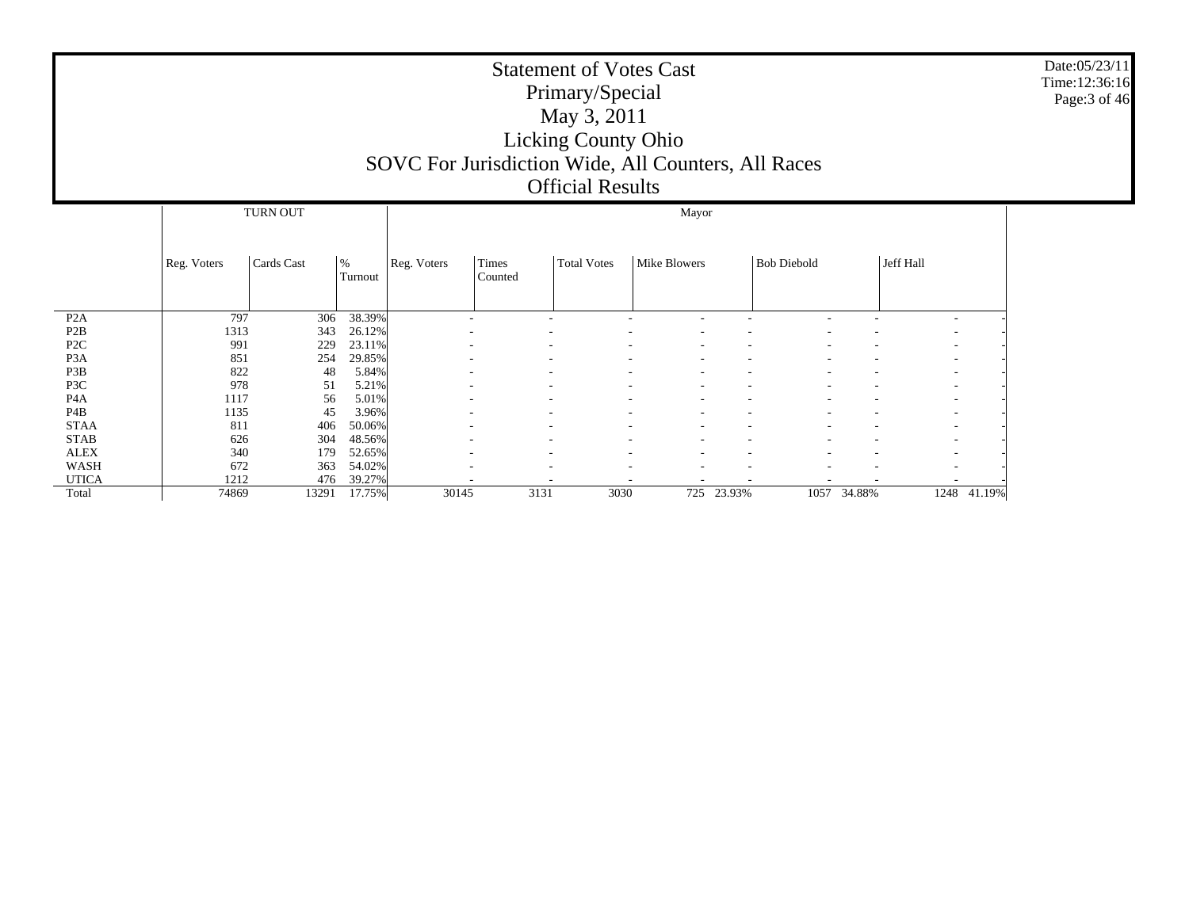# Statement of Votes Cast

## Primary/Special

## May 3, 2011

## Licking County Ohio

## SOVC For Jurisdiction Wide, All Counters, All Races

## Official Results

Date:05/23/11
Time:12:36:16

| | TURN OUT | | | Mayor | | | | | | | | |
|---|---|---|---|---|---|---|---|---|---|---|---|---|
| | Reg. Voters | Cards Cast | % Turnout | Reg. Voters | Times Counted | Total Votes | Mike Blowers | | Bob Diebold | | Jeff Hall | |
| P2A | 797 | 306 | 38.39% | - | - | - | - | - | - | - | - | - |
| P2B | 1313 | 343 | 26.12% | - | - | - | - | - | - | - | - | - |
| P2C | 991 | 229 | 23.11% | - | - | - | - | - | - | - | - | - |
| P3A | 851 | 254 | 29.85% | - | - | - | - | - | - | - | - | - |
| P3B | 822 | 48 | 5.84% | - | - | - | - | - | - | - | - | - |
| P3C | 978 | 51 | 5.21% | - | - | - | - | - | - | - | - | - |
| P4A | 1117 | 56 | 5.01% | - | - | - | - | - | - | - | - | - |
| P4B | 1135 | 45 | 3.96% | - | - | - | - | - | - | - | - | - |
| STAA | 811 | 406 | 50.06% | - | - | - | - | - | - | - | - | - |
| STAB | 626 | 304 | 48.56% | - | - | - | - | - | - | - | - | - |
| ALEX | 340 | 179 | 52.65% | - | - | - | - | - | - | - | - | - |
| WASH | 672 | 363 | 54.02% | - | - | - | - | - | - | - | - | - |
| UTICA | 1212 | 476 | 39.27% | - | - | - | - | - | - | - | - | - |
| Total | 74869 | 13291 | 17.75% | 30145 | 3131 | 3030 | 725 | 23.93% | 1057 | 34.88% | 1248 | 41.19% |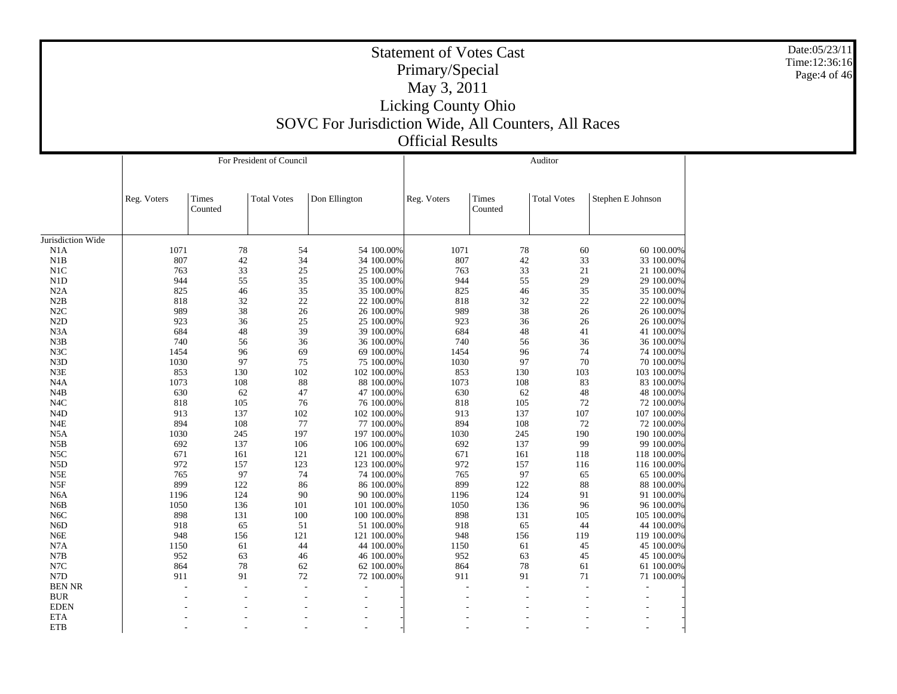# Statement of Votes Cast
## Primary/Special
## May 3, 2011
## Licking County Ohio
## SOVC For Jurisdiction Wide, All Counters, All Races
## Official Results

Date:05/23/11
Time:12:36:16

| | For President of Council | | | | | Auditor | | | | |
|---|---|---|---|---|---|---|---|---|---|---|
| | Reg. Voters | Times Counted | Total Votes | Don Ellington | | Reg. Voters | Times Counted | Total Votes | Stephen E Johnson | |
| Jurisdiction Wide | | | | | | | | | | |
| N1A | 1071 | 78 | 54 | 54 | 100.00% | 1071 | 78 | 60 | 60 | 100.00% |
| N1B | 807 | 42 | 34 | 34 | 100.00% | 807 | 42 | 33 | 33 | 100.00% |
| N1C | 763 | 33 | 25 | 25 | 100.00% | 763 | 33 | 21 | 21 | 100.00% |
| N1D | 944 | 55 | 35 | 35 | 100.00% | 944 | 55 | 29 | 29 | 100.00% |
| N2A | 825 | 46 | 35 | 35 | 100.00% | 825 | 46 | 35 | 35 | 100.00% |
| N2B | 818 | 32 | 22 | 22 | 100.00% | 818 | 32 | 22 | 22 | 100.00% |
| N2C | 989 | 38 | 26 | 26 | 100.00% | 989 | 38 | 26 | 26 | 100.00% |
| N2D | 923 | 36 | 25 | 25 | 100.00% | 923 | 36 | 26 | 26 | 100.00% |
| N3A | 684 | 48 | 39 | 39 | 100.00% | 684 | 48 | 41 | 41 | 100.00% |
| N3B | 740 | 56 | 36 | 36 | 100.00% | 740 | 56 | 36 | 36 | 100.00% |
| N3C | 1454 | 96 | 69 | 69 | 100.00% | 1454 | 96 | 74 | 74 | 100.00% |
| N3D | 1030 | 97 | 75 | 75 | 100.00% | 1030 | 97 | 70 | 70 | 100.00% |
| N3E | 853 | 130 | 102 | 102 | 100.00% | 853 | 130 | 103 | 103 | 100.00% |
| N4A | 1073 | 108 | 88 | 88 | 100.00% | 1073 | 108 | 83 | 83 | 100.00% |
| N4B | 630 | 62 | 47 | 47 | 100.00% | 630 | 62 | 48 | 48 | 100.00% |
| N4C | 818 | 105 | 76 | 76 | 100.00% | 818 | 105 | 72 | 72 | 100.00% |
| N4D | 913 | 137 | 102 | 102 | 100.00% | 913 | 137 | 107 | 107 | 100.00% |
| N4E | 894 | 108 | 77 | 77 | 100.00% | 894 | 108 | 72 | 72 | 100.00% |
| N5A | 1030 | 245 | 197 | 197 | 100.00% | 1030 | 245 | 190 | 190 | 100.00% |
| N5B | 692 | 137 | 106 | 106 | 100.00% | 692 | 137 | 99 | 99 | 100.00% |
| N5C | 671 | 161 | 121 | 121 | 100.00% | 671 | 161 | 118 | 118 | 100.00% |
| N5D | 972 | 157 | 123 | 123 | 100.00% | 972 | 157 | 116 | 116 | 100.00% |
| N5E | 765 | 97 | 74 | 74 | 100.00% | 765 | 97 | 65 | 65 | 100.00% |
| N5F | 899 | 122 | 86 | 86 | 100.00% | 899 | 122 | 88 | 88 | 100.00% |
| N6A | 1196 | 124 | 90 | 90 | 100.00% | 1196 | 124 | 91 | 91 | 100.00% |
| N6B | 1050 | 136 | 101 | 101 | 100.00% | 1050 | 136 | 96 | 96 | 100.00% |
| N6C | 898 | 131 | 100 | 100 | 100.00% | 898 | 131 | 105 | 105 | 100.00% |
| N6D | 918 | 65 | 51 | 51 | 100.00% | 918 | 65 | 44 | 44 | 100.00% |
| N6E | 948 | 156 | 121 | 121 | 100.00% | 948 | 156 | 119 | 119 | 100.00% |
| N7A | 1150 | 61 | 44 | 44 | 100.00% | 1150 | 61 | 45 | 45 | 100.00% |
| N7B | 952 | 63 | 46 | 46 | 100.00% | 952 | 63 | 45 | 45 | 100.00% |
| N7C | 864 | 78 | 62 | 62 | 100.00% | 864 | 78 | 61 | 61 | 100.00% |
| N7D | 911 | 91 | 72 | 72 | 100.00% | 911 | 91 | 71 | 71 | 100.00% |
| BEN NR | - | - | - | - | - | - | - | - | - | - |
| BUR | - | - | - | - | - | - | - | - | - | - |
| EDEN | - | - | - | - | - | - | - | - | - | - |
| ETA | - | - | - | - | - | - | - | - | - | - |
| ETB | - | - | - | - | - | - | - | - | - | - |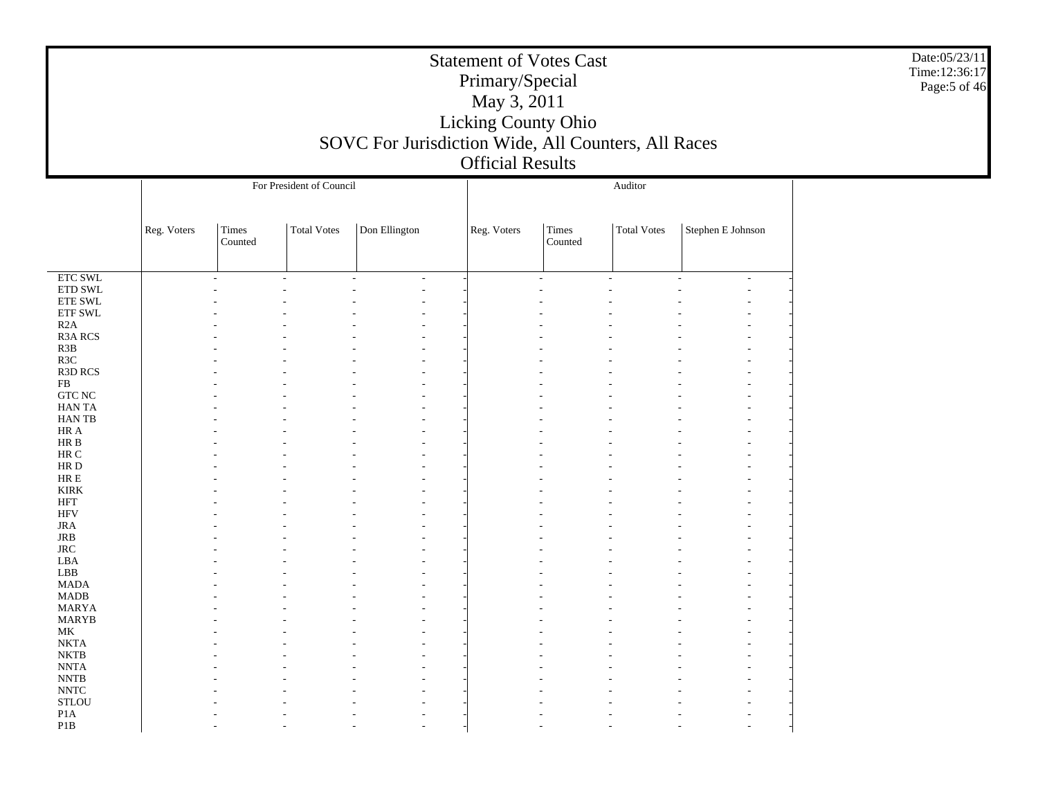# Statement of Votes Cast
## Primary/Special
## May 3, 2011
## Licking County Ohio
## SOVC For Jurisdiction Wide, All Counters, All Races
## Official Results

Date:05/23/11
Time:12:36:17

| | For President of Council | | | | Auditor | | | |
|---|---|---|---|---|---|---|---|---|
| | Reg. Voters | Times Counted | Total Votes | Don Ellington | Reg. Voters | Times Counted | Total Votes | Stephen E Johnson |
| ETC SWL | - | - | - | - | - | - | - | - |
| ETD SWL | - | - | - | - | - | - | - | - |
| ETE SWL | - | - | - | - | - | - | - | - |
| ETF SWL | - | - | - | - | - | - | - | - |
| R2A | - | - | - | - | - | - | - | - |
| R3A RCS | - | - | - | - | - | - | - | - |
| R3B | - | - | - | - | - | - | - | - |
| R3C | - | - | - | - | - | - | - | - |
| R3D RCS | - | - | - | - | - | - | - | - |
| FB | - | - | - | - | - | - | - | - |
| GTC NC | - | - | - | - | - | - | - | - |
| HAN TA | - | - | - | - | - | - | - | - |
| HAN TB | - | - | - | - | - | - | - | - |
| HR A | - | - | - | - | - | - | - | - |
| HR B | - | - | - | - | - | - | - | - |
| HR C | - | - | - | - | - | - | - | - |
| HR D | - | - | - | - | - | - | - | - |
| HR E | - | - | - | - | - | - | - | - |
| KIRK | - | - | - | - | - | - | - | - |
| HFT | - | - | - | - | - | - | - | - |
| HFV | - | - | - | - | - | - | - | - |
| JRA | - | - | - | - | - | - | - | - |
| JRB | - | - | - | - | - | - | - | - |
| JRC | - | - | - | - | - | - | - | - |
| LBA | - | - | - | - | - | - | - | - |
| LBB | - | - | - | - | - | - | - | - |
| MADA | - | - | - | - | - | - | - | - |
| MADB | - | - | - | - | - | - | - | - |
| MARYA | - | - | - | - | - | - | - | - |
| MARYB | - | - | - | - | - | - | - | - |
| MK | - | - | - | - | - | - | - | - |
| NKTA | - | - | - | - | - | - | - | - |
| NKTB | - | - | - | - | - | - | - | - |
| NNTA | - | - | - | - | - | - | - | - |
| NNTB | - | - | - | - | - | - | - | - |
| NNTC | - | - | - | - | - | - | - | - |
| STLOU | - | - | - | - | - | - | - | - |
| P1A | - | - | - | - | - | - | - | - |
| P1B | - | - | - | - | - | - | - | - |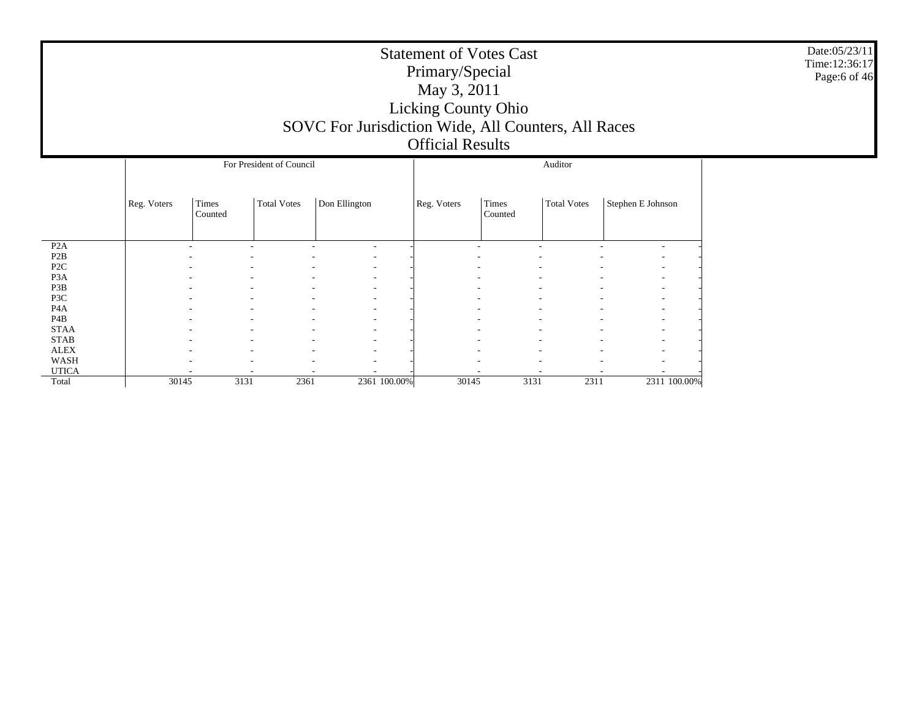# Statement of Votes Cast

## Primary/Special

## May 3, 2011

## Licking County Ohio

## SOVC For Jurisdiction Wide, All Counters, All Races

## Official Results

Date:05/23/11
Time:12:36:17

| | For President of Council | | | | | Auditor | | | | |
|---|---|---|---|---|---|---|---|---|---|---|
| | Reg. Voters | Times Counted | Total Votes | Don Ellington | | Reg. Voters | Times Counted | Total Votes | Stephen E Johnson | |
| P2A | - | - | - | - | - | - | - | - | - | - |
| P2B | - | - | - | - | - | - | - | - | - | - |
| P2C | - | - | - | - | - | - | - | - | - | - |
| P3A | - | - | - | - | - | - | - | - | - | - |
| P3B | - | - | - | - | - | - | - | - | - | - |
| P3C | - | - | - | - | - | - | - | - | - | - |
| P4A | - | - | - | - | - | - | - | - | - | - |
| P4B | - | - | - | - | - | - | - | - | - | - |
| STAA | - | - | - | - | - | - | - | - | - | - |
| STAB | - | - | - | - | - | - | - | - | - | - |
| ALEX | - | - | - | - | - | - | - | - | - | - |
| WASH | - | - | - | - | - | - | - | - | - | - |
| UTICA | - | - | - | - | - | - | - | - | - | - |
| Total | 30145 | 3131 | 2361 | 2361 | 100.00% | 30145 | 3131 | 2311 | 2311 | 100.00% |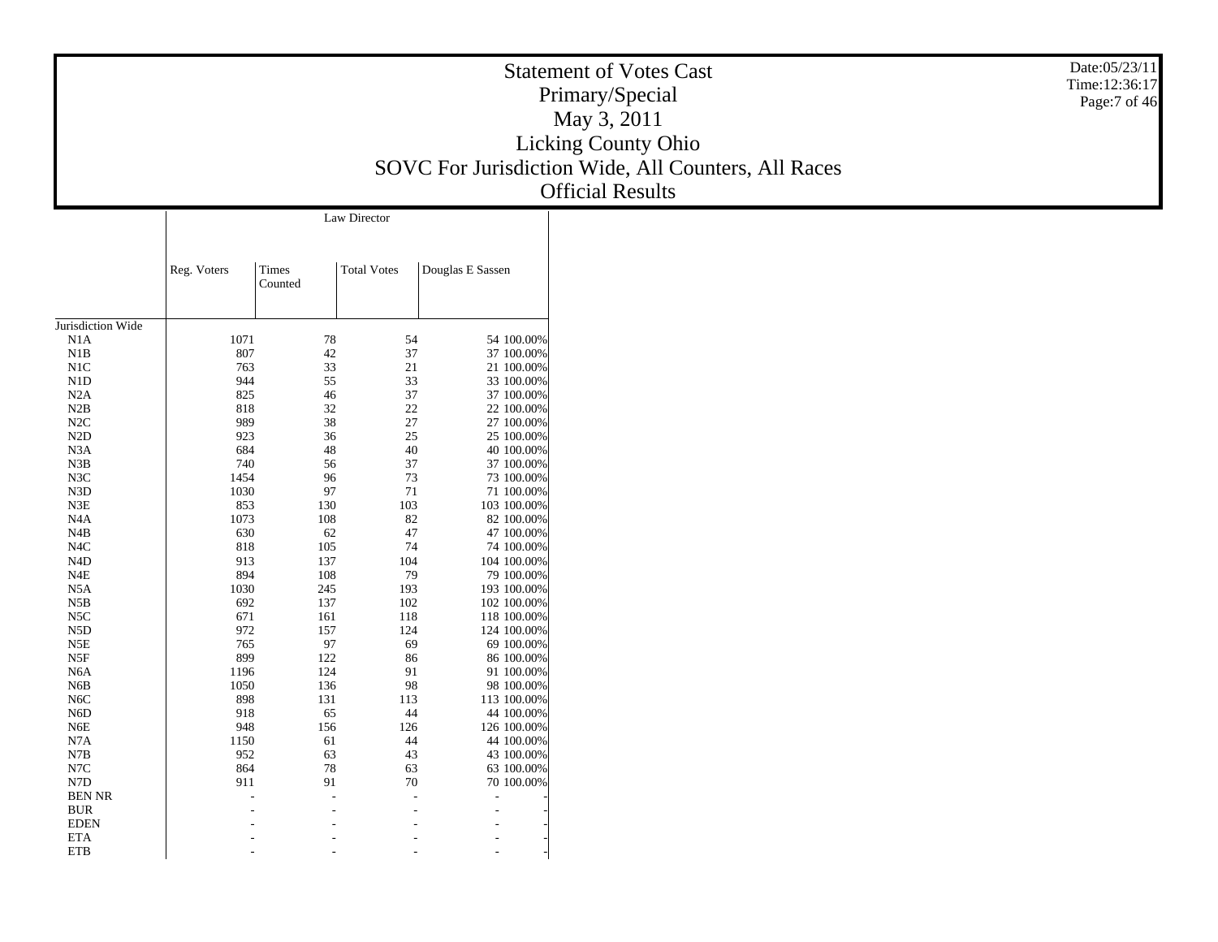# Statement of Votes Cast

## Primary/Special

## May 3, 2011

## Licking County Ohio

## SOVC For Jurisdiction Wide, All Counters, All Races

## Official Results

Date:05/23/11
Time:12:36:17

| | Law Director | | | | |
|---|---|---|---|---|---|
| | Reg. Voters | Times Counted | Total Votes | Douglas E Sassen | |
| Jurisdiction Wide | | | | | |
| N1A | 1071 | 78 | 54 | 54 | 100.00% |
| N1B | 807 | 42 | 37 | 37 | 100.00% |
| N1C | 763 | 33 | 21 | 21 | 100.00% |
| N1D | 944 | 55 | 33 | 33 | 100.00% |
| N2A | 825 | 46 | 37 | 37 | 100.00% |
| N2B | 818 | 32 | 22 | 22 | 100.00% |
| N2C | 989 | 38 | 27 | 27 | 100.00% |
| N2D | 923 | 36 | 25 | 25 | 100.00% |
| N3A | 684 | 48 | 40 | 40 | 100.00% |
| N3B | 740 | 56 | 37 | 37 | 100.00% |
| N3C | 1454 | 96 | 73 | 73 | 100.00% |
| N3D | 1030 | 97 | 71 | 71 | 100.00% |
| N3E | 853 | 130 | 103 | 103 | 100.00% |
| N4A | 1073 | 108 | 82 | 82 | 100.00% |
| N4B | 630 | 62 | 47 | 47 | 100.00% |
| N4C | 818 | 105 | 74 | 74 | 100.00% |
| N4D | 913 | 137 | 104 | 104 | 100.00% |
| N4E | 894 | 108 | 79 | 79 | 100.00% |
| N5A | 1030 | 245 | 193 | 193 | 100.00% |
| N5B | 692 | 137 | 102 | 102 | 100.00% |
| N5C | 671 | 161 | 118 | 118 | 100.00% |
| N5D | 972 | 157 | 124 | 124 | 100.00% |
| N5E | 765 | 97 | 69 | 69 | 100.00% |
| N5F | 899 | 122 | 86 | 86 | 100.00% |
| N6A | 1196 | 124 | 91 | 91 | 100.00% |
| N6B | 1050 | 136 | 98 | 98 | 100.00% |
| N6C | 898 | 131 | 113 | 113 | 100.00% |
| N6D | 918 | 65 | 44 | 44 | 100.00% |
| N6E | 948 | 156 | 126 | 126 | 100.00% |
| N7A | 1150 | 61 | 44 | 44 | 100.00% |
| N7B | 952 | 63 | 43 | 43 | 100.00% |
| N7C | 864 | 78 | 63 | 63 | 100.00% |
| N7D | 911 | 91 | 70 | 70 | 100.00% |
| BEN NR | - | - | - | - | - |
| BUR | - | - | - | - | - |
| EDEN | - | - | - | - | - |
| ETA | - | - | - | - | - |
| ETB | - | - | - | - | - |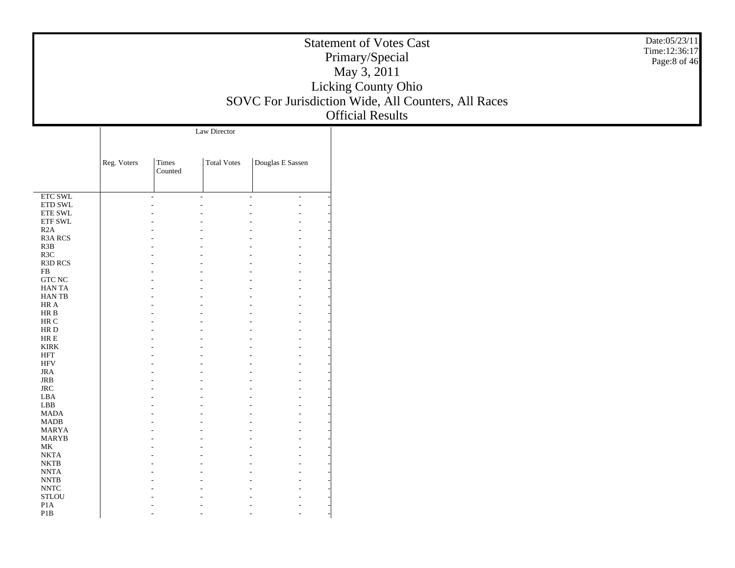# Statement of Votes Cast
## Primary/Special
## May 3, 2011
## Licking County Ohio
## SOVC For Jurisdiction Wide, All Counters, All Races
## Official Results

Date:05/23/11
Time:12:36:17

| | Law Director | | | |
|---|---|---|---|---|
| | Reg. Voters | Times Counted | Total Votes | Douglas E Sassen |
| ETC SWL | - | - | - | - |
| ETD SWL | - | - | - | - |
| ETE SWL | - | - | - | - |
| ETF SWL | - | - | - | - |
| R2A | - | - | - | - |
| R3A RCS | - | - | - | - |
| R3B | - | - | - | - |
| R3C | - | - | - | - |
| R3D RCS | - | - | - | - |
| FB | - | - | - | - |
| GTC NC | - | - | - | - |
| HAN TA | - | - | - | - |
| HAN TB | - | - | - | - |
| HR A | - | - | - | - |
| HR B | - | - | - | - |
| HR C | - | - | - | - |
| HR D | - | - | - | - |
| HR E | - | - | - | - |
| KIRK | - | - | - | - |
| HFT | - | - | - | - |
| HFV | - | - | - | - |
| JRA | - | - | - | - |
| JRB | - | - | - | - |
| JRC | - | - | - | - |
| LBA | - | - | - | - |
| LBB | - | - | - | - |
| MADA | - | - | - | - |
| MADB | - | - | - | - |
| MARYA | - | - | - | - |
| MARYB | - | - | - | - |
| MK | - | - | - | - |
| NKTA | - | - | - | - |
| NKTB | - | - | - | - |
| NNTA | - | - | - | - |
| NNTB | - | - | - | - |
| NNTC | - | - | - | - |
| STLOU | - | - | - | - |
| P1A | - | - | - | - |
| P1B | - | - | - | - |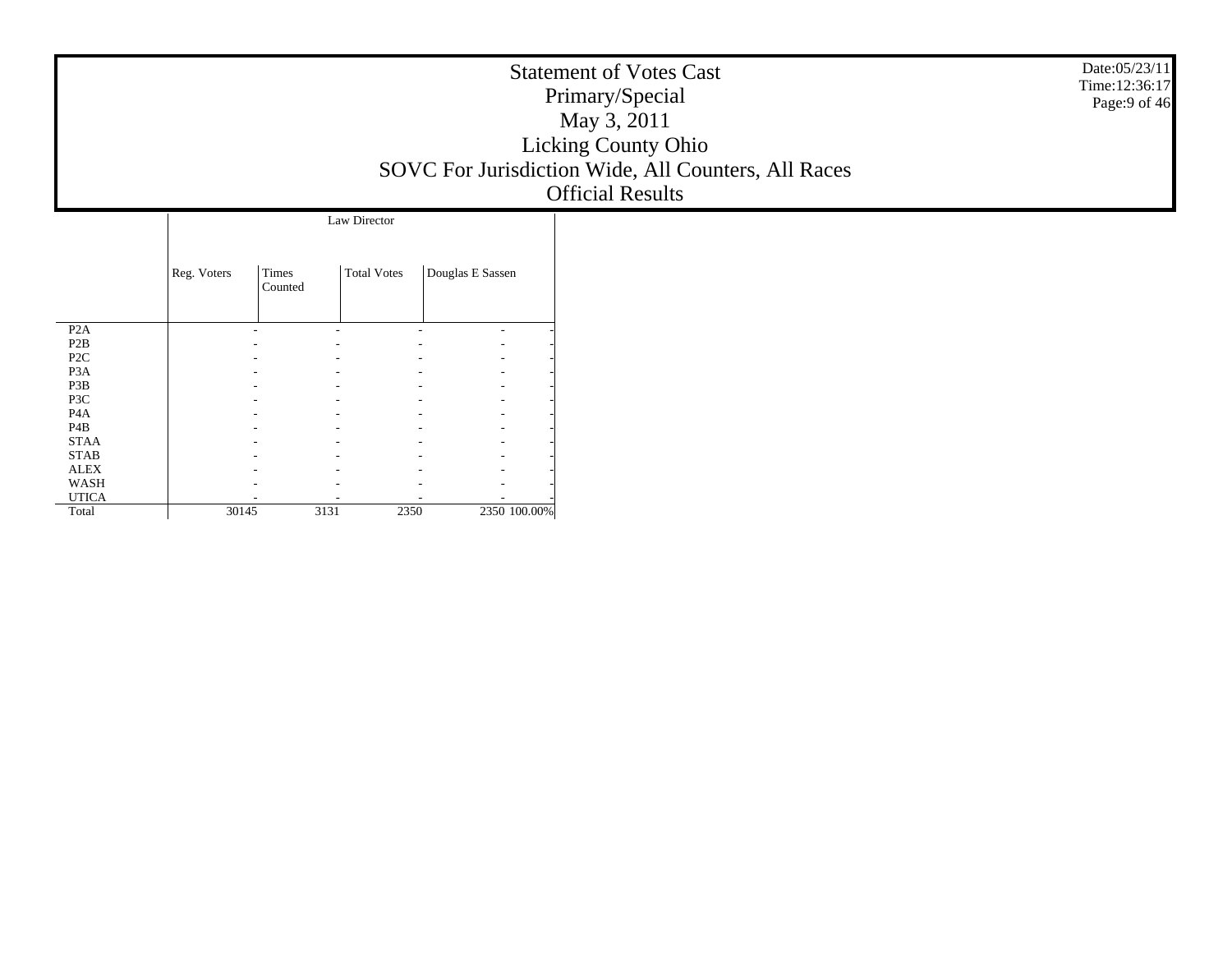# Statement of Votes Cast
## Primary/Special
## May 3, 2011
## Licking County Ohio
## SOVC For Jurisdiction Wide, All Counters, All Races
## Official Results

Date:05/23/11
Time:12:36:17

| | Law Director | | | | |
|---|---|---|---|---|---|
| | Reg. Voters | Times Counted | Total Votes | Douglas E Sassen | |
| P2A | - | - | - | - | - |
| P2B | - | - | - | - | - |
| P2C | - | - | - | - | - |
| P3A | - | - | - | - | - |
| P3B | - | - | - | - | - |
| P3C | - | - | - | - | - |
| P4A | - | - | - | - | - |
| P4B | - | - | - | - | - |
| STAA | - | - | - | - | - |
| STAB | - | - | - | - | - |
| ALEX | - | - | - | - | - |
| WASH | - | - | - | - | - |
| UTICA | - | - | - | - | - |
| Total | 30145 | 3131 | 2350 | 2350 | 100.00% |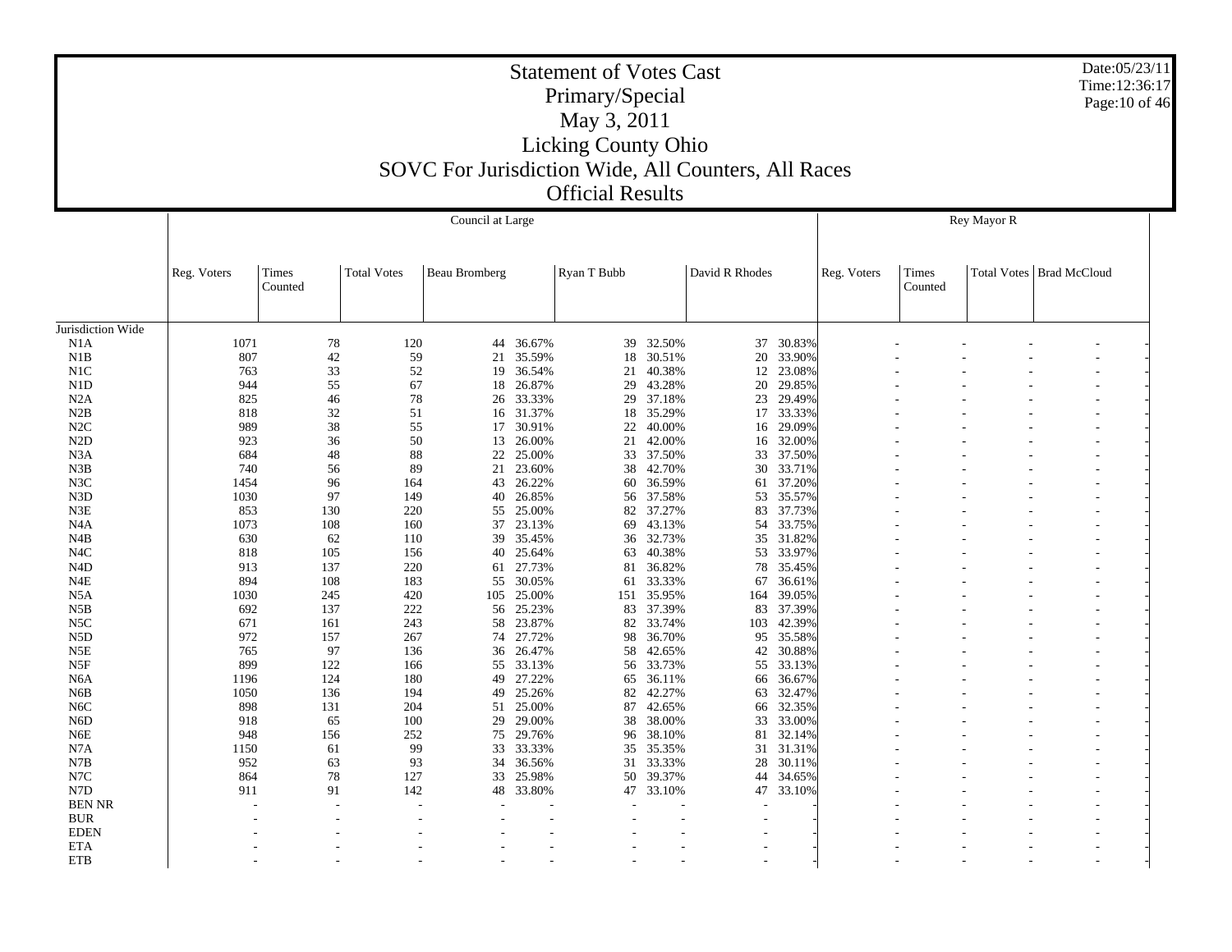# Statement of Votes Cast
## Primary/Special
## May 3, 2011
## Licking County Ohio
## SOVC For Jurisdiction Wide, All Counters, All Races
## Official Results

Date:05/23/11
Time:12:36:17

| | Council at Large | | | | | | | | | Rey Mayor R | | | |
|---|---|---|---|---|---|---|---|---|---|---|---|---|---|
| | Reg. Voters | Times Counted | Total Votes | Beau Bromberg | | Ryan T Bubb | | David R Rhodes | | Reg. Voters | Times Counted | Total Votes | Brad McCloud |
| Jurisdiction Wide | | | | | | | | | | | | | |
| N1A | 1071 | 78 | 120 | 44 | 36.67% | 39 | 32.50% | 37 | 30.83% | - | - | - | - |
| N1B | 807 | 42 | 59 | 21 | 35.59% | 18 | 30.51% | 20 | 33.90% | - | - | - | - |
| N1C | 763 | 33 | 52 | 19 | 36.54% | 21 | 40.38% | 12 | 23.08% | - | - | - | - |
| N1D | 944 | 55 | 67 | 18 | 26.87% | 29 | 43.28% | 20 | 29.85% | - | - | - | - |
| N2A | 825 | 46 | 78 | 26 | 33.33% | 29 | 37.18% | 23 | 29.49% | - | - | - | - |
| N2B | 818 | 32 | 51 | 16 | 31.37% | 18 | 35.29% | 17 | 33.33% | - | - | - | - |
| N2C | 989 | 38 | 55 | 17 | 30.91% | 22 | 40.00% | 16 | 29.09% | - | - | - | - |
| N2D | 923 | 36 | 50 | 13 | 26.00% | 21 | 42.00% | 16 | 32.00% | - | - | - | - |
| N3A | 684 | 48 | 88 | 22 | 25.00% | 33 | 37.50% | 33 | 37.50% | - | - | - | - |
| N3B | 740 | 56 | 89 | 21 | 23.60% | 38 | 42.70% | 30 | 33.71% | - | - | - | - |
| N3C | 1454 | 96 | 164 | 43 | 26.22% | 60 | 36.59% | 61 | 37.20% | - | - | - | - |
| N3D | 1030 | 97 | 149 | 40 | 26.85% | 56 | 37.58% | 53 | 35.57% | - | - | - | - |
| N3E | 853 | 130 | 220 | 55 | 25.00% | 82 | 37.27% | 83 | 37.73% | - | - | - | - |
| N4A | 1073 | 108 | 160 | 37 | 23.13% | 69 | 43.13% | 54 | 33.75% | - | - | - | - |
| N4B | 630 | 62 | 110 | 39 | 35.45% | 36 | 32.73% | 35 | 31.82% | - | - | - | - |
| N4C | 818 | 105 | 156 | 40 | 25.64% | 63 | 40.38% | 53 | 33.97% | - | - | - | - |
| N4D | 913 | 137 | 220 | 61 | 27.73% | 81 | 36.82% | 78 | 35.45% | - | - | - | - |
| N4E | 894 | 108 | 183 | 55 | 30.05% | 61 | 33.33% | 67 | 36.61% | - | - | - | - |
| N5A | 1030 | 245 | 420 | 105 | 25.00% | 151 | 35.95% | 164 | 39.05% | - | - | - | - |
| N5B | 692 | 137 | 222 | 56 | 25.23% | 83 | 37.39% | 83 | 37.39% | - | - | - | - |
| N5C | 671 | 161 | 243 | 58 | 23.87% | 82 | 33.74% | 103 | 42.39% | - | - | - | - |
| N5D | 972 | 157 | 267 | 74 | 27.72% | 98 | 36.70% | 95 | 35.58% | - | - | - | - |
| N5E | 765 | 97 | 136 | 36 | 26.47% | 58 | 42.65% | 42 | 30.88% | - | - | - | - |
| N5F | 899 | 122 | 166 | 55 | 33.13% | 56 | 33.73% | 55 | 33.13% | - | - | - | - |
| N6A | 1196 | 124 | 180 | 49 | 27.22% | 65 | 36.11% | 66 | 36.67% | - | - | - | - |
| N6B | 1050 | 136 | 194 | 49 | 25.26% | 82 | 42.27% | 63 | 32.47% | - | - | - | - |
| N6C | 898 | 131 | 204 | 51 | 25.00% | 87 | 42.65% | 66 | 32.35% | - | - | - | - |
| N6D | 918 | 65 | 100 | 29 | 29.00% | 38 | 38.00% | 33 | 33.00% | - | - | - | - |
| N6E | 948 | 156 | 252 | 75 | 29.76% | 96 | 38.10% | 81 | 32.14% | - | - | - | - |
| N7A | 1150 | 61 | 99 | 33 | 33.33% | 35 | 35.35% | 31 | 31.31% | - | - | - | - |
| N7B | 952 | 63 | 93 | 34 | 36.56% | 31 | 33.33% | 28 | 30.11% | - | - | - | - |
| N7C | 864 | 78 | 127 | 33 | 25.98% | 50 | 39.37% | 44 | 34.65% | - | - | - | - |
| N7D | 911 | 91 | 142 | 48 | 33.80% | 47 | 33.10% | 47 | 33.10% | - | - | - | - |
| BEN NR | - | - | - | - | - | - | - | - | - | - | - | - | - |
| BUR | - | - | - | - | - | - | - | - | - | - | - | - | - |
| EDEN | - | - | - | - | - | - | - | - | - | - | - | - | - |
| ETA | - | - | - | - | - | - | - | - | - | - | - | - | - |
| ETB | - | - | - | - | - | - | - | - | - | - | - | - | - |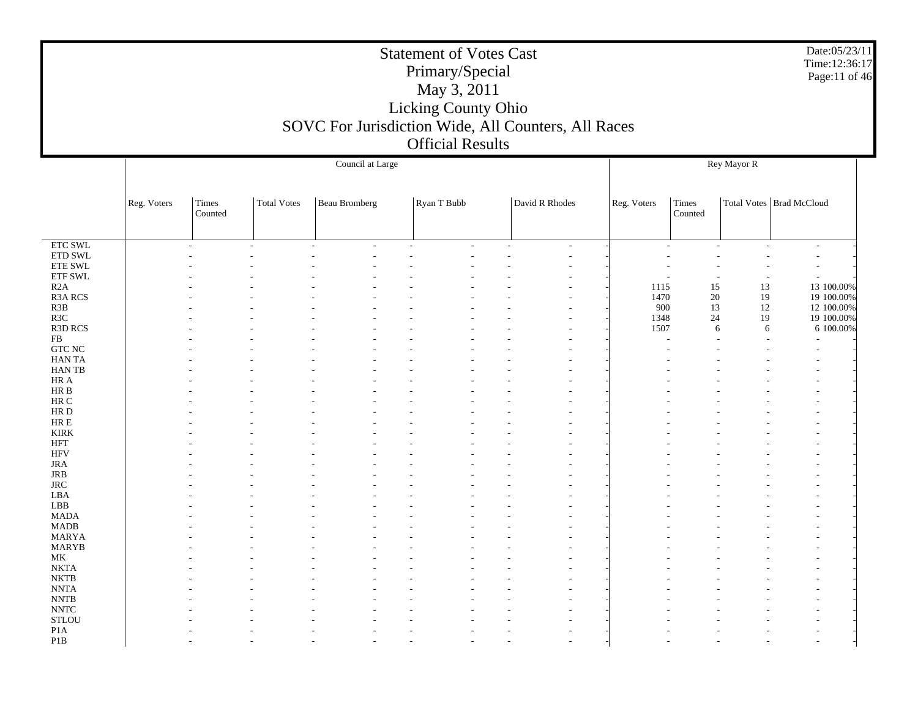# Statement of Votes Cast

## Primary/Special

## May 3, 2011

## Licking County Ohio

## SOVC For Jurisdiction Wide, All Counters, All Races

## Official Results

| | Council at Large | | | | | | | | | Rey Mayor R | | | | |
|---|---|---|---|---|---|---|---|---|---|---|---|---|---|---|
| | Reg. Voters | Times Counted | Total Votes | Beau Bromberg | | Ryan T Bubb | | David R Rhodes | | Reg. Voters | Times Counted | Total Votes | Brad McCloud | |
| ETC SWL | - | - | - | - | - | - | - | - | - | - | - | - | - | - |
| ETD SWL | - | - | - | - | - | - | - | - | - | - | - | - | - | - |
| ETE SWL | - | - | - | - | - | - | - | - | - | - | - | - | - | - |
| ETF SWL | - | - | - | - | - | - | - | - | - | - | - | - | - | - |
| R2A | - | - | - | - | - | - | - | - | - | 1115 | 15 | 13 | 13 | 100.00% |
| R3A RCS | - | - | - | - | - | - | - | - | - | 1470 | 20 | 19 | 19 | 100.00% |
| R3B | - | - | - | - | - | - | - | - | - | 900 | 13 | 12 | 12 | 100.00% |
| R3C | - | - | - | - | - | - | - | - | - | 1348 | 24 | 19 | 19 | 100.00% |
| R3D RCS | - | - | - | - | - | - | - | - | - | 1507 | 6 | 6 | 6 | 100.00% |
| FB | - | - | - | - | - | - | - | - | - | - | - | - | - | - |
| GTC NC | - | - | - | - | - | - | - | - | - | - | - | - | - | - |
| HAN TA | - | - | - | - | - | - | - | - | - | - | - | - | - | - |
| HAN TB | - | - | - | - | - | - | - | - | - | - | - | - | - | - |
| HR A | - | - | - | - | - | - | - | - | - | - | - | - | - | - |
| HR B | - | - | - | - | - | - | - | - | - | - | - | - | - | - |
| HR C | - | - | - | - | - | - | - | - | - | - | - | - | - | - |
| HR D | - | - | - | - | - | - | - | - | - | - | - | - | - | - |
| HR E | - | - | - | - | - | - | - | - | - | - | - | - | - | - |
| KIRK | - | - | - | - | - | - | - | - | - | - | - | - | - | - |
| HFT | - | - | - | - | - | - | - | - | - | - | - | - | - | - |
| HFV | - | - | - | - | - | - | - | - | - | - | - | - | - | - |
| JRA | - | - | - | - | - | - | - | - | - | - | - | - | - | - |
| JRB | - | - | - | - | - | - | - | - | - | - | - | - | - | - |
| JRC | - | - | - | - | - | - | - | - | - | - | - | - | - | - |
| LBA | - | - | - | - | - | - | - | - | - | - | - | - | - | - |
| LBB | - | - | - | - | - | - | - | - | - | - | - | - | - | - |
| MADA | - | - | - | - | - | - | - | - | - | - | - | - | - | - |
| MADB | - | - | - | - | - | - | - | - | - | - | - | - | - | - |
| MARYA | - | - | - | - | - | - | - | - | - | - | - | - | - | - |
| MARYB | - | - | - | - | - | - | - | - | - | - | - | - | - | - |
| MK | - | - | - | - | - | - | - | - | - | - | - | - | - | - |
| NKTA | - | - | - | - | - | - | - | - | - | - | - | - | - | - |
| NKTB | - | - | - | - | - | - | - | - | - | - | - | - | - | - |
| NNTA | - | - | - | - | - | - | - | - | - | - | - | - | - | - |
| NNTB | - | - | - | - | - | - | - | - | - | - | - | - | - | - |
| NNTC | - | - | - | - | - | - | - | - | - | - | - | - | - | - |
| STLOU | - | - | - | - | - | - | - | - | - | - | - | - | - | - |
| P1A | - | - | - | - | - | - | - | - | - | - | - | - | - | - |
| P1B | - | - | - | - | - | - | - | - | - | - | - | - | - | - |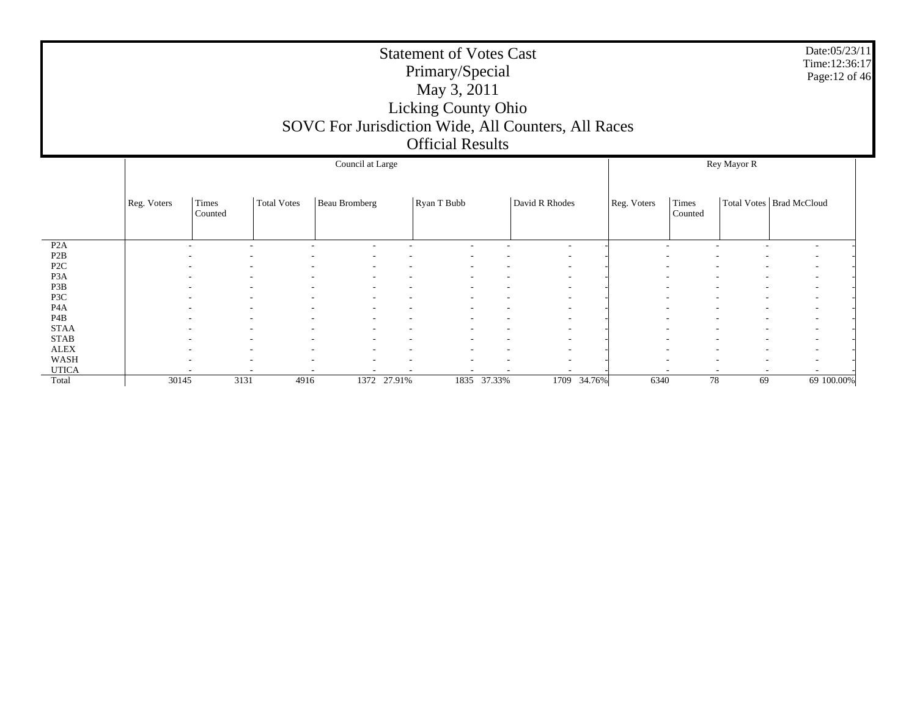# Statement of Votes Cast
## Primary/Special
## May 3, 2011
## Licking County Ohio
## SOVC For Jurisdiction Wide, All Counters, All Races
## Official Results

Date:05/23/11
Time:12:36:17

| | Council at Large | | | | | | | | | Rey Mayor R | | | | |
|---|---|---|---|---|---|---|---|---|---|---|---|---|---|---|
| | Reg. Voters | Times Counted | Total Votes | Beau Bromberg | | Ryan T Bubb | | David R Rhodes | | Reg. Voters | Times Counted | Total Votes | Brad McCloud | |
| P2A | - | - | - | - | - | - | - | - | - | - | - | - | - | - |
| P2B | - | - | - | - | - | - | - | - | - | - | - | - | - | - |
| P2C | - | - | - | - | - | - | - | - | - | - | - | - | - | - |
| P3A | - | - | - | - | - | - | - | - | - | - | - | - | - | - |
| P3B | - | - | - | - | - | - | - | - | - | - | - | - | - | - |
| P3C | - | - | - | - | - | - | - | - | - | - | - | - | - | - |
| P4A | - | - | - | - | - | - | - | - | - | - | - | - | - | - |
| P4B | - | - | - | - | - | - | - | - | - | - | - | - | - | - |
| STAA | - | - | - | - | - | - | - | - | - | - | - | - | - | - |
| STAB | - | - | - | - | - | - | - | - | - | - | - | - | - | - |
| ALEX | - | - | - | - | - | - | - | - | - | - | - | - | - | - |
| WASH | - | - | - | - | - | - | - | - | - | - | - | - | - | - |
| UTICA | - | - | - | - | - | - | - | - | - | - | - | - | - | - |
| Total | 30145 | 3131 | 4916 | 1372 | 27.91% | 1835 | 37.33% | 1709 | 34.76% | 6340 | 78 | 69 | 69 | 100.00% |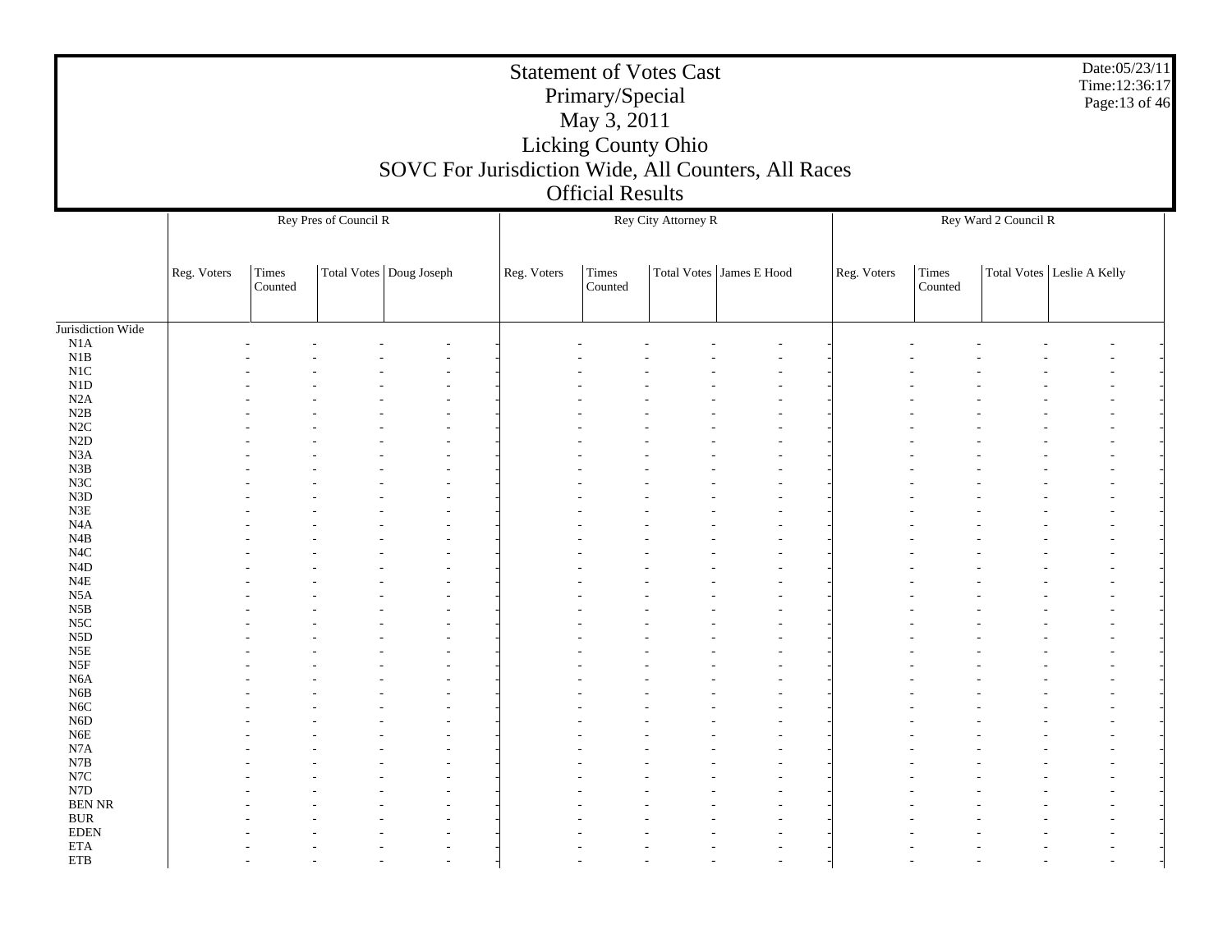# Statement of Votes Cast
## Primary/Special
## May 3, 2011
## Licking County Ohio
## SOVC For Jurisdiction Wide, All Counters, All Races
## Official Results

| | Rey Pres of Council R | | | | | Rey City Attorney R | | | | | Rey Ward 2 Council R | | | | |
|---|---|---|---|---|---|---|---|---|---|---|---|---|---|---|---|
| | Reg. Voters | Times Counted | Total Votes | Doug Joseph | | Reg. Voters | Times Counted | Total Votes | James E Hood | | Reg. Voters | Times Counted | Total Votes | Leslie A Kelly | |
| Jurisdiction Wide | | | | | | | | | | | | | | | |
| N1A | - | - | - | - | - | - | - | - | - | - | - | - | - | - | - |
| N1B | - | - | - | - | - | - | - | - | - | - | - | - | - | - | - |
| N1C | - | - | - | - | - | - | - | - | - | - | - | - | - | - | - |
| N1D | - | - | - | - | - | - | - | - | - | - | - | - | - | - | - |
| N2A | - | - | - | - | - | - | - | - | - | - | - | - | - | - | - |
| N2B | - | - | - | - | - | - | - | - | - | - | - | - | - | - | - |
| N2C | - | - | - | - | - | - | - | - | - | - | - | - | - | - | - |
| N2D | - | - | - | - | - | - | - | - | - | - | - | - | - | - | - |
| N3A | - | - | - | - | - | - | - | - | - | - | - | - | - | - | - |
| N3B | - | - | - | - | - | - | - | - | - | - | - | - | - | - | - |
| N3C | - | - | - | - | - | - | - | - | - | - | - | - | - | - | - |
| N3D | - | - | - | - | - | - | - | - | - | - | - | - | - | - | - |
| N3E | - | - | - | - | - | - | - | - | - | - | - | - | - | - | - |
| N4A | - | - | - | - | - | - | - | - | - | - | - | - | - | - | - |
| N4B | - | - | - | - | - | - | - | - | - | - | - | - | - | - | - |
| N4C | - | - | - | - | - | - | - | - | - | - | - | - | - | - | - |
| N4D | - | - | - | - | - | - | - | - | - | - | - | - | - | - | - |
| N4E | - | - | - | - | - | - | - | - | - | - | - | - | - | - | - |
| N5A | - | - | - | - | - | - | - | - | - | - | - | - | - | - | - |
| N5B | - | - | - | - | - | - | - | - | - | - | - | - | - | - | - |
| N5C | - | - | - | - | - | - | - | - | - | - | - | - | - | - | - |
| N5D | - | - | - | - | - | - | - | - | - | - | - | - | - | - | - |
| N5E | - | - | - | - | - | - | - | - | - | - | - | - | - | - | - |
| N5F | - | - | - | - | - | - | - | - | - | - | - | - | - | - | - |
| N6A | - | - | - | - | - | - | - | - | - | - | - | - | - | - | - |
| N6B | - | - | - | - | - | - | - | - | - | - | - | - | - | - | - |
| N6C | - | - | - | - | - | - | - | - | - | - | - | - | - | - | - |
| N6D | - | - | - | - | - | - | - | - | - | - | - | - | - | - | - |
| N6E | - | - | - | - | - | - | - | - | - | - | - | - | - | - | - |
| N7A | - | - | - | - | - | - | - | - | - | - | - | - | - | - | - |
| N7B | - | - | - | - | - | - | - | - | - | - | - | - | - | - | - |
| N7C | - | - | - | - | - | - | - | - | - | - | - | - | - | - | - |
| N7D | - | - | - | - | - | - | - | - | - | - | - | - | - | - | - |
| BEN NR | - | - | - | - | - | - | - | - | - | - | - | - | - | - | - |
| BUR | - | - | - | - | - | - | - | - | - | - | - | - | - | - | - |
| EDEN | - | - | - | - | - | - | - | - | - | - | - | - | - | - | - |
| ETA | - | - | - | - | - | - | - | - | - | - | - | - | - | - | - |
| ETB | - | - | - | - | - | - | - | - | - | - | - | - | - | - | - |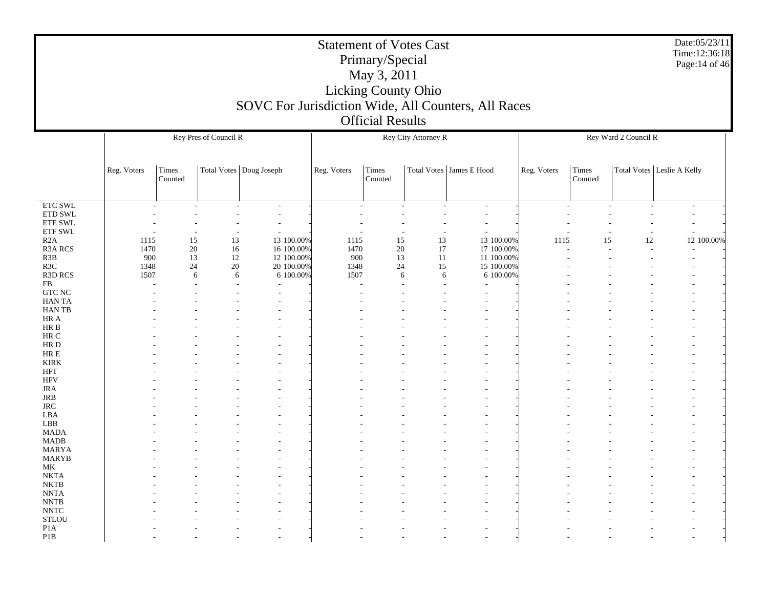# Statement of Votes Cast
## Primary/Special
## May 3, 2011
## Licking County Ohio
## SOVC For Jurisdiction Wide, All Counters, All Races
## Official Results

Date:05/23/11
Time:12:36:18

| | Rey Pres of Council R | | | | | Rey City Attorney R | | | | | Rey Ward 2 Council R | | | | |
|---|---|---|---|---|---|---|---|---|---|---|---|---|---|---|---|
| | Reg. Voters | Times Counted | Total Votes | Doug Joseph | | Reg. Voters | Times Counted | Total Votes | James E Hood | | Reg. Voters | Times Counted | Total Votes | Leslie A Kelly | |
| ETC SWL | - | - | - | - | - | - | - | - | - | - | - | - | - | - | - |
| ETD SWL | - | - | - | - | - | - | - | - | - | - | - | - | - | - | - |
| ETE SWL | - | - | - | - | - | - | - | - | - | - | - | - | - | - | - |
| ETF SWL | - | - | - | - | - | - | - | - | - | - | - | - | - | - | - |
| R2A | 1115 | 15 | 13 | 13 | 100.00% | 1115 | 15 | 13 | 13 | 100.00% | 1115 | 15 | 12 | 12 | 100.00% |
| R3A RCS | 1470 | 20 | 16 | 16 | 100.00% | 1470 | 20 | 17 | 17 | 100.00% | - | - | - | - | - |
| R3B | 900 | 13 | 12 | 12 | 100.00% | 900 | 13 | 11 | 11 | 100.00% | - | - | - | - | - |
| R3C | 1348 | 24 | 20 | 20 | 100.00% | 1348 | 24 | 15 | 15 | 100.00% | - | - | - | - | - |
| R3D RCS | 1507 | 6 | 6 | 6 | 100.00% | 1507 | 6 | 6 | 6 | 100.00% | - | - | - | - | - |
| FB | - | - | - | - | - | - | - | - | - | - | - | - | - | - | - |
| GTC NC | - | - | - | - | - | - | - | - | - | - | - | - | - | - | - |
| HAN TA | - | - | - | - | - | - | - | - | - | - | - | - | - | - | - |
| HAN TB | - | - | - | - | - | - | - | - | - | - | - | - | - | - | - |
| HR A | - | - | - | - | - | - | - | - | - | - | - | - | - | - | - |
| HR B | - | - | - | - | - | - | - | - | - | - | - | - | - | - | - |
| HR C | - | - | - | - | - | - | - | - | - | - | - | - | - | - | - |
| HR D | - | - | - | - | - | - | - | - | - | - | - | - | - | - | - |
| HR E | - | - | - | - | - | - | - | - | - | - | - | - | - | - | - |
| KIRK | - | - | - | - | - | - | - | - | - | - | - | - | - | - | - |
| HFT | - | - | - | - | - | - | - | - | - | - | - | - | - | - | - |
| HFV | - | - | - | - | - | - | - | - | - | - | - | - | - | - | - |
| JRA | - | - | - | - | - | - | - | - | - | - | - | - | - | - | - |
| JRB | - | - | - | - | - | - | - | - | - | - | - | - | - | - | - |
| JRC | - | - | - | - | - | - | - | - | - | - | - | - | - | - | - |
| LBA | - | - | - | - | - | - | - | - | - | - | - | - | - | - | - |
| LBB | - | - | - | - | - | - | - | - | - | - | - | - | - | - | - |
| MADA | - | - | - | - | - | - | - | - | - | - | - | - | - | - | - |
| MADB | - | - | - | - | - | - | - | - | - | - | - | - | - | - | - |
| MARYA | - | - | - | - | - | - | - | - | - | - | - | - | - | - | - |
| MARYB | - | - | - | - | - | - | - | - | - | - | - | - | - | - | - |
| MK | - | - | - | - | - | - | - | - | - | - | - | - | - | - | - |
| NKTA | - | - | - | - | - | - | - | - | - | - | - | - | - | - | - |
| NKTB | - | - | - | - | - | - | - | - | - | - | - | - | - | - | - |
| NNTA | - | - | - | - | - | - | - | - | - | - | - | - | - | - | - |
| NNTB | - | - | - | - | - | - | - | - | - | - | - | - | - | - | - |
| NNTC | - | - | - | - | - | - | - | - | - | - | - | - | - | - | - |
| STLOU | - | - | - | - | - | - | - | - | - | - | - | - | - | - | - |
| P1A | - | - | - | - | - | - | - | - | - | - | - | - | - | - | - |
| P1B | - | - | - | - | - | - | - | - | - | - | - | - | - | - | - |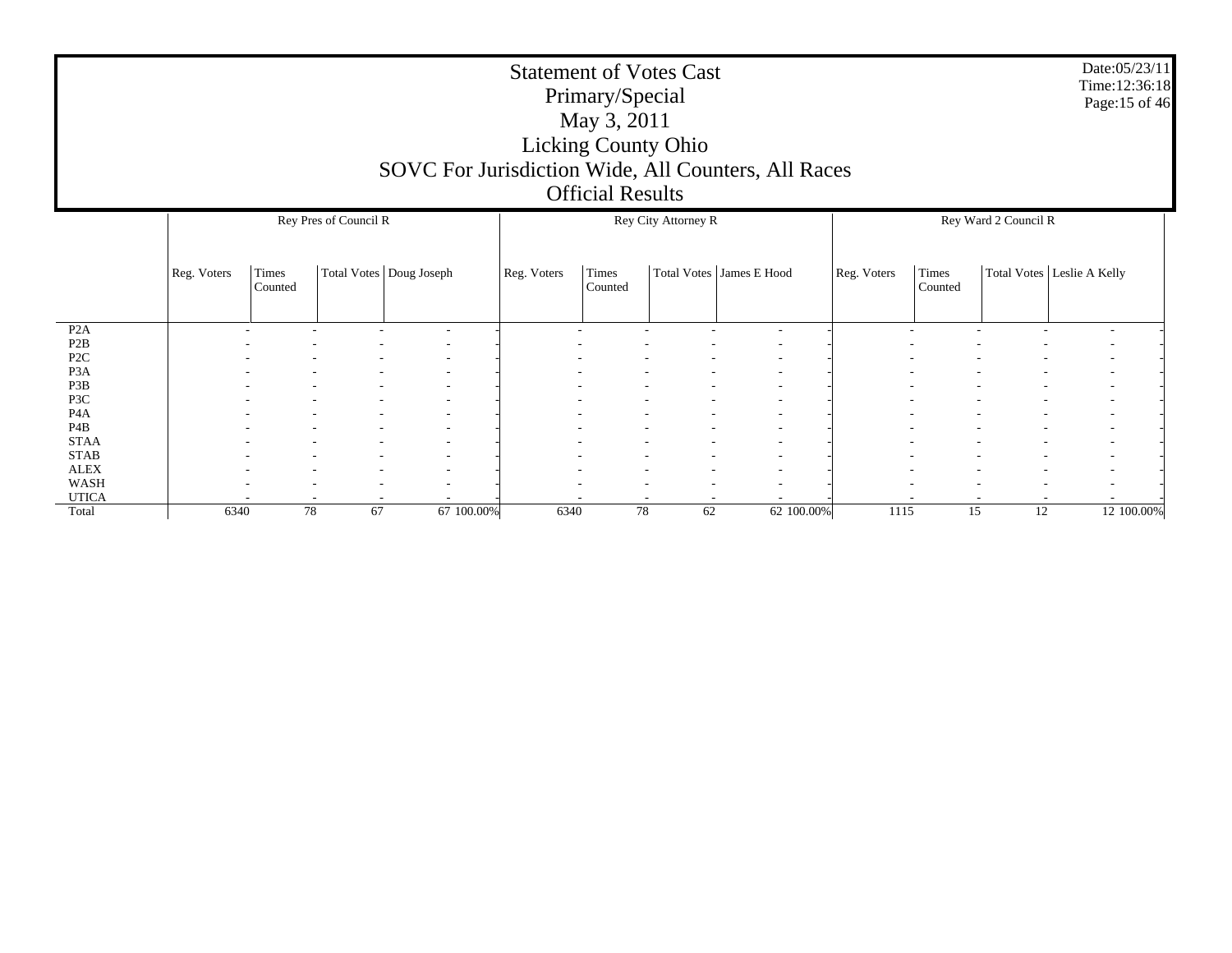# Statement of Votes Cast
## Primary/Special
## May 3, 2011
## Licking County Ohio
## SOVC For Jurisdiction Wide, All Counters, All Races
## Official Results

Date:05/23/11
Time:12:36:18

| | Rey Pres of Council R | | | | | Rey City Attorney R | | | | | Rey Ward 2 Council R | | | | |
|---|---|---|---|---|---|---|---|---|---|---|---|---|---|---|---|
| | Reg. Voters | Times Counted | Total Votes | Doug Joseph | | Reg. Voters | Times Counted | Total Votes | James E Hood | | Reg. Voters | Times Counted | Total Votes | Leslie A Kelly | |
| P2A | - | - | - | - | - | - | - | - | - | - | - | - | - | - | - |
| P2B | - | - | - | - | - | - | - | - | - | - | - | - | - | - | - |
| P2C | - | - | - | - | - | - | - | - | - | - | - | - | - | - | - |
| P3A | - | - | - | - | - | - | - | - | - | - | - | - | - | - | - |
| P3B | - | - | - | - | - | - | - | - | - | - | - | - | - | - | - |
| P3C | - | - | - | - | - | - | - | - | - | - | - | - | - | - | - |
| P4A | - | - | - | - | - | - | - | - | - | - | - | - | - | - | - |
| P4B | - | - | - | - | - | - | - | - | - | - | - | - | - | - | - |
| STAA | - | - | - | - | - | - | - | - | - | - | - | - | - | - | - |
| STAB | - | - | - | - | - | - | - | - | - | - | - | - | - | - | - |
| ALEX | - | - | - | - | - | - | - | - | - | - | - | - | - | - | - |
| WASH | - | - | - | - | - | - | - | - | - | - | - | - | - | - | - |
| UTICA | - | - | - | - | - | - | - | - | - | - | - | - | - | - | - |
| Total | 6340 | 78 | 67 | 67 | 100.00% | 6340 | 78 | 62 | 62 | 100.00% | 1115 | 15 | 12 | 12 | 100.00% |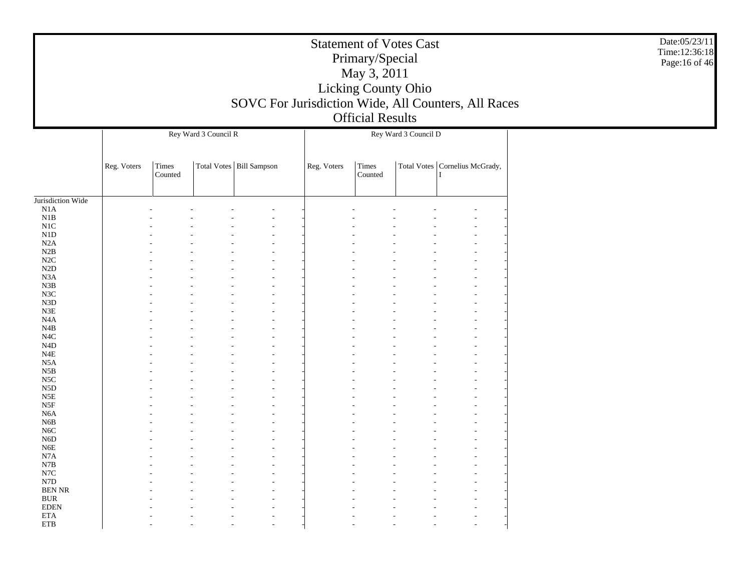# Statement of Votes Cast
## Primary/Special
## May 3, 2011
## Licking County Ohio
## SOVC For Jurisdiction Wide, All Counters, All Races
## Official Results

Date:05/23/11
Time:12:36:18

| | Rey Ward 3 Council R | | | | | Rey Ward 3 Council D | | | | |
|---|---|---|---|---|---|---|---|---|---|---|
| | Reg. Voters | Times Counted | Total Votes | Bill Sampson | | Reg. Voters | Times Counted | Total Votes | Cornelius McGrady, I | |
| Jurisdiction Wide | | | | | | | | | | |
| N1A | - | - | - | - | - | - | - | - | - | - |
| N1B | - | - | - | - | - | - | - | - | - | - |
| N1C | - | - | - | - | - | - | - | - | - | - |
| N1D | - | - | - | - | - | - | - | - | - | - |
| N2A | - | - | - | - | - | - | - | - | - | - |
| N2B | - | - | - | - | - | - | - | - | - | - |
| N2C | - | - | - | - | - | - | - | - | - | - |
| N2D | - | - | - | - | - | - | - | - | - | - |
| N3A | - | - | - | - | - | - | - | - | - | - |
| N3B | - | - | - | - | - | - | - | - | - | - |
| N3C | - | - | - | - | - | - | - | - | - | - |
| N3D | - | - | - | - | - | - | - | - | - | - |
| N3E | - | - | - | - | - | - | - | - | - | - |
| N4A | - | - | - | - | - | - | - | - | - | - |
| N4B | - | - | - | - | - | - | - | - | - | - |
| N4C | - | - | - | - | - | - | - | - | - | - |
| N4D | - | - | - | - | - | - | - | - | - | - |
| N4E | - | - | - | - | - | - | - | - | - | - |
| N5A | - | - | - | - | - | - | - | - | - | - |
| N5B | - | - | - | - | - | - | - | - | - | - |
| N5C | - | - | - | - | - | - | - | - | - | - |
| N5D | - | - | - | - | - | - | - | - | - | - |
| N5E | - | - | - | - | - | - | - | - | - | - |
| N5F | - | - | - | - | - | - | - | - | - | - |
| N6A | - | - | - | - | - | - | - | - | - | - |
| N6B | - | - | - | - | - | - | - | - | - | - |
| N6C | - | - | - | - | - | - | - | - | - | - |
| N6D | - | - | - | - | - | - | - | - | - | - |
| N6E | - | - | - | - | - | - | - | - | - | - |
| N7A | - | - | - | - | - | - | - | - | - | - |
| N7B | - | - | - | - | - | - | - | - | - | - |
| N7C | - | - | - | - | - | - | - | - | - | - |
| N7D | - | - | - | - | - | - | - | - | - | - |
| BEN NR | - | - | - | - | - | - | - | - | - | - |
| BUR | - | - | - | - | - | - | - | - | - | - |
| EDEN | - | - | - | - | - | - | - | - | - | - |
| ETA | - | - | - | - | - | - | - | - | - | - |
| ETB | - | - | - | - | - | - | - | - | - | - |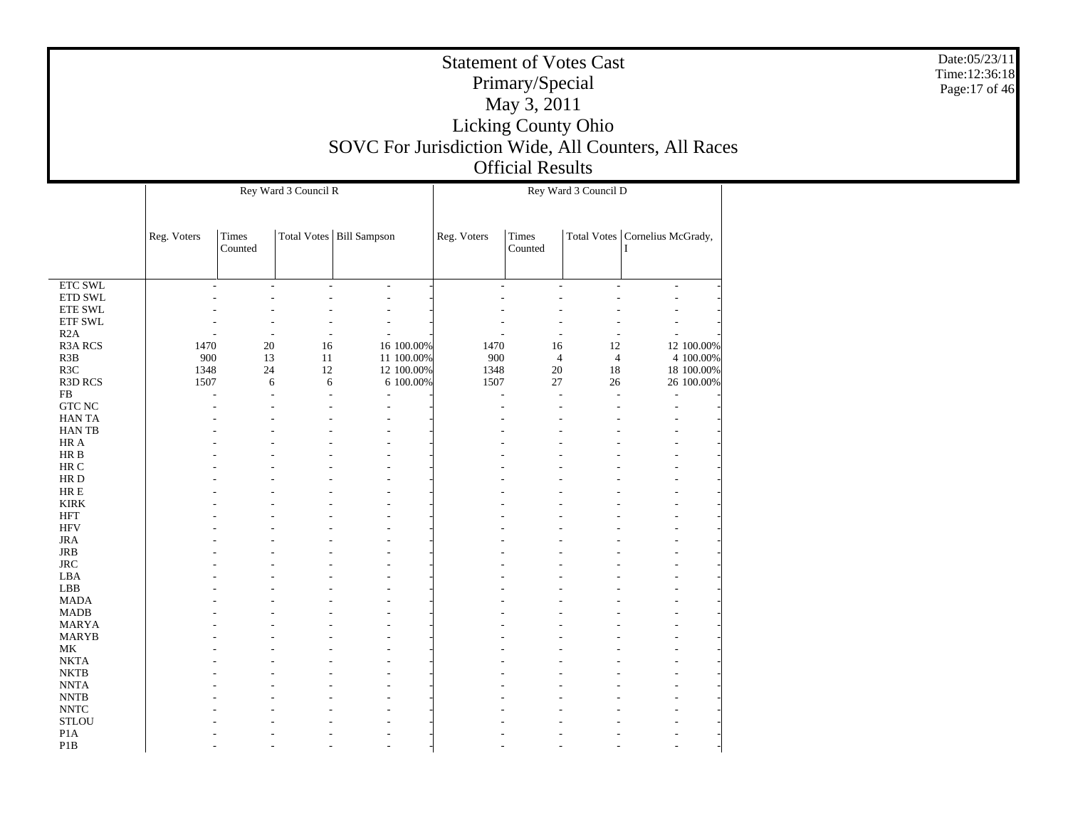# Statement of Votes Cast

## Primary/Special

## May 3, 2011

## Licking County Ohio

## SOVC For Jurisdiction Wide, All Counters, All Races

## Official Results

Date:05/23/11
Time:12:36:18

| | Rey Ward 3 Council R | | | | | Rey Ward 3 Council D | | | | |
|---|---|---|---|---|---|---|---|---|---|---|
| | Reg. Voters | Times Counted | Total Votes | Bill Sampson | | Reg. Voters | Times Counted | Total Votes | Cornelius McGrady, I | |
| ETC SWL | - | - | - | - | - | - | - | - | - | - |
| ETD SWL | - | - | - | - | - | - | - | - | - | - |
| ETE SWL | - | - | - | - | - | - | - | - | - | - |
| ETF SWL | - | - | - | - | - | - | - | - | - | - |
| R2A | - | - | - | - | - | - | - | - | - | - |
| R3A RCS | 1470 | 20 | 16 | 16 | 100.00% | 1470 | 16 | 12 | 12 | 100.00% |
| R3B | 900 | 13 | 11 | 11 | 100.00% | 900 | 4 | 4 | 4 | 100.00% |
| R3C | 1348 | 24 | 12 | 12 | 100.00% | 1348 | 20 | 18 | 18 | 100.00% |
| R3D RCS | 1507 | 6 | 6 | 6 | 100.00% | 1507 | 27 | 26 | 26 | 100.00% |
| FB | - | - | - | - | - | - | - | - | - | - |
| GTC NC | - | - | - | - | - | - | - | - | - | - |
| HAN TA | - | - | - | - | - | - | - | - | - | - |
| HAN TB | - | - | - | - | - | - | - | - | - | - |
| HR A | - | - | - | - | - | - | - | - | - | - |
| HR B | - | - | - | - | - | - | - | - | - | - |
| HR C | - | - | - | - | - | - | - | - | - | - |
| HR D | - | - | - | - | - | - | - | - | - | - |
| HR E | - | - | - | - | - | - | - | - | - | - |
| KIRK | - | - | - | - | - | - | - | - | - | - |
| HFT | - | - | - | - | - | - | - | - | - | - |
| HFV | - | - | - | - | - | - | - | - | - | - |
| JRA | - | - | - | - | - | - | - | - | - | - |
| JRB | - | - | - | - | - | - | - | - | - | - |
| JRC | - | - | - | - | - | - | - | - | - | - |
| LBA | - | - | - | - | - | - | - | - | - | - |
| LBB | - | - | - | - | - | - | - | - | - | - |
| MADA | - | - | - | - | - | - | - | - | - | - |
| MADB | - | - | - | - | - | - | - | - | - | - |
| MARYA | - | - | - | - | - | - | - | - | - | - |
| MARYB | - | - | - | - | - | - | - | - | - | - |
| MK | - | - | - | - | - | - | - | - | - | - |
| NKTA | - | - | - | - | - | - | - | - | - | - |
| NKTB | - | - | - | - | - | - | - | - | - | - |
| NNTA | - | - | - | - | - | - | - | - | - | - |
| NNTB | - | - | - | - | - | - | - | - | - | - |
| NNTC | - | - | - | - | - | - | - | - | - | - |
| STLOU | - | - | - | - | - | - | - | - | - | - |
| P1A | - | - | - | - | - | - | - | - | - | - |
| P1B | - | - | - | - | - | - | - | - | - | - |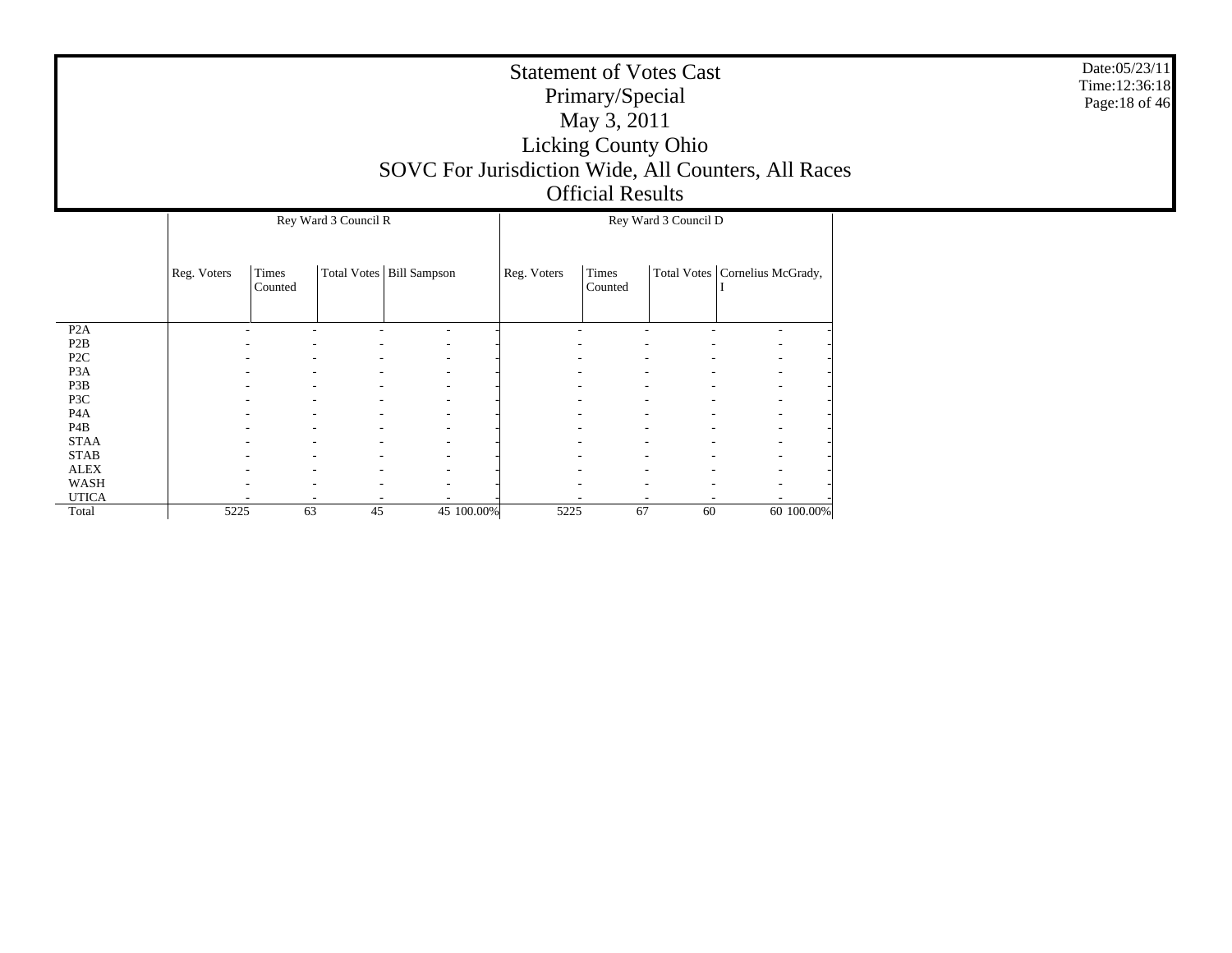# Statement of Votes Cast
## Primary/Special
## May 3, 2011
## Licking County Ohio
## SOVC For Jurisdiction Wide, All Counters, All Races
## Official Results

Date:05/23/11
Time:12:36:18

| | Rey Ward 3 Council R | | | | | Rey Ward 3 Council D | | | | |
|---|---|---|---|---|---|---|---|---|---|---|
| | Reg. Voters | Times Counted | Total Votes | Bill Sampson | | Reg. Voters | Times Counted | Total Votes | Cornelius McGrady, I | |
| P2A | - | - | - | - | - | - | - | - | - | - |
| P2B | - | - | - | - | - | - | - | - | - | - |
| P2C | - | - | - | - | - | - | - | - | - | - |
| P3A | - | - | - | - | - | - | - | - | - | - |
| P3B | - | - | - | - | - | - | - | - | - | - |
| P3C | - | - | - | - | - | - | - | - | - | - |
| P4A | - | - | - | - | - | - | - | - | - | - |
| P4B | - | - | - | - | - | - | - | - | - | - |
| STAA | - | - | - | - | - | - | - | - | - | - |
| STAB | - | - | - | - | - | - | - | - | - | - |
| ALEX | - | - | - | - | - | - | - | - | - | - |
| WASH | - | - | - | - | - | - | - | - | - | - |
| UTICA | - | - | - | - | - | - | - | - | - | - |
| Total | 5225 | 63 | 45 | 45 | 100.00% | 5225 | 67 | 60 | 60 | 100.00% |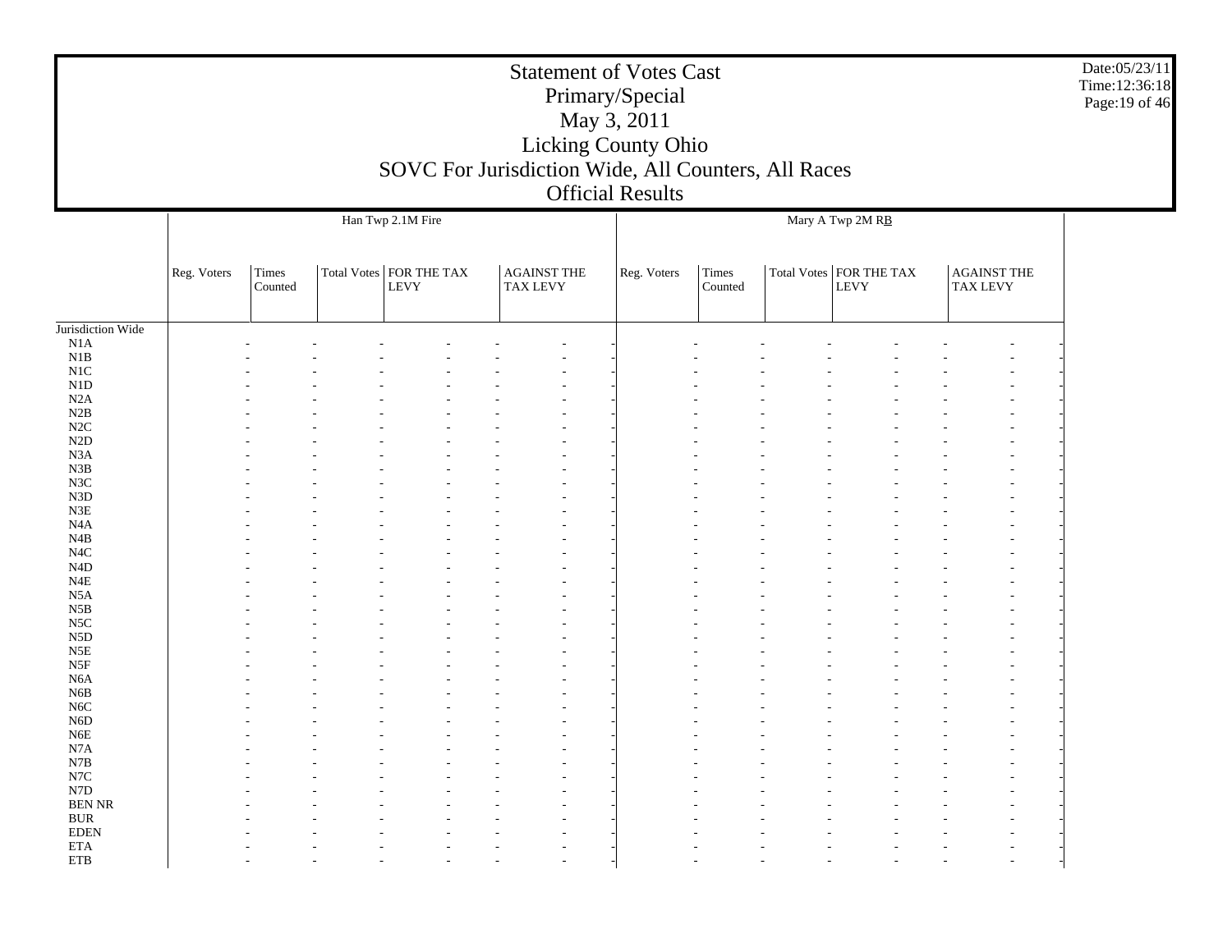# Statement of Votes Cast
## Primary/Special
## May 3, 2011
## Licking County Ohio
## SOVC For Jurisdiction Wide, All Counters, All Races
## Official Results

Date:05/23/11
Time:12:36:18

| | Han Twp 2.1M Fire | | | | | Mary A Twp 2M RB | | | | |
|---|---|---|---|---|---|---|---|---|---|---|
| | Reg. Voters | Times Counted | Total Votes | FOR THE TAX LEVY | AGAINST THE TAX LEVY | Reg. Voters | Times Counted | Total Votes | FOR THE TAX LEVY | AGAINST THE TAX LEVY |
| Jurisdiction Wide | | | | | | | | | | |
| N1A | - | - | - | - | - | - | - | - | - | - |
| N1B | - | - | - | - | - | - | - | - | - | - |
| N1C | - | - | - | - | - | - | - | - | - | - |
| N1D | - | - | - | - | - | - | - | - | - | - |
| N2A | - | - | - | - | - | - | - | - | - | - |
| N2B | - | - | - | - | - | - | - | - | - | - |
| N2C | - | - | - | - | - | - | - | - | - | - |
| N2D | - | - | - | - | - | - | - | - | - | - |
| N3A | - | - | - | - | - | - | - | - | - | - |
| N3B | - | - | - | - | - | - | - | - | - | - |
| N3C | - | - | - | - | - | - | - | - | - | - |
| N3D | - | - | - | - | - | - | - | - | - | - |
| N3E | - | - | - | - | - | - | - | - | - | - |
| N4A | - | - | - | - | - | - | - | - | - | - |
| N4B | - | - | - | - | - | - | - | - | - | - |
| N4C | - | - | - | - | - | - | - | - | - | - |
| N4D | - | - | - | - | - | - | - | - | - | - |
| N4E | - | - | - | - | - | - | - | - | - | - |
| N5A | - | - | - | - | - | - | - | - | - | - |
| N5B | - | - | - | - | - | - | - | - | - | - |
| N5C | - | - | - | - | - | - | - | - | - | - |
| N5D | - | - | - | - | - | - | - | - | - | - |
| N5E | - | - | - | - | - | - | - | - | - | - |
| N5F | - | - | - | - | - | - | - | - | - | - |
| N6A | - | - | - | - | - | - | - | - | - | - |
| N6B | - | - | - | - | - | - | - | - | - | - |
| N6C | - | - | - | - | - | - | - | - | - | - |
| N6D | - | - | - | - | - | - | - | - | - | - |
| N6E | - | - | - | - | - | - | - | - | - | - |
| N7A | - | - | - | - | - | - | - | - | - | - |
| N7B | - | - | - | - | - | - | - | - | - | - |
| N7C | - | - | - | - | - | - | - | - | - | - |
| N7D | - | - | - | - | - | - | - | - | - | - |
| BEN NR | - | - | - | - | - | - | - | - | - | - |
| BUR | - | - | - | - | - | - | - | - | - | - |
| EDEN | - | - | - | - | - | - | - | - | - | - |
| ETA | - | - | - | - | - | - | - | - | - | - |
| ETB | - | - | - | - | - | - | - | - | - | - |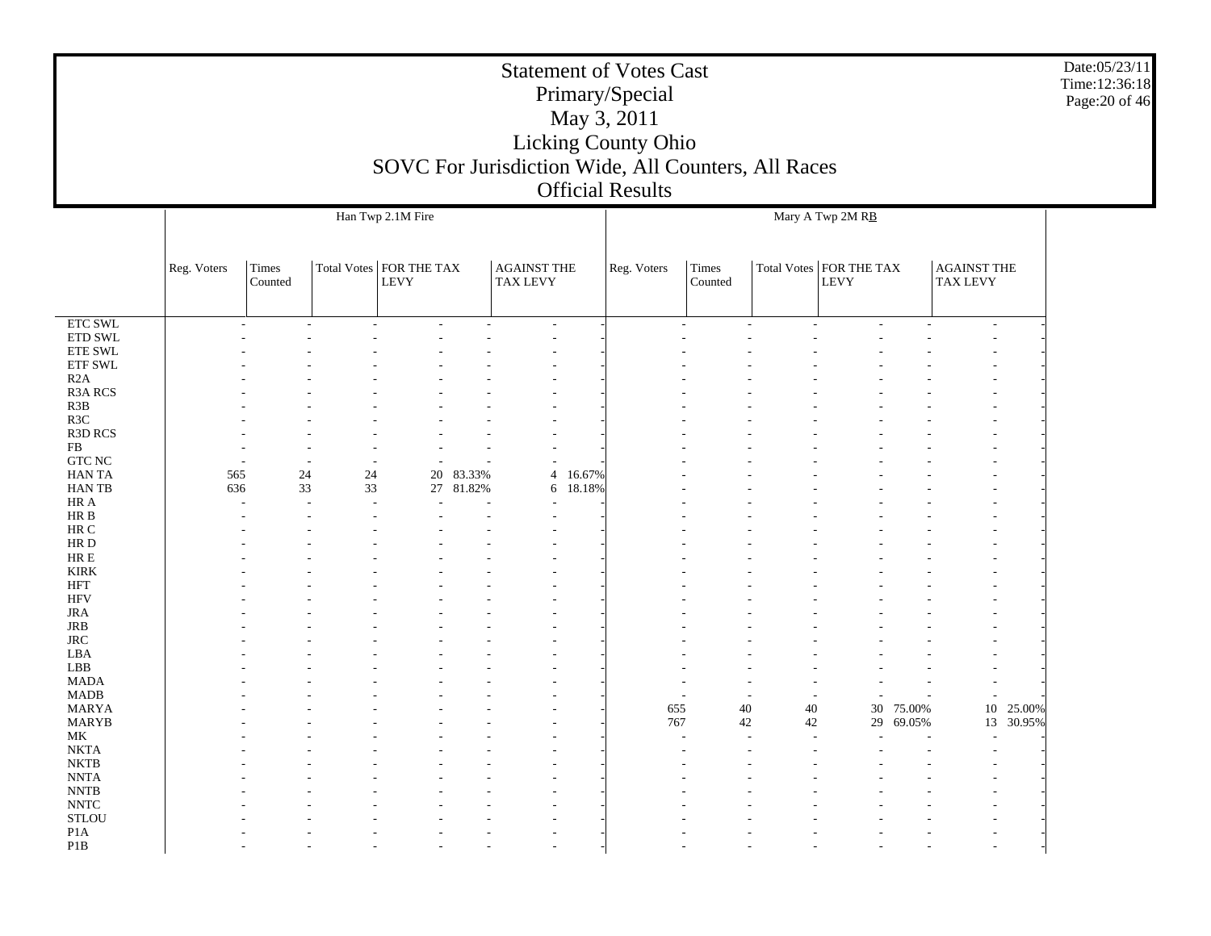# Statement of Votes Cast
## Primary/Special
## May 3, 2011
## Licking County Ohio
## SOVC For Jurisdiction Wide, All Counters, All Races
## Official Results

| | Han Twp 2.1M Fire | | | | | | | Mary A Twp 2M RB | | | | | | |
|---|---|---|---|---|---|---|---|---|---|---|---|---|---|---|
| | Reg. Voters | Times Counted | Total Votes | FOR THE TAX LEVY | | AGAINST THE TAX LEVY | | Reg. Voters | Times Counted | Total Votes | FOR THE TAX LEVY | | AGAINST THE TAX LEVY | |
| ETC SWL | - | - | - | - | - | - | - | - | - | - | - | - | - | - |
| ETD SWL | - | - | - | - | - | - | - | - | - | - | - | - | - | - |
| ETE SWL | - | - | - | - | - | - | - | - | - | - | - | - | - | - |
| ETF SWL | - | - | - | - | - | - | - | - | - | - | - | - | - | - |
| R2A | - | - | - | - | - | - | - | - | - | - | - | - | - | - |
| R3A RCS | - | - | - | - | - | - | - | - | - | - | - | - | - | - |
| R3B | - | - | - | - | - | - | - | - | - | - | - | - | - | - |
| R3C | - | - | - | - | - | - | - | - | - | - | - | - | - | - |
| R3D RCS | - | - | - | - | - | - | - | - | - | - | - | - | - | - |
| FB | - | - | - | - | - | - | - | - | - | - | - | - | - | - |
| GTC NC | - | - | - | - | - | - | - | - | - | - | - | - | - | - |
| HAN TA | 565 | 24 | 24 | 20 | 83.33% | 4 | 16.67% | - | - | - | - | - | - | - |
| HAN TB | 636 | 33 | 33 | 27 | 81.82% | 6 | 18.18% | - | - | - | - | - | - | - |
| HR A | - | - | - | - | - | - | - | - | - | - | - | - | - | - |
| HR B | - | - | - | - | - | - | - | - | - | - | - | - | - | - |
| HR C | - | - | - | - | - | - | - | - | - | - | - | - | - | - |
| HR D | - | - | - | - | - | - | - | - | - | - | - | - | - | - |
| HR E | - | - | - | - | - | - | - | - | - | - | - | - | - | - |
| KIRK | - | - | - | - | - | - | - | - | - | - | - | - | - | - |
| HFT | - | - | - | - | - | - | - | - | - | - | - | - | - | - |
| HFV | - | - | - | - | - | - | - | - | - | - | - | - | - | - |
| JRA | - | - | - | - | - | - | - | - | - | - | - | - | - | - |
| JRB | - | - | - | - | - | - | - | - | - | - | - | - | - | - |
| JRC | - | - | - | - | - | - | - | - | - | - | - | - | - | - |
| LBA | - | - | - | - | - | - | - | - | - | - | - | - | - | - |
| LBB | - | - | - | - | - | - | - | - | - | - | - | - | - | - |
| MADA | - | - | - | - | - | - | - | - | - | - | - | - | - | - |
| MADB | - | - | - | - | - | - | - | - | - | - | - | - | - | - |
| MARYA | - | - | - | - | - | - | - | 655 | 40 | 40 | 30 | 75.00% | 10 | 25.00% |
| MARYB | - | - | - | - | - | - | - | 767 | 42 | 42 | 29 | 69.05% | 13 | 30.95% |
| MK | - | - | - | - | - | - | - | - | - | - | - | - | - | - |
| NKTA | - | - | - | - | - | - | - | - | - | - | - | - | - | - |
| NKTB | - | - | - | - | - | - | - | - | - | - | - | - | - | - |
| NNTA | - | - | - | - | - | - | - | - | - | - | - | - | - | - |
| NNTB | - | - | - | - | - | - | - | - | - | - | - | - | - | - |
| NNTC | - | - | - | - | - | - | - | - | - | - | - | - | - | - |
| STLOU | - | - | - | - | - | - | - | - | - | - | - | - | - | - |
| P1A | - | - | - | - | - | - | - | - | - | - | - | - | - | - |
| P1B | - | - | - | - | - | - | - | - | - | - | - | - | - | - |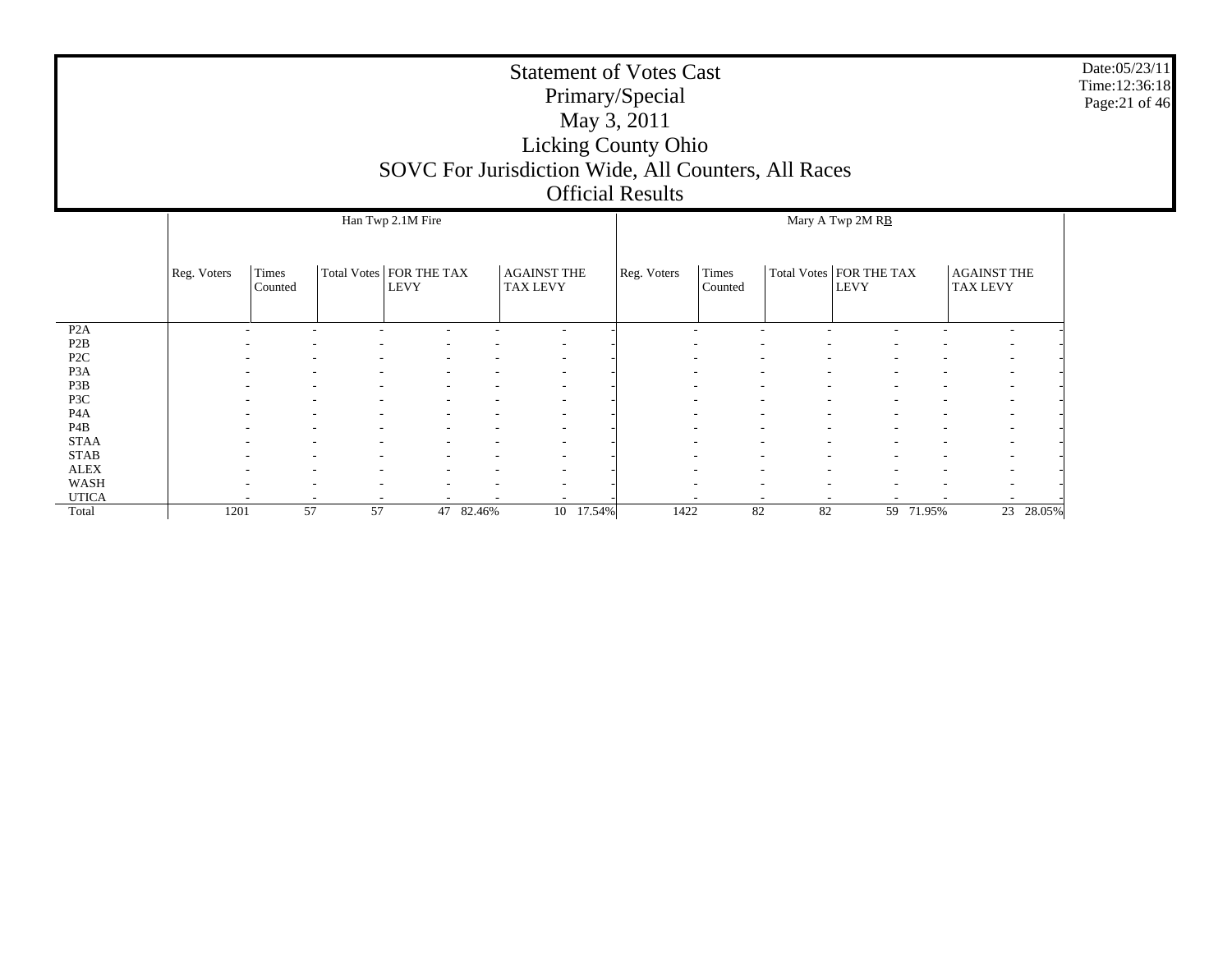# Statement of Votes Cast
## Primary/Special
## May 3, 2011
## Licking County Ohio
## SOVC For Jurisdiction Wide, All Counters, All Races
## Official Results

Date:05/23/11
Time:12:36:18

| | Han Twp 2.1M Fire | | | | | | | Mary A Twp 2M RB | | | | | | |
|---|---|---|---|---|---|---|---|---|---|---|---|---|---|---|
| | Reg. Voters | Times Counted | Total Votes | FOR THE TAX LEVY | | AGAINST THE TAX LEVY | | Reg. Voters | Times Counted | Total Votes | FOR THE TAX LEVY | | AGAINST THE TAX LEVY | |
| P2A | - | - | - | - | - | - | - | - | - | - | - | - | - | - |
| P2B | - | - | - | - | - | - | - | - | - | - | - | - | - | - |
| P2C | - | - | - | - | - | - | - | - | - | - | - | - | - | - |
| P3A | - | - | - | - | - | - | - | - | - | - | - | - | - | - |
| P3B | - | - | - | - | - | - | - | - | - | - | - | - | - | - |
| P3C | - | - | - | - | - | - | - | - | - | - | - | - | - | - |
| P4A | - | - | - | - | - | - | - | - | - | - | - | - | - | - |
| P4B | - | - | - | - | - | - | - | - | - | - | - | - | - | - |
| STAA | - | - | - | - | - | - | - | - | - | - | - | - | - | - |
| STAB | - | - | - | - | - | - | - | - | - | - | - | - | - | - |
| ALEX | - | - | - | - | - | - | - | - | - | - | - | - | - | - |
| WASH | - | - | - | - | - | - | - | - | - | - | - | - | - | - |
| UTICA | - | - | - | - | - | - | - | - | - | - | - | - | - | - |
| Total | 1201 | 57 | 57 | 47 | 82.46% | 10 | 17.54% | 1422 | 82 | 82 | 59 | 71.95% | 23 | 28.05% |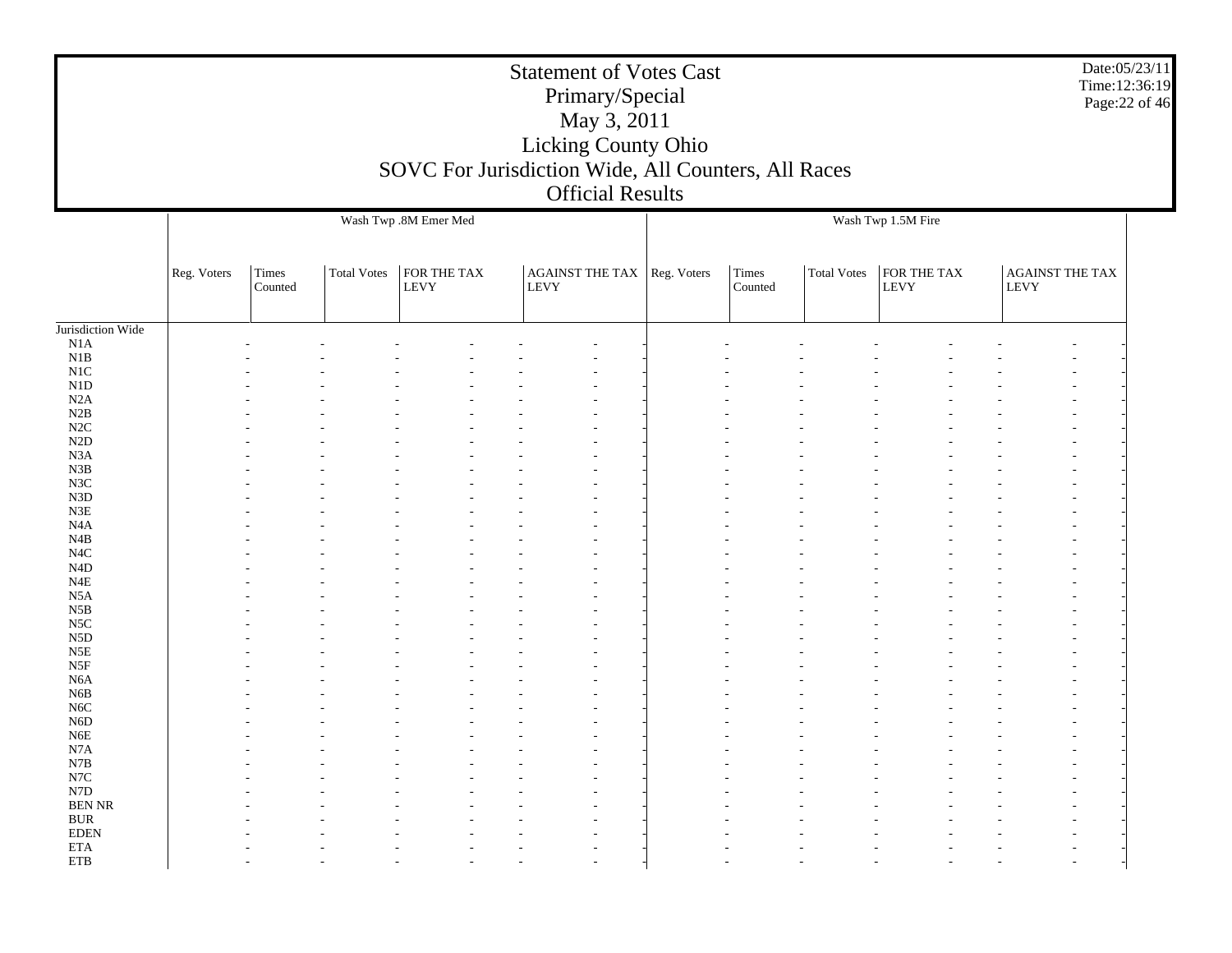# Statement of Votes Cast
## Primary/Special
## May 3, 2011
## Licking County Ohio
## SOVC For Jurisdiction Wide, All Counters, All Races
## Official Results

Date:05/23/11
Time:12:36:19

| | Wash Twp .8M Emer Med | | | | | Wash Twp 1.5M Fire | | | | |
|---|---|---|---|---|---|---|---|---|---|---|
| | Reg. Voters | Times Counted | Total Votes | FOR THE TAX LEVY | AGAINST THE TAX LEVY | Reg. Voters | Times Counted | Total Votes | FOR THE TAX LEVY | AGAINST THE TAX LEVY |
| Jurisdiction Wide | | | | | | | | | | |
| N1A | - | - | - | - - | - - | - | - | - | - - | - - |
| N1B | - | - | - | - - | - - | - | - | - | - - | - - |
| N1C | - | - | - | - - | - - | - | - | - | - - | - - |
| N1D | - | - | - | - - | - - | - | - | - | - - | - - |
| N2A | - | - | - | - - | - - | - | - | - | - - | - - |
| N2B | - | - | - | - - | - - | - | - | - | - - | - - |
| N2C | - | - | - | - - | - - | - | - | - | - - | - - |
| N2D | - | - | - | - - | - - | - | - | - | - - | - - |
| N3A | - | - | - | - - | - - | - | - | - | - - | - - |
| N3B | - | - | - | - - | - - | - | - | - | - - | - - |
| N3C | - | - | - | - - | - - | - | - | - | - - | - - |
| N3D | - | - | - | - - | - - | - | - | - | - - | - - |
| N3E | - | - | - | - - | - - | - | - | - | - - | - - |
| N4A | - | - | - | - - | - - | - | - | - | - - | - - |
| N4B | - | - | - | - - | - - | - | - | - | - - | - - |
| N4C | - | - | - | - - | - - | - | - | - | - - | - - |
| N4D | - | - | - | - - | - - | - | - | - | - - | - - |
| N4E | - | - | - | - - | - - | - | - | - | - - | - - |
| N5A | - | - | - | - - | - - | - | - | - | - - | - - |
| N5B | - | - | - | - - | - - | - | - | - | - - | - - |
| N5C | - | - | - | - - | - - | - | - | - | - - | - - |
| N5D | - | - | - | - - | - - | - | - | - | - - | - - |
| N5E | - | - | - | - - | - - | - | - | - | - - | - - |
| N5F | - | - | - | - - | - - | - | - | - | - - | - - |
| N6A | - | - | - | - - | - - | - | - | - | - - | - - |
| N6B | - | - | - | - - | - - | - | - | - | - - | - - |
| N6C | - | - | - | - - | - - | - | - | - | - - | - - |
| N6D | - | - | - | - - | - - | - | - | - | - - | - - |
| N6E | - | - | - | - - | - - | - | - | - | - - | - - |
| N7A | - | - | - | - - | - - | - | - | - | - - | - - |
| N7B | - | - | - | - - | - - | - | - | - | - - | - - |
| N7C | - | - | - | - - | - - | - | - | - | - - | - - |
| N7D | - | - | - | - - | - - | - | - | - | - - | - - |
| BEN NR | - | - | - | - - | - - | - | - | - | - - | - - |
| BUR | - | - | - | - - | - - | - | - | - | - - | - - |
| EDEN | - | - | - | - - | - - | - | - | - | - - | - - |
| ETA | - | - | - | - - | - - | - | - | - | - - | - - |
| ETB | - | - | - | - - | - - | - | - | - | - - | - - |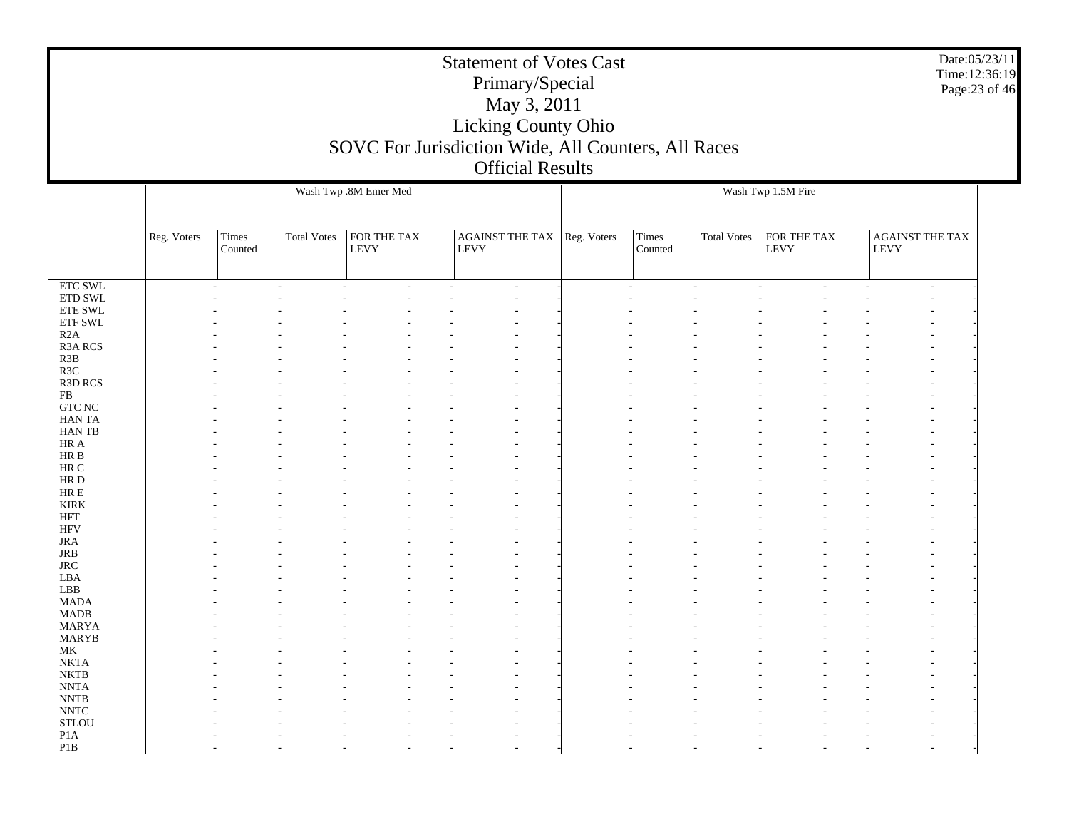# Statement of Votes Cast
## Primary/Special
## May 3, 2011
## Licking County Ohio
## SOVC For Jurisdiction Wide, All Counters, All Races
## Official Results

Date:05/23/11
Time:12:36:19

| | Wash Twp .8M Emer Med | | | | | | | | | | | | | | Wash Twp 1.5M Fire | | | | | | | | | | | | | |
|---|---|---|---|---|---|---|---|---|---|---|---|---|---|---|---|---|---|---|---|---|---|---|---|---|---|---|---|---|
| | Reg. Voters | Times Counted | | Total Votes | | FOR THE TAX LEVY | | | | AGAINST THE TAX LEVY | | | | Reg. Voters | Times Counted | | Total Votes | | FOR THE TAX LEVY | | | | AGAINST THE TAX LEVY | | | | | |
| ETC SWL | - | - | | - | | - | | - | | - | | - | | - | - | | - | | - | | - | | - | | - | | | |
| ETD SWL | - | - | | - | | - | | - | | - | | - | | - | - | | - | | - | | - | | - | | - | | | |
| ETE SWL | - | - | | - | | - | | - | | - | | - | | - | - | | - | | - | | - | | - | | - | | | |
| ETF SWL | - | - | | - | | - | | - | | - | | - | | - | - | | - | | - | | - | | - | | - | | | |
| R2A | - | - | | - | | - | | - | | - | | - | | - | - | | - | | - | | - | | - | | - | | | |
| R3A RCS | - | - | | - | | - | | - | | - | | - | | - | - | | - | | - | | - | | - | | - | | | |
| R3B | - | - | | - | | - | | - | | - | | - | | - | - | | - | | - | | - | | - | | - | | | |
| R3C | - | - | | - | | - | | - | | - | | - | | - | - | | - | | - | | - | | - | | - | | | |
| R3D RCS | - | - | | - | | - | | - | | - | | - | | - | - | | - | | - | | - | | - | | - | | | |
| FB | - | - | | - | | - | | - | | - | | - | | - | - | | - | | - | | - | | - | | - | | | |
| GTC NC | - | - | | - | | - | | - | | - | | - | | - | - | | - | | - | | - | | - | | - | | | |
| HAN TA | - | - | | - | | - | | - | | - | | - | | - | - | | - | | - | | - | | - | | - | | | |
| HAN TB | - | - | | - | | - | | - | | - | | - | | - | - | | - | | - | | - | | - | | - | | | |
| HR A | - | - | | - | | - | | - | | - | | - | | - | - | | - | | - | | - | | - | | - | | | |
| HR B | - | - | | - | | - | | - | | - | | - | | - | - | | - | | - | | - | | - | | - | | | |
| HR C | - | - | | - | | - | | - | | - | | - | | - | - | | - | | - | | - | | - | | - | | | |
| HR D | - | - | | - | | - | | - | | - | | - | | - | - | | - | | - | | - | | - | | - | | | |
| HR E | - | - | | - | | - | | - | | - | | - | | - | - | | - | | - | | - | | - | | - | | | |
| KIRK | - | - | | - | | - | | - | | - | | - | | - | - | | - | | - | | - | | - | | - | | | |
| HFT | - | - | | - | | - | | - | | - | | - | | - | - | | - | | - | | - | | - | | - | | | |
| HFV | - | - | | - | | - | | - | | - | | - | | - | - | | - | | - | | - | | - | | - | | | |
| JRA | - | - | | - | | - | | - | | - | | - | | - | - | | - | | - | | - | | - | | - | | | |
| JRB | - | - | | - | | - | | - | | - | | - | | - | - | | - | | - | | - | | - | | - | | | |
| JRC | - | - | | - | | - | | - | | - | | - | | - | - | | - | | - | | - | | - | | - | | | |
| LBA | - | - | | - | | - | | - | | - | | - | | - | - | | - | | - | | - | | - | | - | | | |
| LBB | - | - | | - | | - | | - | | - | | - | | - | - | | - | | - | | - | | - | | - | | | |
| MADA | - | - | | - | | - | | - | | - | | - | | - | - | | - | | - | | - | | - | | - | | | |
| MADB | - | - | | - | | - | | - | | - | | - | | - | - | | - | | - | | - | | - | | - | | | |
| MARYA | - | - | | - | | - | | - | | - | | - | | - | - | | - | | - | | - | | - | | - | | | |
| MARYB | - | - | | - | | - | | - | | - | | - | | - | - | | - | | - | | - | | - | | - | | | |
| MK | - | - | | - | | - | | - | | - | | - | | - | - | | - | | - | | - | | - | | - | | | |
| NKTA | - | - | | - | | - | | - | | - | | - | | - | - | | - | | - | | - | | - | | - | | | |
| NKTB | - | - | | - | | - | | - | | - | | - | | - | - | | - | | - | | - | | - | | - | | | |
| NNTA | - | - | | - | | - | | - | | - | | - | | - | - | | - | | - | | - | | - | | - | | | |
| NNTB | - | - | | - | | - | | - | | - | | - | | - | - | | - | | - | | - | | - | | - | | | |
| NNTC | - | - | | - | | - | | - | | - | | - | | - | - | | - | | - | | - | | - | | - | | | |
| STLOU | - | - | | - | | - | | - | | - | | - | | - | - | | - | | - | | - | | - | | - | | | |
| P1A | - | - | | - | | - | | - | | - | | - | | - | - | | - | | - | | - | | - | | - | | | |
| P1B | - | - | | - | | - | | - | | - | | - | | - | - | | - | | - | | - | | - | | - | | | |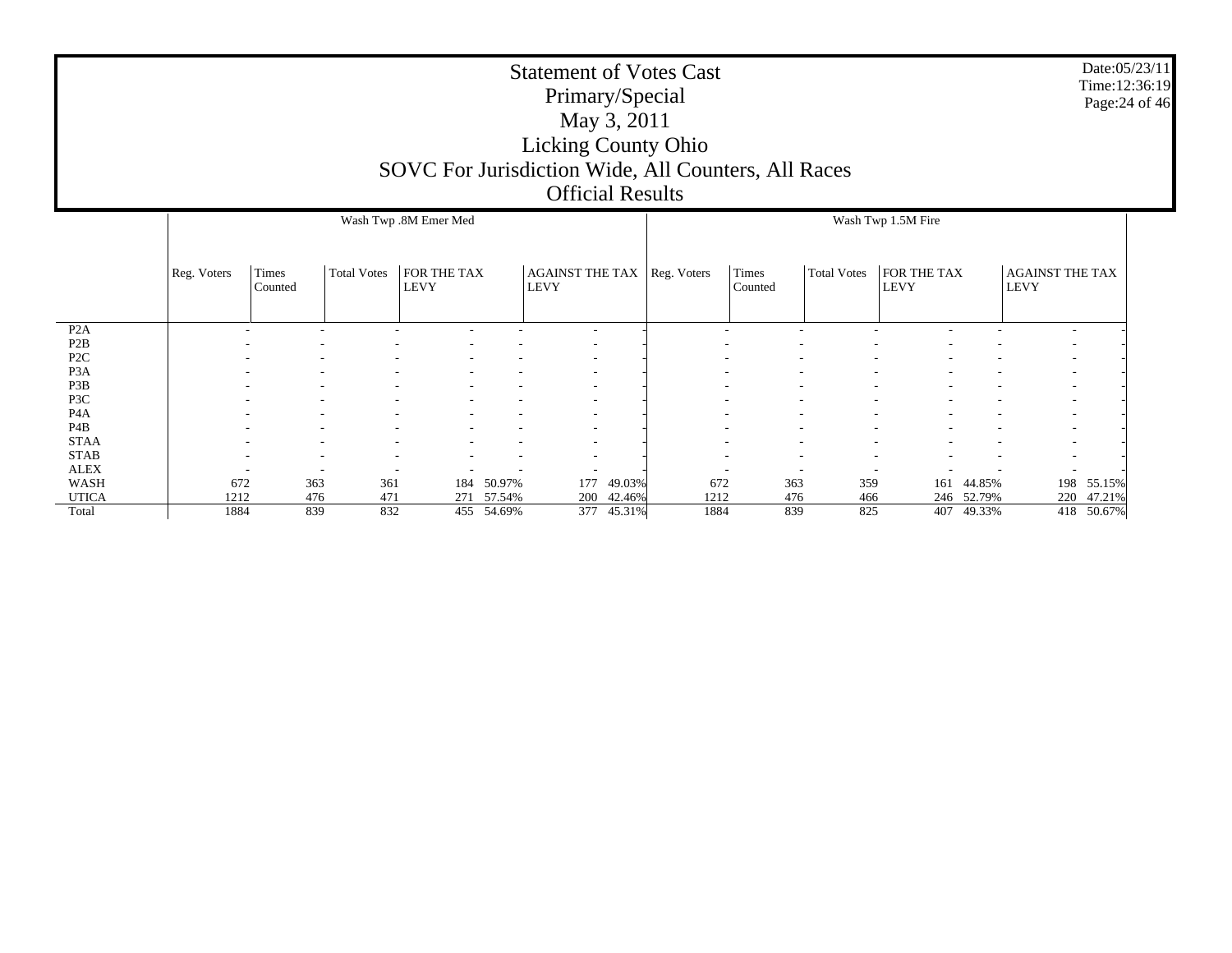# Statement of Votes Cast

## Primary/Special

## May 3, 2011

## Licking County Ohio

## SOVC For Jurisdiction Wide, All Counters, All Races

## Official Results

Date:05/23/11
Time:12:36:19

| | Wash Twp .8M Emer Med | | | | | | | Wash Twp 1.5M Fire | | | | | | |
|---|---|---|---|---|---|---|---|---|---|---|---|---|---|---|
| | Reg. Voters | Times Counted | Total Votes | FOR THE TAX LEVY | | AGAINST THE TAX LEVY | | Reg. Voters | Times Counted | Total Votes | FOR THE TAX LEVY | | AGAINST THE TAX LEVY | |
| P2A | - | - | - | - | - | - | - | - | - | - | - | - | - | - |
| P2B | - | - | - | - | - | - | - | - | - | - | - | - | - | - |
| P2C | - | - | - | - | - | - | - | - | - | - | - | - | - | - |
| P3A | - | - | - | - | - | - | - | - | - | - | - | - | - | - |
| P3B | - | - | - | - | - | - | - | - | - | - | - | - | - | - |
| P3C | - | - | - | - | - | - | - | - | - | - | - | - | - | - |
| P4A | - | - | - | - | - | - | - | - | - | - | - | - | - | - |
| P4B | - | - | - | - | - | - | - | - | - | - | - | - | - | - |
| STAA | - | - | - | - | - | - | - | - | - | - | - | - | - | - |
| STAB | - | - | - | - | - | - | - | - | - | - | - | - | - | - |
| ALEX | - | - | - | - | - | - | - | - | - | - | - | - | - | - |
| WASH | 672 | 363 | 361 | 184 | 50.97% | 177 | 49.03% | 672 | 363 | 359 | 161 | 44.85% | 198 | 55.15% |
| UTICA | 1212 | 476 | 471 | 271 | 57.54% | 200 | 42.46% | 1212 | 476 | 466 | 246 | 52.79% | 220 | 47.21% |
| Total | 1884 | 839 | 832 | 455 | 54.69% | 377 | 45.31% | 1884 | 839 | 825 | 407 | 49.33% | 418 | 50.67% |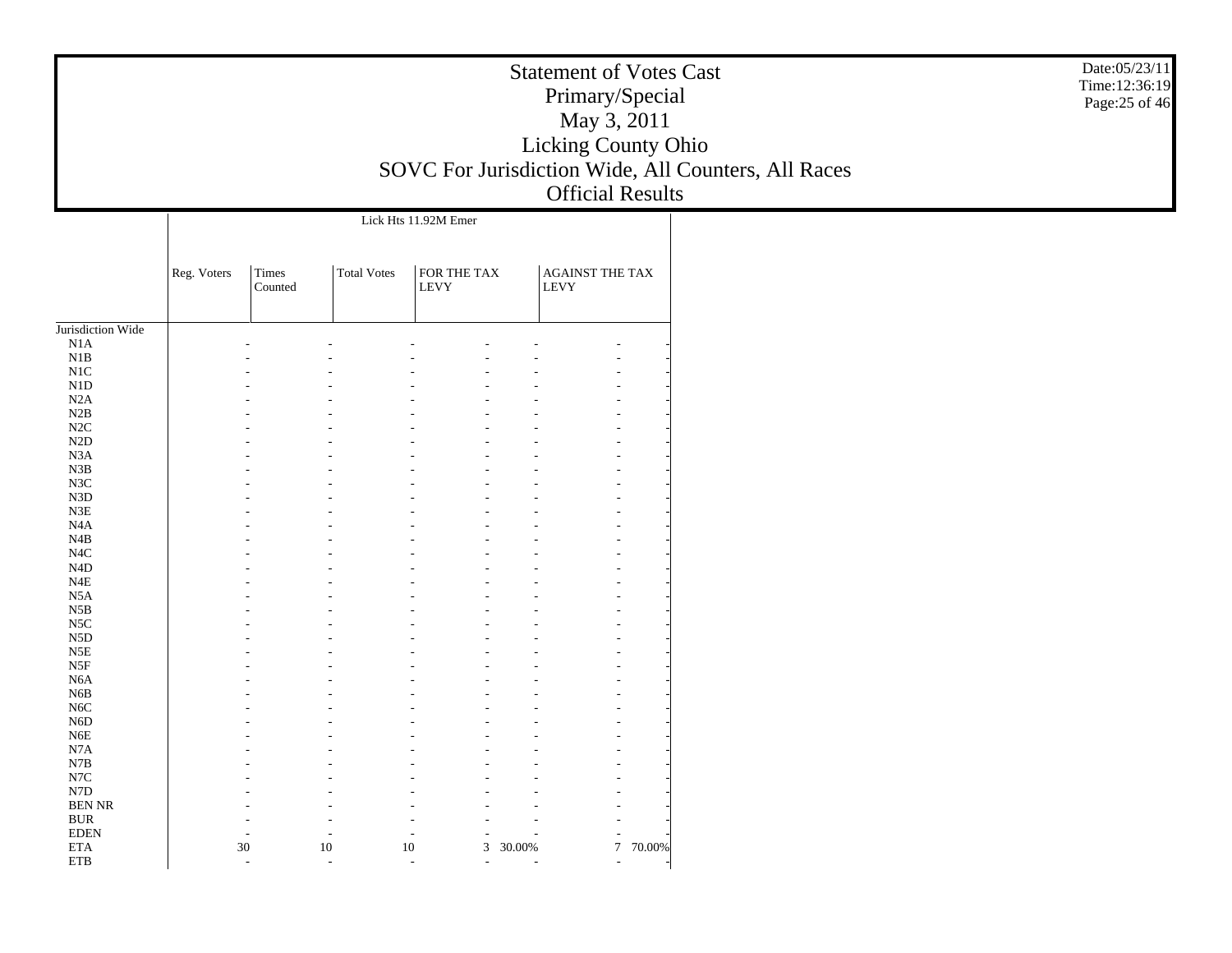# Statement of Votes Cast

## Primary/Special

## May 3, 2011

## Licking County Ohio

## SOVC For Jurisdiction Wide, All Counters, All Races

## Official Results

Date:05/23/11
Time:12:36:19

| | Lick Hts 11.92M Emer | | | | | | |
|---|---|---|---|---|---|---|---|
| | Reg. Voters | Times Counted | Total Votes | FOR THE TAX LEVY | | AGAINST THE TAX LEVY | |
| Jurisdiction Wide | | | | | | | |
| N1A | - | - | - | - | - | - | - |
| N1B | - | - | - | - | - | - | - |
| N1C | - | - | - | - | - | - | - |
| N1D | - | - | - | - | - | - | - |
| N2A | - | - | - | - | - | - | - |
| N2B | - | - | - | - | - | - | - |
| N2C | - | - | - | - | - | - | - |
| N2D | - | - | - | - | - | - | - |
| N3A | - | - | - | - | - | - | - |
| N3B | - | - | - | - | - | - | - |
| N3C | - | - | - | - | - | - | - |
| N3D | - | - | - | - | - | - | - |
| N3E | - | - | - | - | - | - | - |
| N4A | - | - | - | - | - | - | - |
| N4B | - | - | - | - | - | - | - |
| N4C | - | - | - | - | - | - | - |
| N4D | - | - | - | - | - | - | - |
| N4E | - | - | - | - | - | - | - |
| N5A | - | - | - | - | - | - | - |
| N5B | - | - | - | - | - | - | - |
| N5C | - | - | - | - | - | - | - |
| N5D | - | - | - | - | - | - | - |
| N5E | - | - | - | - | - | - | - |
| N5F | - | - | - | - | - | - | - |
| N6A | - | - | - | - | - | - | - |
| N6B | - | - | - | - | - | - | - |
| N6C | - | - | - | - | - | - | - |
| N6D | - | - | - | - | - | - | - |
| N6E | - | - | - | - | - | - | - |
| N7A | - | - | - | - | - | - | - |
| N7B | - | - | - | - | - | - | - |
| N7C | - | - | - | - | - | - | - |
| N7D | - | - | - | - | - | - | - |
| BEN NR | - | - | - | - | - | - | - |
| BUR | - | - | - | - | - | - | - |
| EDEN | - | - | - | - | - | - | - |
| ETA | 30 | 10 | 10 | 3 | 30.00% | 7 | 70.00% |
| ETB | - | - | - | - | - | - | - |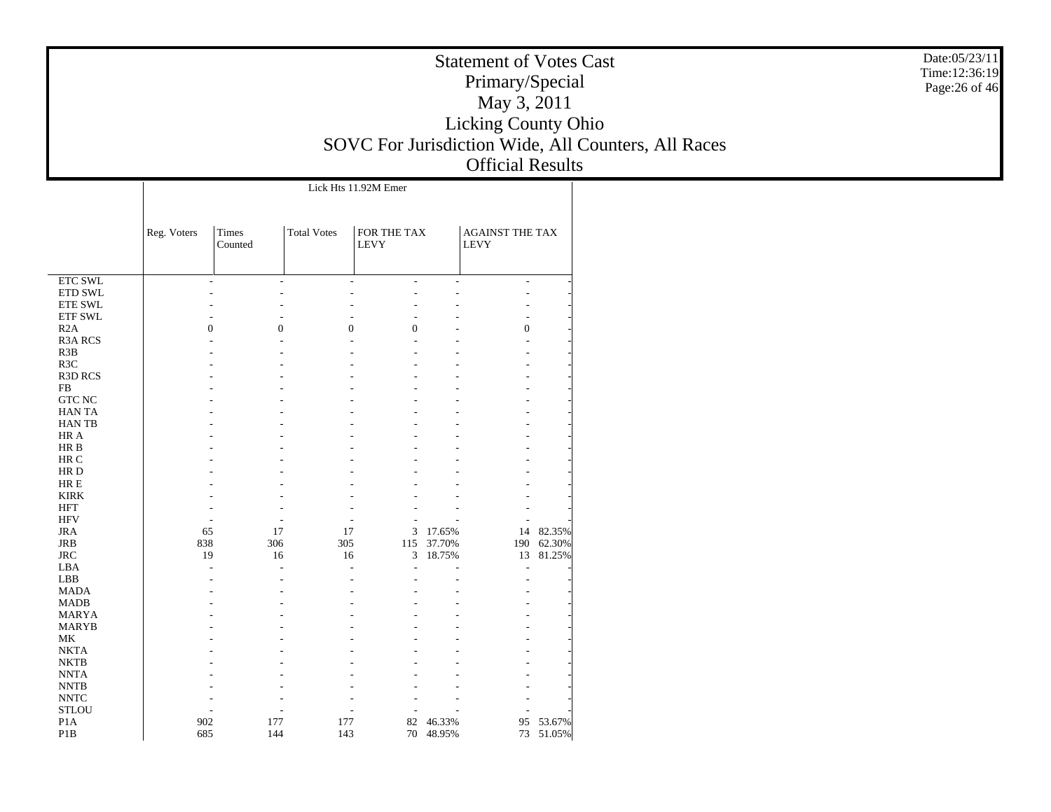# Statement of Votes Cast

## Primary/Special

## May 3, 2011

## Licking County Ohio

## SOVC For Jurisdiction Wide, All Counters, All Races

## Official Results

Date:05/23/11
Time:12:36:19

| | Lick Hts 11.92M Emer | | | | | | |
|---|---|---|---|---|---|---|---|
| | Reg. Voters | Times Counted | Total Votes | FOR THE TAX LEVY | | AGAINST THE TAX LEVY | |
| ETC SWL | - | - | - | - | - | - | - |
| ETD SWL | - | - | - | - | - | - | - |
| ETE SWL | - | - | - | - | - | - | - |
| ETF SWL | - | - | - | - | - | - | - |
| R2A | 0 | 0 | 0 | 0 | - | 0 | - |
| R3A RCS | - | - | - | - | - | - | - |
| R3B | - | - | - | - | - | - | - |
| R3C | - | - | - | - | - | - | - |
| R3D RCS | - | - | - | - | - | - | - |
| FB | - | - | - | - | - | - | - |
| GTC NC | - | - | - | - | - | - | - |
| HAN TA | - | - | - | - | - | - | - |
| HAN TB | - | - | - | - | - | - | - |
| HR A | - | - | - | - | - | - | - |
| HR B | - | - | - | - | - | - | - |
| HR C | - | - | - | - | - | - | - |
| HR D | - | - | - | - | - | - | - |
| HR E | - | - | - | - | - | - | - |
| KIRK | - | - | - | - | - | - | - |
| HFT | - | - | - | - | - | - | - |
| HFV | - | - | - | - | - | - | - |
| JRA | 65 | 17 | 17 | 3 | 17.65% | 14 | 82.35% |
| JRB | 838 | 306 | 305 | 115 | 37.70% | 190 | 62.30% |
| JRC | 19 | 16 | 16 | 3 | 18.75% | 13 | 81.25% |
| LBA | - | - | - | - | - | - | - |
| LBB | - | - | - | - | - | - | - |
| MADA | - | - | - | - | - | - | - |
| MADB | - | - | - | - | - | - | - |
| MARYA | - | - | - | - | - | - | - |
| MARYB | - | - | - | - | - | - | - |
| MK | - | - | - | - | - | - | - |
| NKTA | - | - | - | - | - | - | - |
| NKTB | - | - | - | - | - | - | - |
| NNTA | - | - | - | - | - | - | - |
| NNTB | - | - | - | - | - | - | - |
| NNTC | - | - | - | - | - | - | - |
| STLOU | - | - | - | - | - | - | - |
| P1A | 902 | 177 | 177 | 82 | 46.33% | 95 | 53.67% |
| P1B | 685 | 144 | 143 | 70 | 48.95% | 73 | 51.05% |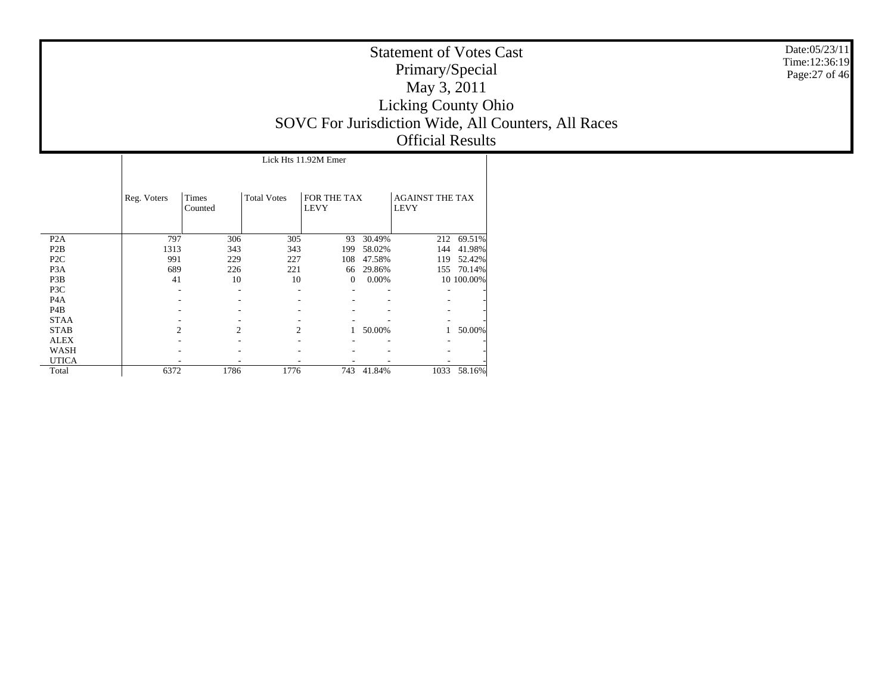# Statement of Votes Cast
## Primary/Special
## May 3, 2011
## Licking County Ohio
## SOVC For Jurisdiction Wide, All Counters, All Races
## Official Results

Date:05/23/11
Time:12:36:19

| | Lick Hts 11.92M Emer | | | | | | |
|---|---|---|---|---|---|---|---|
| | Reg. Voters | Times Counted | Total Votes | FOR THE TAX LEVY | | AGAINST THE TAX LEVY | |
| P2A | 797 | 306 | 305 | 93 | 30.49% | 212 | 69.51% |
| P2B | 1313 | 343 | 343 | 199 | 58.02% | 144 | 41.98% |
| P2C | 991 | 229 | 227 | 108 | 47.58% | 119 | 52.42% |
| P3A | 689 | 226 | 221 | 66 | 29.86% | 155 | 70.14% |
| P3B | 41 | 10 | 10 | 0 | 0.00% | 10 | 100.00% |
| P3C | - | - | - | - | - | - | - |
| P4A | - | - | - | - | - | - | - |
| P4B | - | - | - | - | - | - | - |
| STAA | - | - | - | - | - | - | - |
| STAB | 2 | 2 | 2 | 1 | 50.00% | 1 | 50.00% |
| ALEX | - | - | - | - | - | - | - |
| WASH | - | - | - | - | - | - | - |
| UTICA | - | - | - | - | - | - | - |
| Total | 6372 | 1786 | 1776 | 743 | 41.84% | 1033 | 58.16% |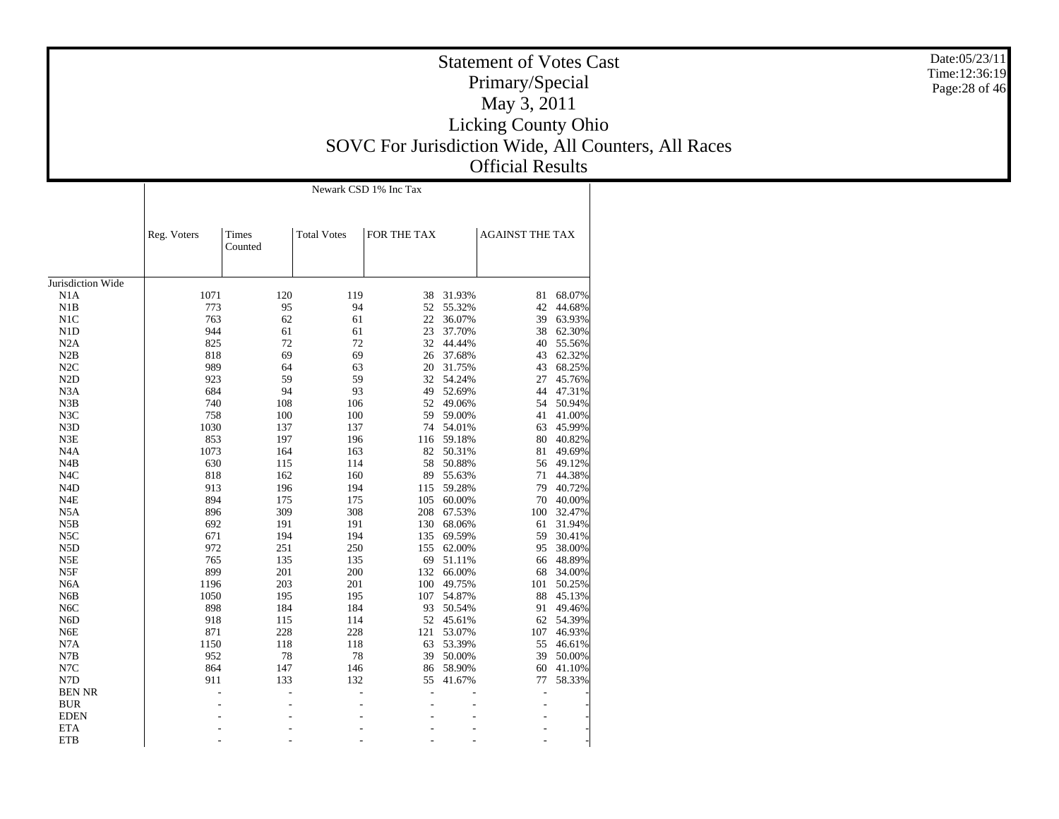# Statement of Votes Cast

## Primary/Special

## May 3, 2011

## Licking County Ohio

## SOVC For Jurisdiction Wide, All Counters, All Races

## Official Results

Date:05/23/11
Time:12:36:19

| | Newark CSD 1% Inc Tax | | | | | | |
|---|---|---|---|---|---|---|---|
| | Reg. Voters | Times Counted | Total Votes | FOR THE TAX | | AGAINST THE TAX | |
| Jurisdiction Wide | | | | | | | |
| N1A | 1071 | 120 | 119 | 38 | 31.93% | 81 | 68.07% |
| N1B | 773 | 95 | 94 | 52 | 55.32% | 42 | 44.68% |
| N1C | 763 | 62 | 61 | 22 | 36.07% | 39 | 63.93% |
| N1D | 944 | 61 | 61 | 23 | 37.70% | 38 | 62.30% |
| N2A | 825 | 72 | 72 | 32 | 44.44% | 40 | 55.56% |
| N2B | 818 | 69 | 69 | 26 | 37.68% | 43 | 62.32% |
| N2C | 989 | 64 | 63 | 20 | 31.75% | 43 | 68.25% |
| N2D | 923 | 59 | 59 | 32 | 54.24% | 27 | 45.76% |
| N3A | 684 | 94 | 93 | 49 | 52.69% | 44 | 47.31% |
| N3B | 740 | 108 | 106 | 52 | 49.06% | 54 | 50.94% |
| N3C | 758 | 100 | 100 | 59 | 59.00% | 41 | 41.00% |
| N3D | 1030 | 137 | 137 | 74 | 54.01% | 63 | 45.99% |
| N3E | 853 | 197 | 196 | 116 | 59.18% | 80 | 40.82% |
| N4A | 1073 | 164 | 163 | 82 | 50.31% | 81 | 49.69% |
| N4B | 630 | 115 | 114 | 58 | 50.88% | 56 | 49.12% |
| N4C | 818 | 162 | 160 | 89 | 55.63% | 71 | 44.38% |
| N4D | 913 | 196 | 194 | 115 | 59.28% | 79 | 40.72% |
| N4E | 894 | 175 | 175 | 105 | 60.00% | 70 | 40.00% |
| N5A | 896 | 309 | 308 | 208 | 67.53% | 100 | 32.47% |
| N5B | 692 | 191 | 191 | 130 | 68.06% | 61 | 31.94% |
| N5C | 671 | 194 | 194 | 135 | 69.59% | 59 | 30.41% |
| N5D | 972 | 251 | 250 | 155 | 62.00% | 95 | 38.00% |
| N5E | 765 | 135 | 135 | 69 | 51.11% | 66 | 48.89% |
| N5F | 899 | 201 | 200 | 132 | 66.00% | 68 | 34.00% |
| N6A | 1196 | 203 | 201 | 100 | 49.75% | 101 | 50.25% |
| N6B | 1050 | 195 | 195 | 107 | 54.87% | 88 | 45.13% |
| N6C | 898 | 184 | 184 | 93 | 50.54% | 91 | 49.46% |
| N6D | 918 | 115 | 114 | 52 | 45.61% | 62 | 54.39% |
| N6E | 871 | 228 | 228 | 121 | 53.07% | 107 | 46.93% |
| N7A | 1150 | 118 | 118 | 63 | 53.39% | 55 | 46.61% |
| N7B | 952 | 78 | 78 | 39 | 50.00% | 39 | 50.00% |
| N7C | 864 | 147 | 146 | 86 | 58.90% | 60 | 41.10% |
| N7D | 911 | 133 | 132 | 55 | 41.67% | 77 | 58.33% |
| BEN NR | - | - | - | - | - | - | - |
| BUR | - | - | - | - | - | - | - |
| EDEN | - | - | - | - | - | - | - |
| ETA | - | - | - | - | - | - | - |
| ETB | - | - | - | - | - | - | - |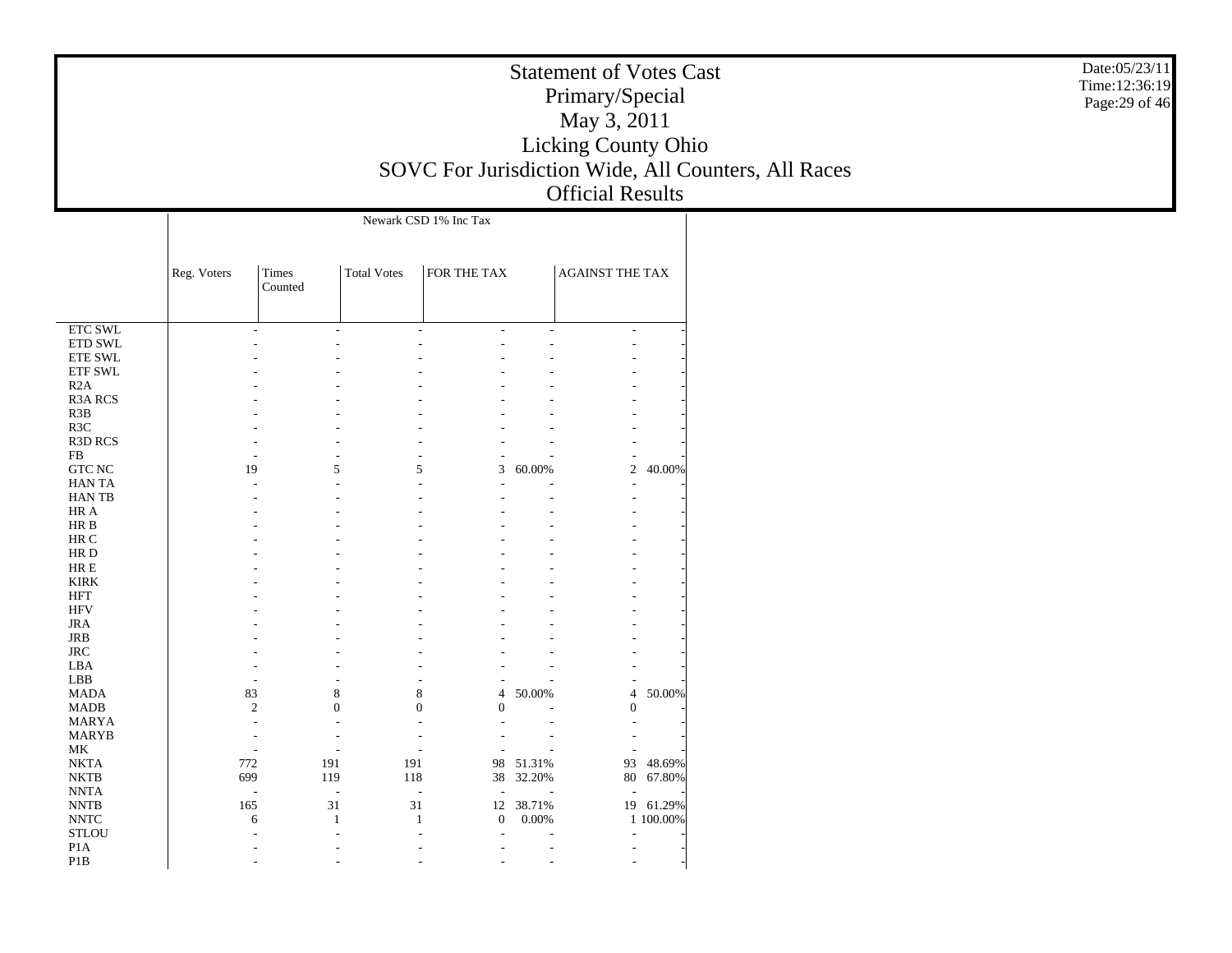# Statement of Votes Cast
## Primary/Special
## May 3, 2011
## Licking County Ohio
## SOVC For Jurisdiction Wide, All Counters, All Races
## Official Results

Date:05/23/11
Time:12:36:19

| | Newark CSD 1% Inc Tax | | | | | | |
|---|---|---|---|---|---|---|---|
| | Reg. Voters | Times Counted | Total Votes | FOR THE TAX | | AGAINST THE TAX | |
| ETC SWL | - | - | - | - | - | - | - |
| ETD SWL | - | - | - | - | - | - | - |
| ETE SWL | - | - | - | - | - | - | - |
| ETF SWL | - | - | - | - | - | - | - |
| R2A | - | - | - | - | - | - | - |
| R3A RCS | - | - | - | - | - | - | - |
| R3B | - | - | - | - | - | - | - |
| R3C | - | - | - | - | - | - | - |
| R3D RCS | - | - | - | - | - | - | - |
| FB | - | - | - | - | - | - | - |
| GTC NC | 19 | 5 | 5 | 3 | 60.00% | 2 | 40.00% |
| HAN TA | - | - | - | - | - | - | - |
| HAN TB | - | - | - | - | - | - | - |
| HR A | - | - | - | - | - | - | - |
| HR B | - | - | - | - | - | - | - |
| HR C | - | - | - | - | - | - | - |
| HR D | - | - | - | - | - | - | - |
| HR E | - | - | - | - | - | - | - |
| KIRK | - | - | - | - | - | - | - |
| HFT | - | - | - | - | - | - | - |
| HFV | - | - | - | - | - | - | - |
| JRA | - | - | - | - | - | - | - |
| JRB | - | - | - | - | - | - | - |
| JRC | - | - | - | - | - | - | - |
| LBA | - | - | - | - | - | - | - |
| LBB | - | - | - | - | - | - | - |
| MADA | 83 | 8 | 8 | 4 | 50.00% | 4 | 50.00% |
| MADB | 2 | 0 | 0 | 0 | - | 0 | - |
| MARYA | - | - | - | - | - | - | - |
| MARYB | - | - | - | - | - | - | - |
| MK | - | - | - | - | - | - | - |
| NKTA | 772 | 191 | 191 | 98 | 51.31% | 93 | 48.69% |
| NKTB | 699 | 119 | 118 | 38 | 32.20% | 80 | 67.80% |
| NNTA | - | - | - | - | - | - | - |
| NNTB | 165 | 31 | 31 | 12 | 38.71% | 19 | 61.29% |
| NNTC | 6 | 1 | 1 | 0 | 0.00% | 1 | 100.00% |
| STLOU | - | - | - | - | - | - | - |
| P1A | - | - | - | - | - | - | - |
| P1B | - | - | - | - | - | - | - |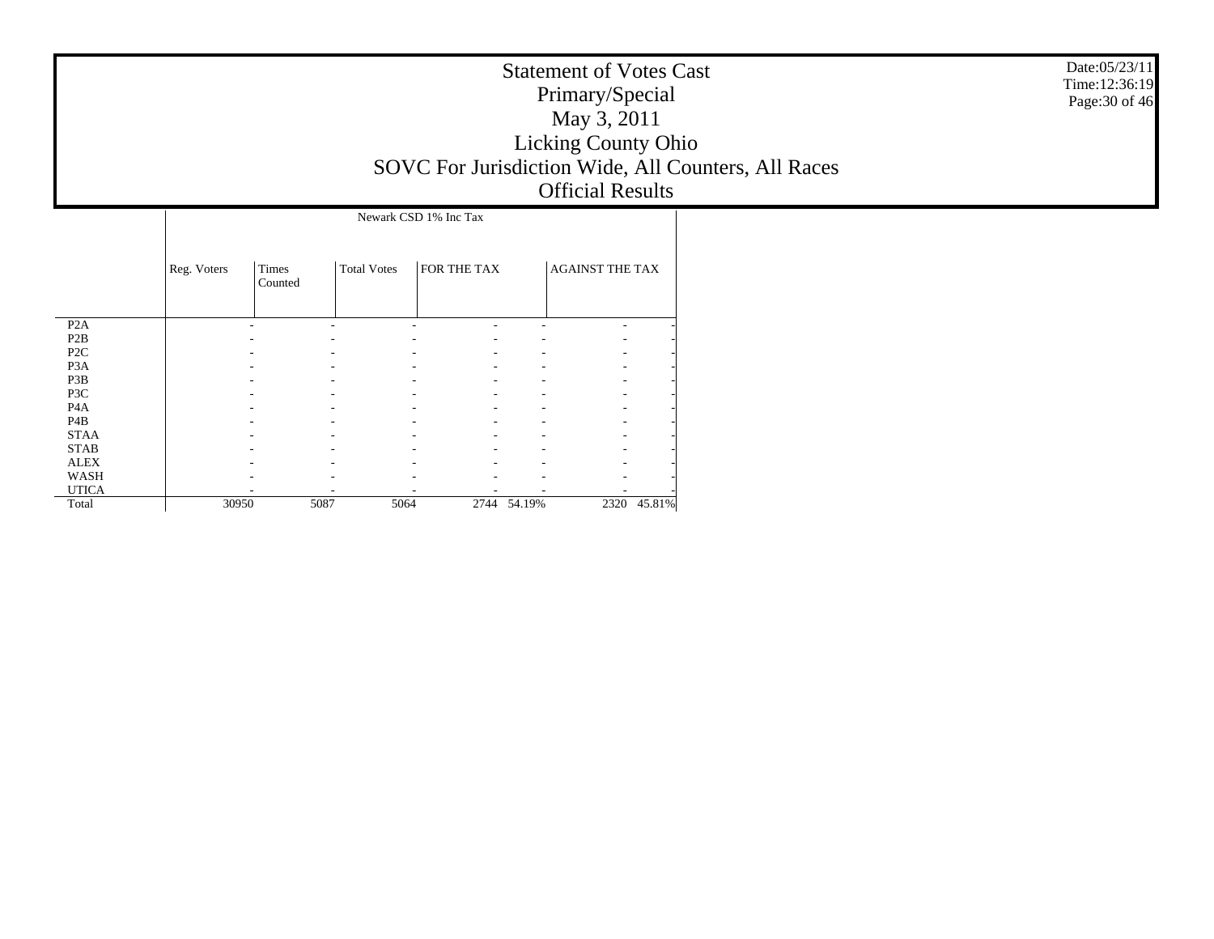# Statement of Votes Cast
## Primary/Special
## May 3, 2011
## Licking County Ohio
## SOVC For Jurisdiction Wide, All Counters, All Races
## Official Results

Date:05/23/11
Time:12:36:19

| | Newark CSD 1% Inc Tax | | | | | | |
|---|---|---|---|---|---|---|---|
| | Reg. Voters | Times Counted | Total Votes | FOR THE TAX | | AGAINST THE TAX | |
| P2A | - | - | - | - | - | - | - |
| P2B | - | - | - | - | - | - | - |
| P2C | - | - | - | - | - | - | - |
| P3A | - | - | - | - | - | - | - |
| P3B | - | - | - | - | - | - | - |
| P3C | - | - | - | - | - | - | - |
| P4A | - | - | - | - | - | - | - |
| P4B | - | - | - | - | - | - | - |
| STAA | - | - | - | - | - | - | - |
| STAB | - | - | - | - | - | - | - |
| ALEX | - | - | - | - | - | - | - |
| WASH | - | - | - | - | - | - | - |
| UTICA | - | - | - | - | - | - | - |
| Total | 30950 | 5087 | 5064 | 2744 | 54.19% | 2320 | 45.81% |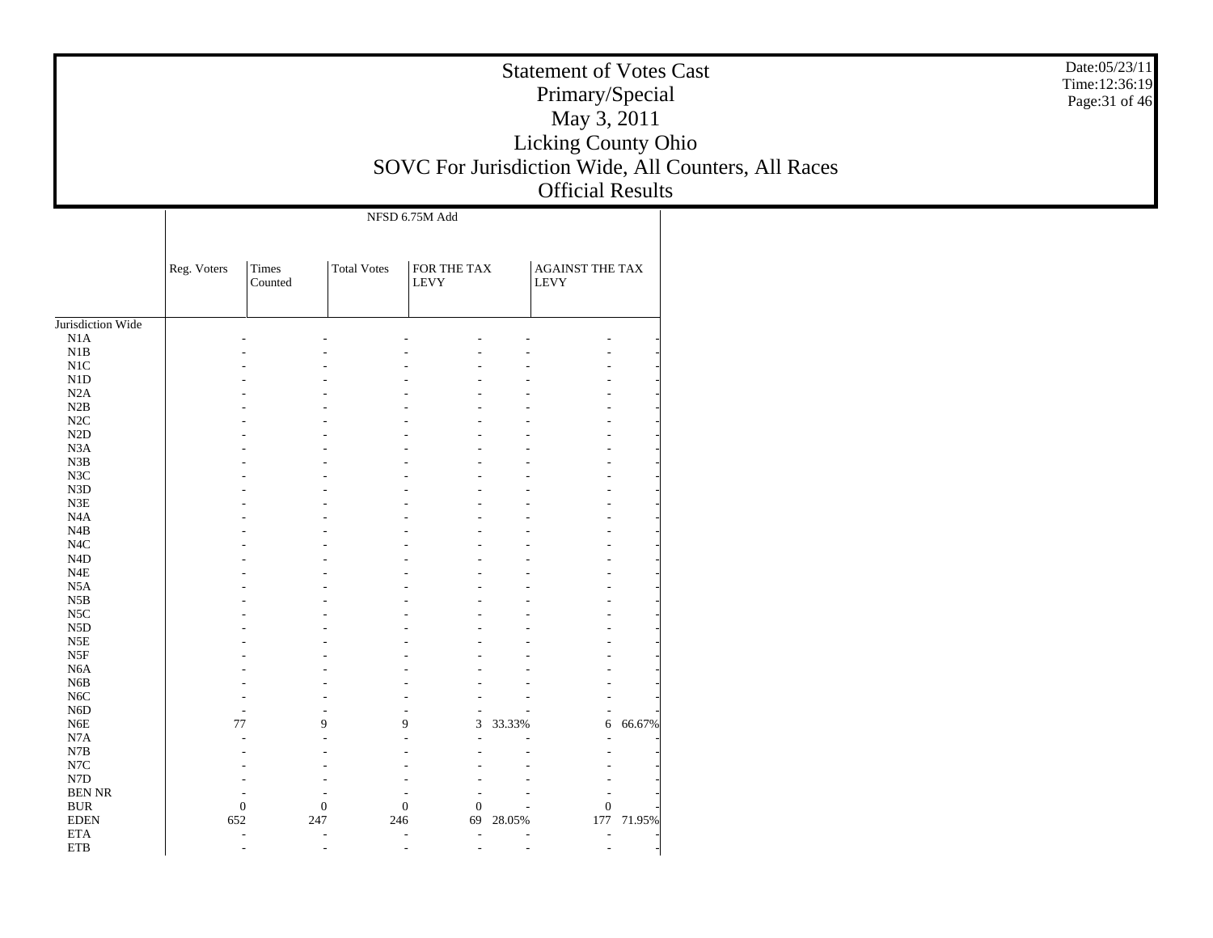# Statement of Votes Cast
## Primary/Special
## May 3, 2011
## Licking County Ohio
## SOVC For Jurisdiction Wide, All Counters, All Races
## Official Results

Date:05/23/11
Time:12:36:19

| | NFSD 6.75M Add | | | | | | |
|---|---|---|---|---|---|---|---|
| | Reg. Voters | Times Counted | Total Votes | FOR THE TAX LEVY | | AGAINST THE TAX LEVY | |
| Jurisdiction Wide | | | | | | | |
| N1A | - | - | - | - | - | - | - |
| N1B | - | - | - | - | - | - | - |
| N1C | - | - | - | - | - | - | - |
| N1D | - | - | - | - | - | - | - |
| N2A | - | - | - | - | - | - | - |
| N2B | - | - | - | - | - | - | - |
| N2C | - | - | - | - | - | - | - |
| N2D | - | - | - | - | - | - | - |
| N3A | - | - | - | - | - | - | - |
| N3B | - | - | - | - | - | - | - |
| N3C | - | - | - | - | - | - | - |
| N3D | - | - | - | - | - | - | - |
| N3E | - | - | - | - | - | - | - |
| N4A | - | - | - | - | - | - | - |
| N4B | - | - | - | - | - | - | - |
| N4C | - | - | - | - | - | - | - |
| N4D | - | - | - | - | - | - | - |
| N4E | - | - | - | - | - | - | - |
| N5A | - | - | - | - | - | - | - |
| N5B | - | - | - | - | - | - | - |
| N5C | - | - | - | - | - | - | - |
| N5D | - | - | - | - | - | - | - |
| N5E | - | - | - | - | - | - | - |
| N5F | - | - | - | - | - | - | - |
| N6A | - | - | - | - | - | - | - |
| N6B | - | - | - | - | - | - | - |
| N6C | - | - | - | - | - | - | - |
| N6D | - | - | - | - | - | - | - |
| N6E | 77 | 9 | 9 | 3 | 33.33% | 6 | 66.67% |
| N7A | - | - | - | - | - | - | - |
| N7B | - | - | - | - | - | - | - |
| N7C | - | - | - | - | - | - | - |
| N7D | - | - | - | - | - | - | - |
| BEN NR | - | - | - | - | - | - | - |
| BUR | 0 | 0 | 0 | 0 | - | 0 | - |
| EDEN | 652 | 247 | 246 | 69 | 28.05% | 177 | 71.95% |
| ETA | - | - | - | - | - | - | - |
| ETB | - | - | - | - | - | - | - |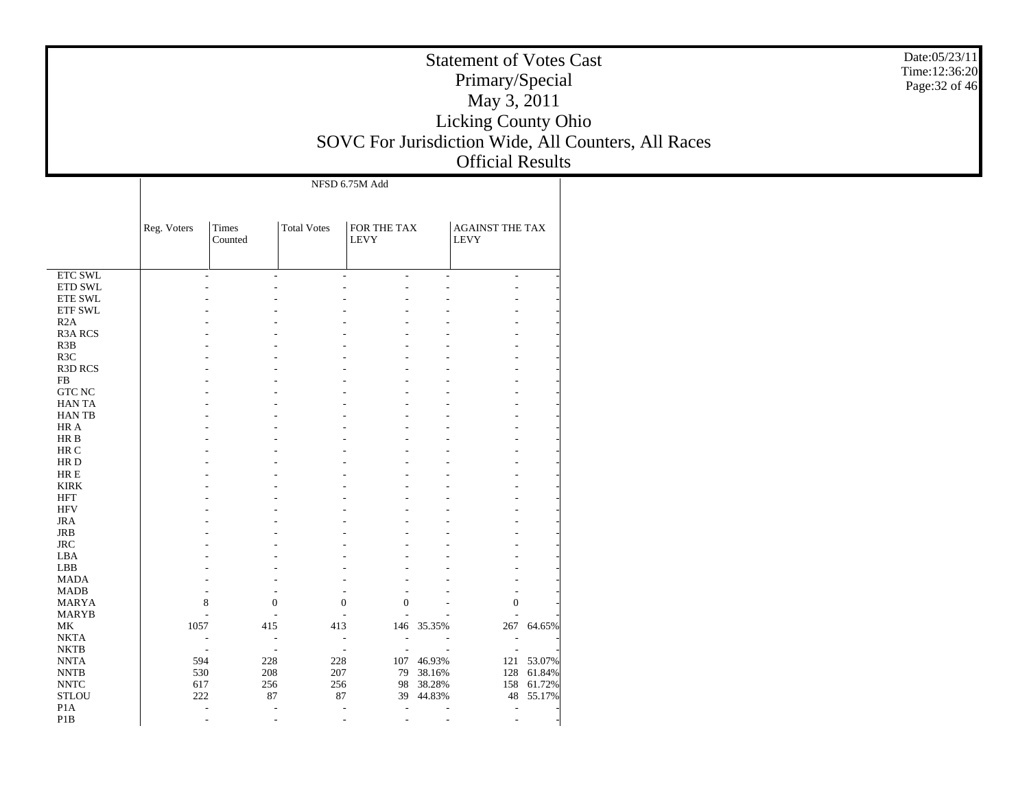# Statement of Votes Cast
## Primary/Special
## May 3, 2011
## Licking County Ohio
## SOVC For Jurisdiction Wide, All Counters, All Races
## Official Results

Date:05/23/11
Time:12:36:20

| | NFSD 6.75M Add | | | | | | |
|---|---|---|---|---|---|---|---|
| | Reg. Voters | Times Counted | Total Votes | FOR THE TAX LEVY | | AGAINST THE TAX LEVY | |
| ETC SWL | - | - | - | - | - | - | - |
| ETD SWL | - | - | - | - | - | - | - |
| ETE SWL | - | - | - | - | - | - | - |
| ETF SWL | - | - | - | - | - | - | - |
| R2A | - | - | - | - | - | - | - |
| R3A RCS | - | - | - | - | - | - | - |
| R3B | - | - | - | - | - | - | - |
| R3C | - | - | - | - | - | - | - |
| R3D RCS | - | - | - | - | - | - | - |
| FB | - | - | - | - | - | - | - |
| GTC NC | - | - | - | - | - | - | - |
| HAN TA | - | - | - | - | - | - | - |
| HAN TB | - | - | - | - | - | - | - |
| HR A | - | - | - | - | - | - | - |
| HR B | - | - | - | - | - | - | - |
| HR C | - | - | - | - | - | - | - |
| HR D | - | - | - | - | - | - | - |
| HR E | - | - | - | - | - | - | - |
| KIRK | - | - | - | - | - | - | - |
| HFT | - | - | - | - | - | - | - |
| HFV | - | - | - | - | - | - | - |
| JRA | - | - | - | - | - | - | - |
| JRB | - | - | - | - | - | - | - |
| JRC | - | - | - | - | - | - | - |
| LBA | - | - | - | - | - | - | - |
| LBB | - | - | - | - | - | - | - |
| MADA | - | - | - | - | - | - | - |
| MADB | - | - | - | - | - | - | - |
| MARYA | 8 | 0 | 0 | 0 | - | 0 | - |
| MARYB | - | - | - | - | - | - | - |
| MK | 1057 | 415 | 413 | 146 | 35.35% | 267 | 64.65% |
| NKTA | - | - | - | - | - | - | - |
| NKTB | - | - | - | - | - | - | - |
| NNTA | 594 | 228 | 228 | 107 | 46.93% | 121 | 53.07% |
| NNTB | 530 | 208 | 207 | 79 | 38.16% | 128 | 61.84% |
| NNTC | 617 | 256 | 256 | 98 | 38.28% | 158 | 61.72% |
| STLOU | 222 | 87 | 87 | 39 | 44.83% | 48 | 55.17% |
| P1A | - | - | - | - | - | - | - |
| P1B | - | - | - | - | - | - | - |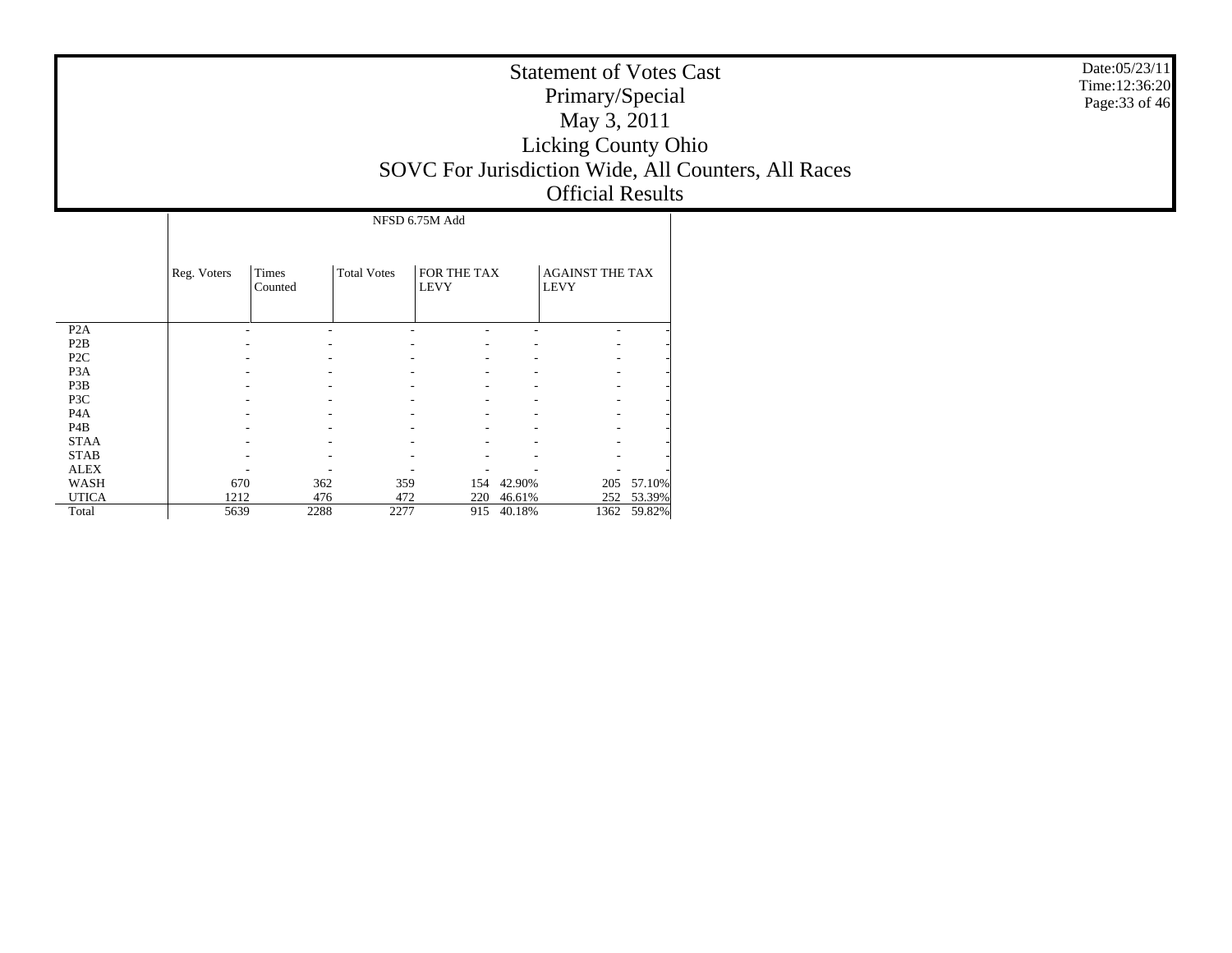# Statement of Votes Cast
## Primary/Special
## May 3, 2011
## Licking County Ohio
## SOVC For Jurisdiction Wide, All Counters, All Races
## Official Results

Date:05/23/11
Time:12:36:20

| | NFSD 6.75M Add | | | | | | |
|---|---|---|---|---|---|---|---|
| | Reg. Voters | Times Counted | Total Votes | FOR THE TAX LEVY | | AGAINST THE TAX LEVY | |
| P2A | - | - | - | - | - | - | - |
| P2B | - | - | - | - | - | - | - |
| P2C | - | - | - | - | - | - | - |
| P3A | - | - | - | - | - | - | - |
| P3B | - | - | - | - | - | - | - |
| P3C | - | - | - | - | - | - | - |
| P4A | - | - | - | - | - | - | - |
| P4B | - | - | - | - | - | - | - |
| STAA | - | - | - | - | - | - | - |
| STAB | - | - | - | - | - | - | - |
| ALEX | - | - | - | - | - | - | - |
| WASH | 670 | 362 | 359 | 154 | 42.90% | 205 | 57.10% |
| UTICA | 1212 | 476 | 472 | 220 | 46.61% | 252 | 53.39% |
| Total | 5639 | 2288 | 2277 | 915 | 40.18% | 1362 | 59.82% |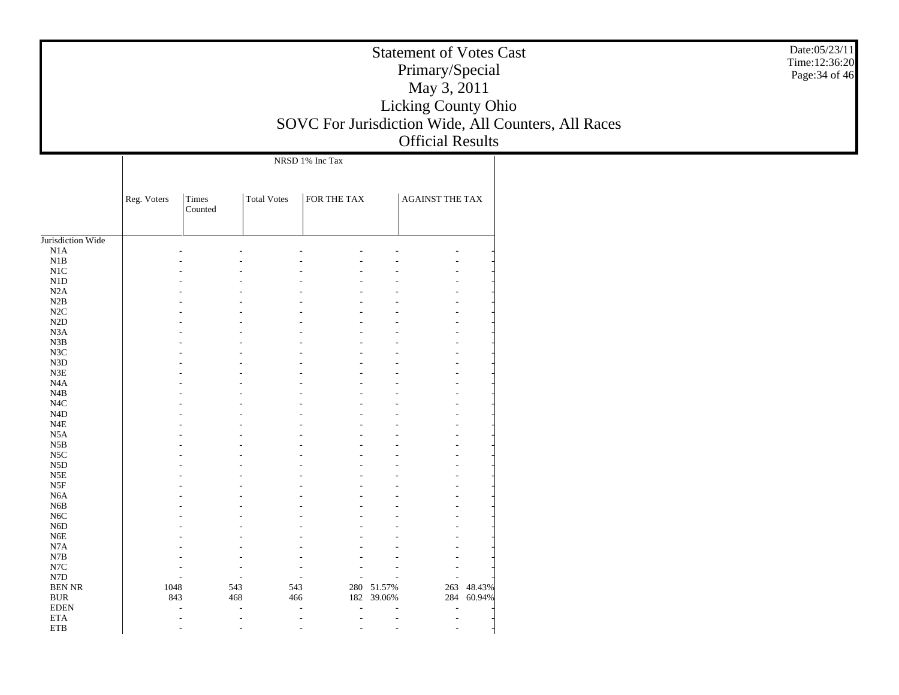# Statement of Votes Cast
## Primary/Special
## May 3, 2011
## Licking County Ohio
## SOVC For Jurisdiction Wide, All Counters, All Races
## Official Results

Date:05/23/11
Time:12:36:20

| | NRSD 1% Inc Tax | | | | | | |
|---|---|---|---|---|---|---|---|
| | Reg. Voters | Times Counted | Total Votes | FOR THE TAX | | AGAINST THE TAX | |
| Jurisdiction Wide | | | | | | | |
| N1A | - | - | - | - | - | - | - |
| N1B | - | - | - | - | - | - | - |
| N1C | - | - | - | - | - | - | - |
| N1D | - | - | - | - | - | - | - |
| N2A | - | - | - | - | - | - | - |
| N2B | - | - | - | - | - | - | - |
| N2C | - | - | - | - | - | - | - |
| N2D | - | - | - | - | - | - | - |
| N3A | - | - | - | - | - | - | - |
| N3B | - | - | - | - | - | - | - |
| N3C | - | - | - | - | - | - | - |
| N3D | - | - | - | - | - | - | - |
| N3E | - | - | - | - | - | - | - |
| N4A | - | - | - | - | - | - | - |
| N4B | - | - | - | - | - | - | - |
| N4C | - | - | - | - | - | - | - |
| N4D | - | - | - | - | - | - | - |
| N4E | - | - | - | - | - | - | - |
| N5A | - | - | - | - | - | - | - |
| N5B | - | - | - | - | - | - | - |
| N5C | - | - | - | - | - | - | - |
| N5D | - | - | - | - | - | - | - |
| N5E | - | - | - | - | - | - | - |
| N5F | - | - | - | - | - | - | - |
| N6A | - | - | - | - | - | - | - |
| N6B | - | - | - | - | - | - | - |
| N6C | - | - | - | - | - | - | - |
| N6D | - | - | - | - | - | - | - |
| N6E | - | - | - | - | - | - | - |
| N7A | - | - | - | - | - | - | - |
| N7B | - | - | - | - | - | - | - |
| N7C | - | - | - | - | - | - | - |
| N7D | - | - | - | - | - | - | - |
| BEN NR | 1048 | 543 | 543 | 280 | 51.57% | 263 | 48.43% |
| BUR | 843 | 468 | 466 | 182 | 39.06% | 284 | 60.94% |
| EDEN | - | - | - | - | - | - | - |
| ETA | - | - | - | - | - | - | - |
| ETB | - | - | - | - | - | - | - |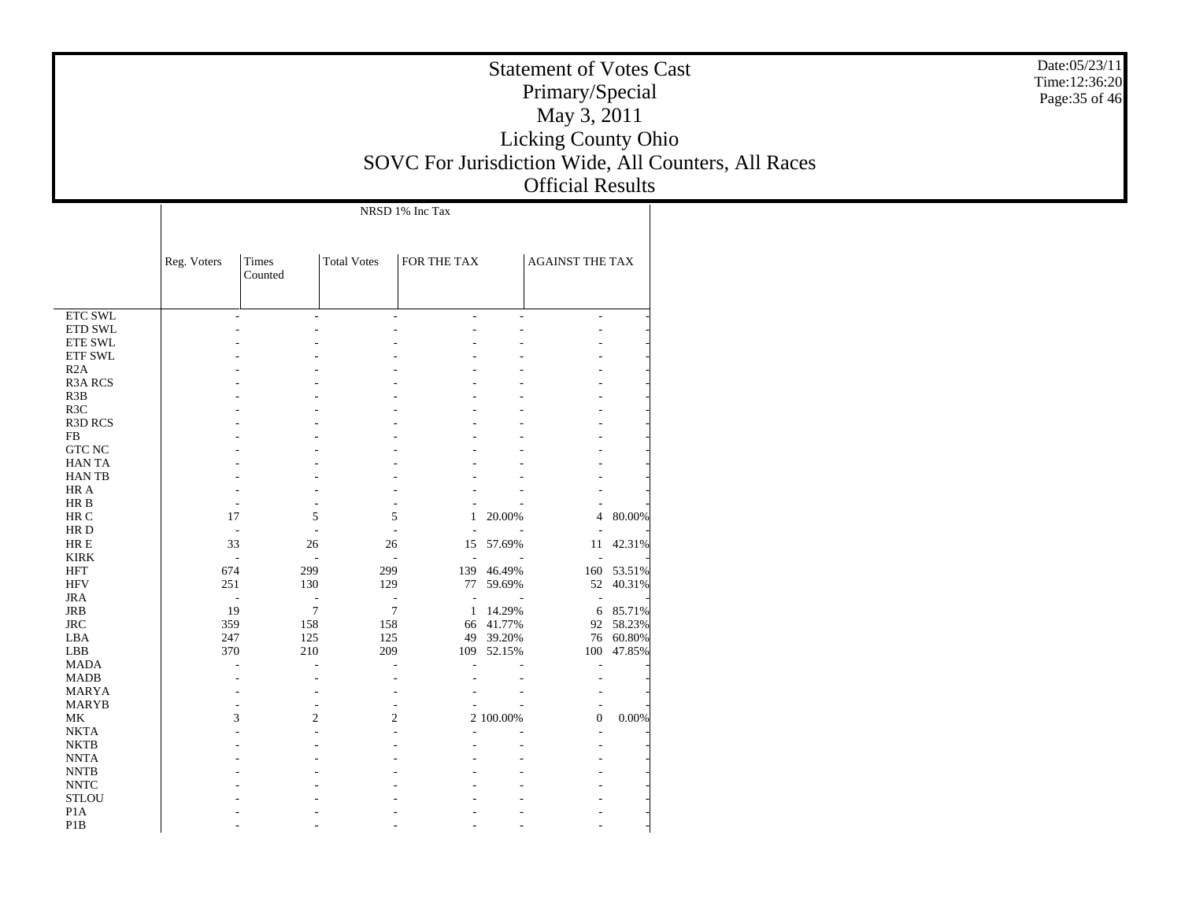# Statement of Votes Cast
## Primary/Special
## May 3, 2011
## Licking County Ohio
## SOVC For Jurisdiction Wide, All Counters, All Races
## Official Results

Date:05/23/11
Time:12:36:20

| | NRSD 1% Inc Tax | | | | | | |
|---|---|---|---|---|---|---|---|
| | Reg. Voters | Times Counted | Total Votes | FOR THE TAX | | AGAINST THE TAX | |
| ETC SWL | - | - | - | - | - | - | - |
| ETD SWL | - | - | - | - | - | - | - |
| ETE SWL | - | - | - | - | - | - | - |
| ETF SWL | - | - | - | - | - | - | - |
| R2A | - | - | - | - | - | - | - |
| R3A RCS | - | - | - | - | - | - | - |
| R3B | - | - | - | - | - | - | - |
| R3C | - | - | - | - | - | - | - |
| R3D RCS | - | - | - | - | - | - | - |
| FB | - | - | - | - | - | - | - |
| GTC NC | - | - | - | - | - | - | - |
| HAN TA | - | - | - | - | - | - | - |
| HAN TB | - | - | - | - | - | - | - |
| HR A | - | - | - | - | - | - | - |
| HR B | - | - | - | - | - | - | - |
| HR C | 17 | 5 | 5 | 1 | 20.00% | 4 | 80.00% |
| HR D | - | - | - | - | - | - | - |
| HR E | 33 | 26 | 26 | 15 | 57.69% | 11 | 42.31% |
| KIRK | - | - | - | - | - | - | - |
| HFT | 674 | 299 | 299 | 139 | 46.49% | 160 | 53.51% |
| HFV | 251 | 130 | 129 | 77 | 59.69% | 52 | 40.31% |
| JRA | - | - | - | - | - | - | - |
| JRB | 19 | 7 | 7 | 1 | 14.29% | 6 | 85.71% |
| JRC | 359 | 158 | 158 | 66 | 41.77% | 92 | 58.23% |
| LBA | 247 | 125 | 125 | 49 | 39.20% | 76 | 60.80% |
| LBB | 370 | 210 | 209 | 109 | 52.15% | 100 | 47.85% |
| MADA | - | - | - | - | - | - | - |
| MADB | - | - | - | - | - | - | - |
| MARYA | - | - | - | - | - | - | - |
| MARYB | - | - | - | - | - | - | - |
| MK | 3 | 2 | 2 | 2 | 100.00% | 0 | 0.00% |
| NKTA | - | - | - | - | - | - | - |
| NKTB | - | - | - | - | - | - | - |
| NNTA | - | - | - | - | - | - | - |
| NNTB | - | - | - | - | - | - | - |
| NNTC | - | - | - | - | - | - | - |
| STLOU | - | - | - | - | - | - | - |
| P1A | - | - | - | - | - | - | - |
| P1B | - | - | - | - | - | - | - |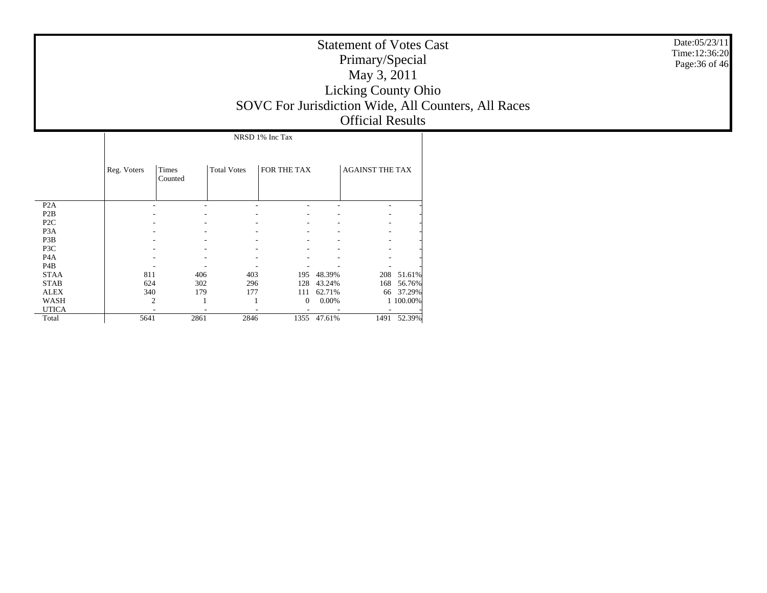# Statement of Votes Cast
## Primary/Special
## May 3, 2011
## Licking County Ohio
## SOVC For Jurisdiction Wide, All Counters, All Races
## Official Results

Date:05/23/11
Time:12:36:20

| | NRSD 1% Inc Tax | | | | | | |
|---|---|---|---|---|---|---|---|
| | Reg. Voters | Times Counted | Total Votes | FOR THE TAX | | AGAINST THE TAX | |
| P2A | - | - | - | - | - | - | - |
| P2B | - | - | - | - | - | - | - |
| P2C | - | - | - | - | - | - | - |
| P3A | - | - | - | - | - | - | - |
| P3B | - | - | - | - | - | - | - |
| P3C | - | - | - | - | - | - | - |
| P4A | - | - | - | - | - | - | - |
| P4B | - | - | - | - | - | - | - |
| STAA | 811 | 406 | 403 | 195 | 48.39% | 208 | 51.61% |
| STAB | 624 | 302 | 296 | 128 | 43.24% | 168 | 56.76% |
| ALEX | 340 | 179 | 177 | 111 | 62.71% | 66 | 37.29% |
| WASH | 2 | 1 | 1 | 0 | 0.00% | 1 | 100.00% |
| UTICA | - | - | - | - | - | - | - |
| Total | 5641 | 2861 | 2846 | 1355 | 47.61% | 1491 | 52.39% |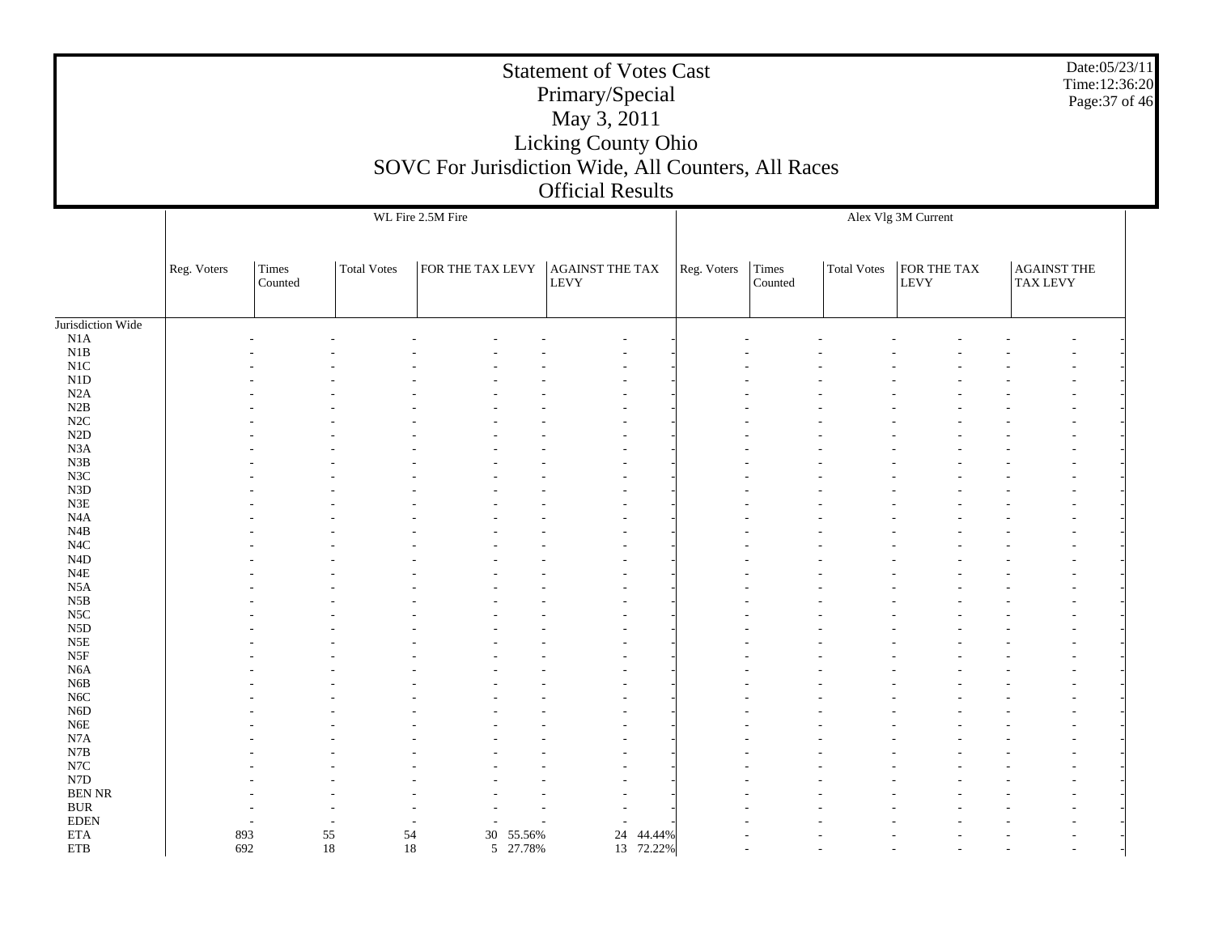# Statement of Votes Cast
## Primary/Special
## May 3, 2011
## Licking County Ohio
## SOVC For Jurisdiction Wide, All Counters, All Races
## Official Results

Date:05/23/11
Time:12:36:20

| | WL Fire 2.5M Fire | | | | | | | Alex Vlg 3M Current | | | | | | |
|---|---|---|---|---|---|---|---|---|---|---|---|---|---|---|
| | Reg. Voters | Times Counted | Total Votes | FOR THE TAX LEVY | | AGAINST THE TAX LEVY | | Reg. Voters | Times Counted | Total Votes | FOR THE TAX LEVY | | AGAINST THE TAX LEVY | |
| Jurisdiction Wide | | | | | | | | | | | | | | |
| N1A | - | - | - | - | - | - | - | - | - | - | - | - | - | - |
| N1B | - | - | - | - | - | - | - | - | - | - | - | - | - | - |
| N1C | - | - | - | - | - | - | - | - | - | - | - | - | - | - |
| N1D | - | - | - | - | - | - | - | - | - | - | - | - | - | - |
| N2A | - | - | - | - | - | - | - | - | - | - | - | - | - | - |
| N2B | - | - | - | - | - | - | - | - | - | - | - | - | - | - |
| N2C | - | - | - | - | - | - | - | - | - | - | - | - | - | - |
| N2D | - | - | - | - | - | - | - | - | - | - | - | - | - | - |
| N3A | - | - | - | - | - | - | - | - | - | - | - | - | - | - |
| N3B | - | - | - | - | - | - | - | - | - | - | - | - | - | - |
| N3C | - | - | - | - | - | - | - | - | - | - | - | - | - | - |
| N3D | - | - | - | - | - | - | - | - | - | - | - | - | - | - |
| N3E | - | - | - | - | - | - | - | - | - | - | - | - | - | - |
| N4A | - | - | - | - | - | - | - | - | - | - | - | - | - | - |
| N4B | - | - | - | - | - | - | - | - | - | - | - | - | - | - |
| N4C | - | - | - | - | - | - | - | - | - | - | - | - | - | - |
| N4D | - | - | - | - | - | - | - | - | - | - | - | - | - | - |
| N4E | - | - | - | - | - | - | - | - | - | - | - | - | - | - |
| N5A | - | - | - | - | - | - | - | - | - | - | - | - | - | - |
| N5B | - | - | - | - | - | - | - | - | - | - | - | - | - | - |
| N5C | - | - | - | - | - | - | - | - | - | - | - | - | - | - |
| N5D | - | - | - | - | - | - | - | - | - | - | - | - | - | - |
| N5E | - | - | - | - | - | - | - | - | - | - | - | - | - | - |
| N5F | - | - | - | - | - | - | - | - | - | - | - | - | - | - |
| N6A | - | - | - | - | - | - | - | - | - | - | - | - | - | - |
| N6B | - | - | - | - | - | - | - | - | - | - | - | - | - | - |
| N6C | - | - | - | - | - | - | - | - | - | - | - | - | - | - |
| N6D | - | - | - | - | - | - | - | - | - | - | - | - | - | - |
| N6E | - | - | - | - | - | - | - | - | - | - | - | - | - | - |
| N7A | - | - | - | - | - | - | - | - | - | - | - | - | - | - |
| N7B | - | - | - | - | - | - | - | - | - | - | - | - | - | - |
| N7C | - | - | - | - | - | - | - | - | - | - | - | - | - | - |
| N7D | - | - | - | - | - | - | - | - | - | - | - | - | - | - |
| BEN NR | - | - | - | - | - | - | - | - | - | - | - | - | - | - |
| BUR | - | - | - | - | - | - | - | - | - | - | - | - | - | - |
| EDEN | - | - | - | - | - | - | - | - | - | - | - | - | - | - |
| ETA | 893 | 55 | 54 | 30 | 55.56% | 24 | 44.44% | - | - | - | - | - | - | - |
| ETB | 692 | 18 | 18 | 5 | 27.78% | 13 | 72.22% | - | - | - | - | - | - | - |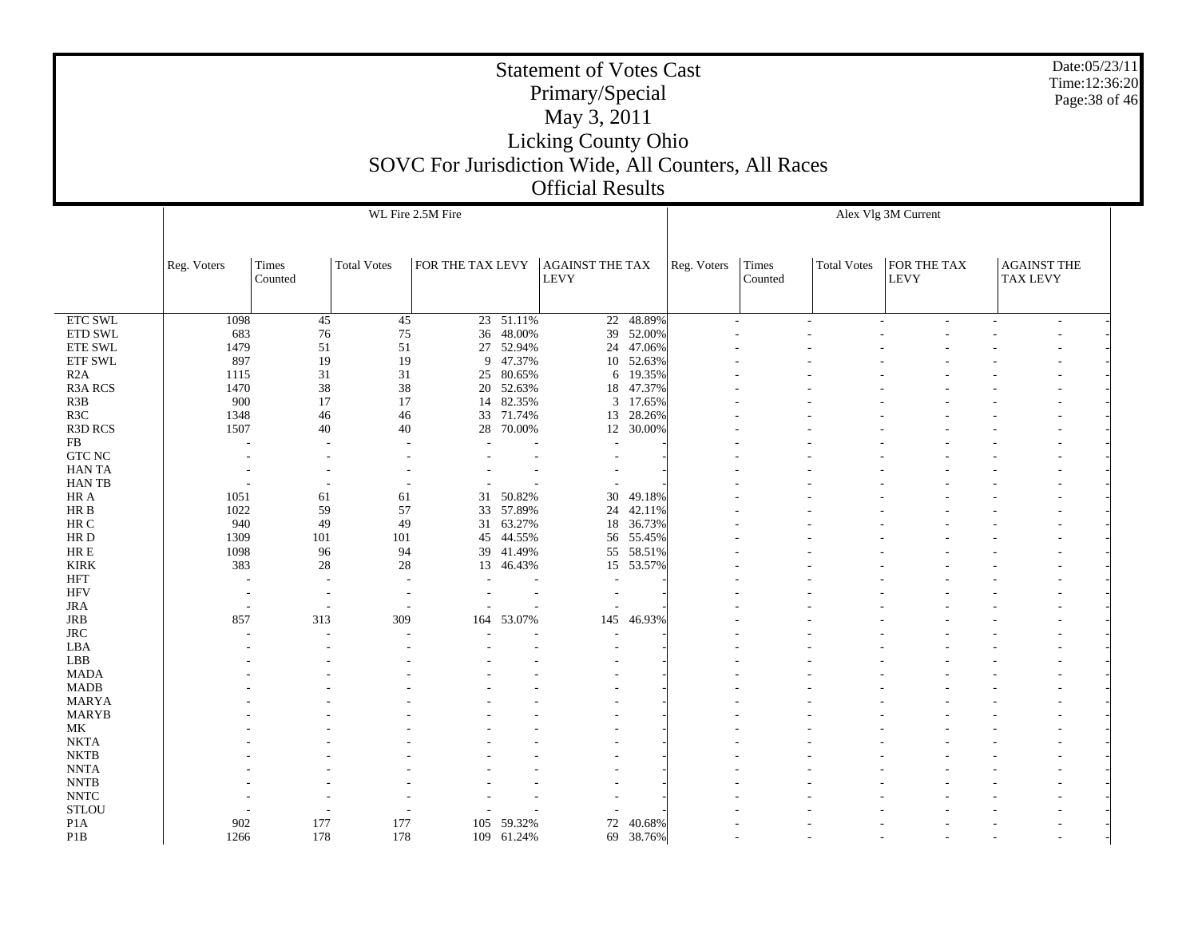# Statement of Votes Cast

## Primary/Special

## May 3, 2011

## Licking County Ohio

## SOVC For Jurisdiction Wide, All Counters, All Races

## Official Results

Date:05/23/11
Time:12:36:20

| | WL Fire 2.5M Fire | | | | | | | Alex Vlg 3M Current | | | | | | |
|---|---|---|---|---|---|---|---|---|---|---|---|---|---|---|
| | Reg. Voters | Times Counted | Total Votes | FOR THE TAX LEVY | | AGAINST THE TAX LEVY | | Reg. Voters | Times Counted | Total Votes | FOR THE TAX LEVY | | AGAINST THE TAX LEVY | |
| ETC SWL | 1098 | 45 | 45 | 23 | 51.11% | 22 | 48.89% | - | - | - | - | - | - | - |
| ETD SWL | 683 | 76 | 75 | 36 | 48.00% | 39 | 52.00% | - | - | - | - | - | - | - |
| ETE SWL | 1479 | 51 | 51 | 27 | 52.94% | 24 | 47.06% | - | - | - | - | - | - | - |
| ETF SWL | 897 | 19 | 19 | 9 | 47.37% | 10 | 52.63% | - | - | - | - | - | - | - |
| R2A | 1115 | 31 | 31 | 25 | 80.65% | 6 | 19.35% | - | - | - | - | - | - | - |
| R3A RCS | 1470 | 38 | 38 | 20 | 52.63% | 18 | 47.37% | - | - | - | - | - | - | - |
| R3B | 900 | 17 | 17 | 14 | 82.35% | 3 | 17.65% | - | - | - | - | - | - | - |
| R3C | 1348 | 46 | 46 | 33 | 71.74% | 13 | 28.26% | - | - | - | - | - | - | - |
| R3D RCS | 1507 | 40 | 40 | 28 | 70.00% | 12 | 30.00% | - | - | - | - | - | - | - |
| FB | - | - | - | - | - | - | - | - | - | - | - | - | - | - |
| GTC NC | - | - | - | - | - | - | - | - | - | - | - | - | - | - |
| HAN TA | - | - | - | - | - | - | - | - | - | - | - | - | - | - |
| HAN TB | - | - | - | - | - | - | - | - | - | - | - | - | - | - |
| HR A | 1051 | 61 | 61 | 31 | 50.82% | 30 | 49.18% | - | - | - | - | - | - | - |
| HR B | 1022 | 59 | 57 | 33 | 57.89% | 24 | 42.11% | - | - | - | - | - | - | - |
| HR C | 940 | 49 | 49 | 31 | 63.27% | 18 | 36.73% | - | - | - | - | - | - | - |
| HR D | 1309 | 101 | 101 | 45 | 44.55% | 56 | 55.45% | - | - | - | - | - | - | - |
| HR E | 1098 | 96 | 94 | 39 | 41.49% | 55 | 58.51% | - | - | - | - | - | - | - |
| KIRK | 383 | 28 | 28 | 13 | 46.43% | 15 | 53.57% | - | - | - | - | - | - | - |
| HFT | - | - | - | - | - | - | - | - | - | - | - | - | - | - |
| HFV | - | - | - | - | - | - | - | - | - | - | - | - | - | - |
| JRA | - | - | - | - | - | - | - | - | - | - | - | - | - | - |
| JRB | 857 | 313 | 309 | 164 | 53.07% | 145 | 46.93% | - | - | - | - | - | - | - |
| JRC | - | - | - | - | - | - | - | - | - | - | - | - | - | - |
| LBA | - | - | - | - | - | - | - | - | - | - | - | - | - | - |
| LBB | - | - | - | - | - | - | - | - | - | - | - | - | - | - |
| MADA | - | - | - | - | - | - | - | - | - | - | - | - | - | - |
| MADB | - | - | - | - | - | - | - | - | - | - | - | - | - | - |
| MARYA | - | - | - | - | - | - | - | - | - | - | - | - | - | - |
| MARYB | - | - | - | - | - | - | - | - | - | - | - | - | - | - |
| MK | - | - | - | - | - | - | - | - | - | - | - | - | - | - |
| NKTA | - | - | - | - | - | - | - | - | - | - | - | - | - | - |
| NKTB | - | - | - | - | - | - | - | - | - | - | - | - | - | - |
| NNTA | - | - | - | - | - | - | - | - | - | - | - | - | - | - |
| NNTB | - | - | - | - | - | - | - | - | - | - | - | - | - | - |
| NNTC | - | - | - | - | - | - | - | - | - | - | - | - | - | - |
| STLOU | - | - | - | - | - | - | - | - | - | - | - | - | - | - |
| P1A | 902 | 177 | 177 | 105 | 59.32% | 72 | 40.68% | - | - | - | - | - | - | - |
| P1B | 1266 | 178 | 178 | 109 | 61.24% | 69 | 38.76% | - | - | - | - | - | - | - |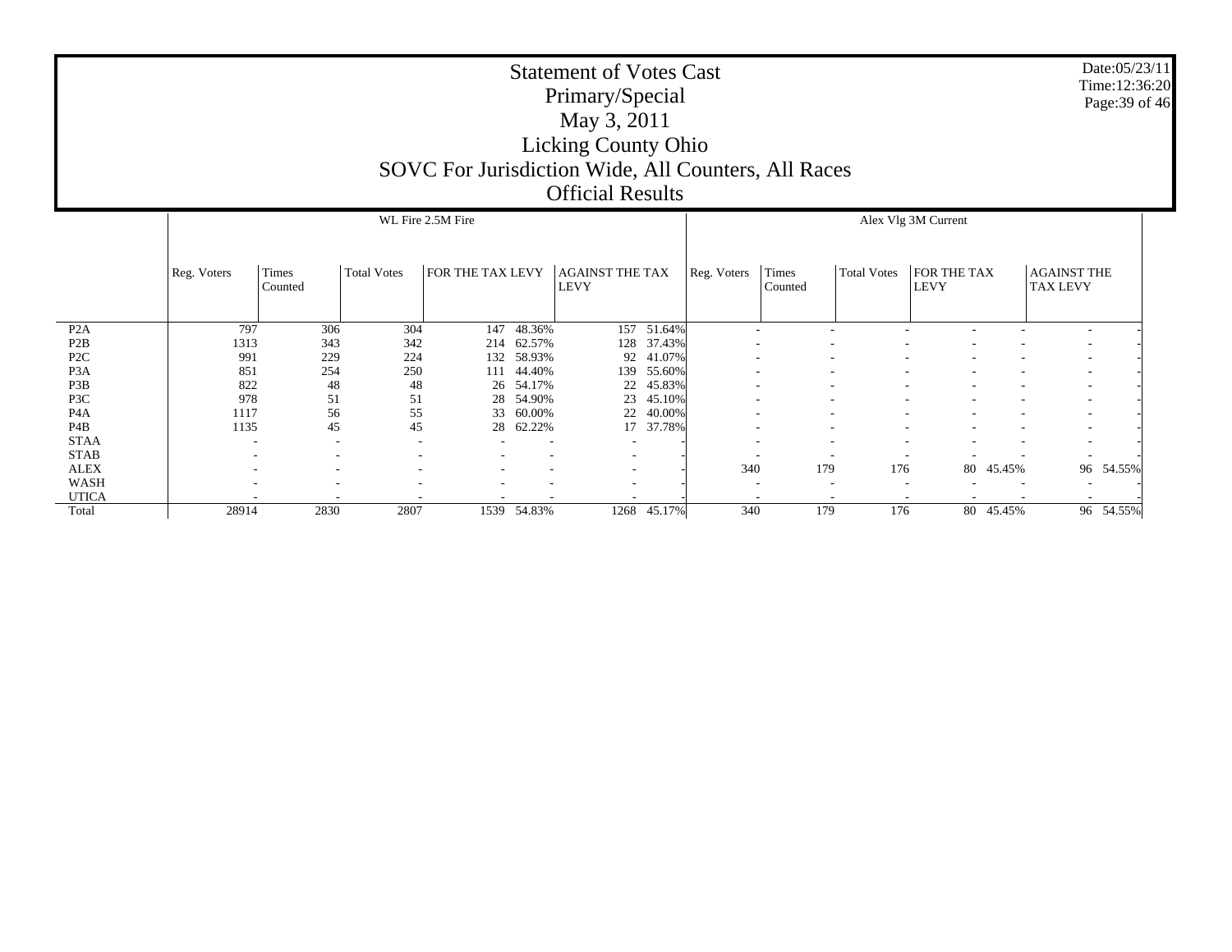# Statement of Votes Cast
## Primary/Special
## May 3, 2011
## Licking County Ohio
## SOVC For Jurisdiction Wide, All Counters, All Races
## Official Results

Date:05/23/11
Time:12:36:20

| | WL Fire 2.5M Fire | | | | | | | Alex Vlg 3M Current | | | | | | |
|---|---|---|---|---|---|---|---|---|---|---|---|---|---|---|
| | Reg. Voters | Times Counted | Total Votes | FOR THE TAX LEVY | | AGAINST THE TAX LEVY | | Reg. Voters | Times Counted | Total Votes | FOR THE TAX LEVY | | AGAINST THE TAX LEVY | |
| P2A | 797 | 306 | 304 | 147 | 48.36% | 157 | 51.64% | - | - | - | - | - | - | - |
| P2B | 1313 | 343 | 342 | 214 | 62.57% | 128 | 37.43% | - | - | - | - | - | - | - |
| P2C | 991 | 229 | 224 | 132 | 58.93% | 92 | 41.07% | - | - | - | - | - | - | - |
| P3A | 851 | 254 | 250 | 111 | 44.40% | 139 | 55.60% | - | - | - | - | - | - | - |
| P3B | 822 | 48 | 48 | 26 | 54.17% | 22 | 45.83% | - | - | - | - | - | - | - |
| P3C | 978 | 51 | 51 | 28 | 54.90% | 23 | 45.10% | - | - | - | - | - | - | - |
| P4A | 1117 | 56 | 55 | 33 | 60.00% | 22 | 40.00% | - | - | - | - | - | - | - |
| P4B | 1135 | 45 | 45 | 28 | 62.22% | 17 | 37.78% | - | - | - | - | - | - | - |
| STAA | - | - | - | - | - | - | - | - | - | - | - | - | - | - |
| STAB | - | - | - | - | - | - | - | - | - | - | - | - | - | - |
| ALEX | - | - | - | - | - | - | - | 340 | 179 | 176 | 80 | 45.45% | 96 | 54.55% |
| WASH | - | - | - | - | - | - | - | - | - | - | - | - | - | - |
| UTICA | - | - | - | - | - | - | - | - | - | - | - | - | - | - |
| Total | 28914 | 2830 | 2807 | 1539 | 54.83% | 1268 | 45.17% | 340 | 179 | 176 | 80 | 45.45% | 96 | 54.55% |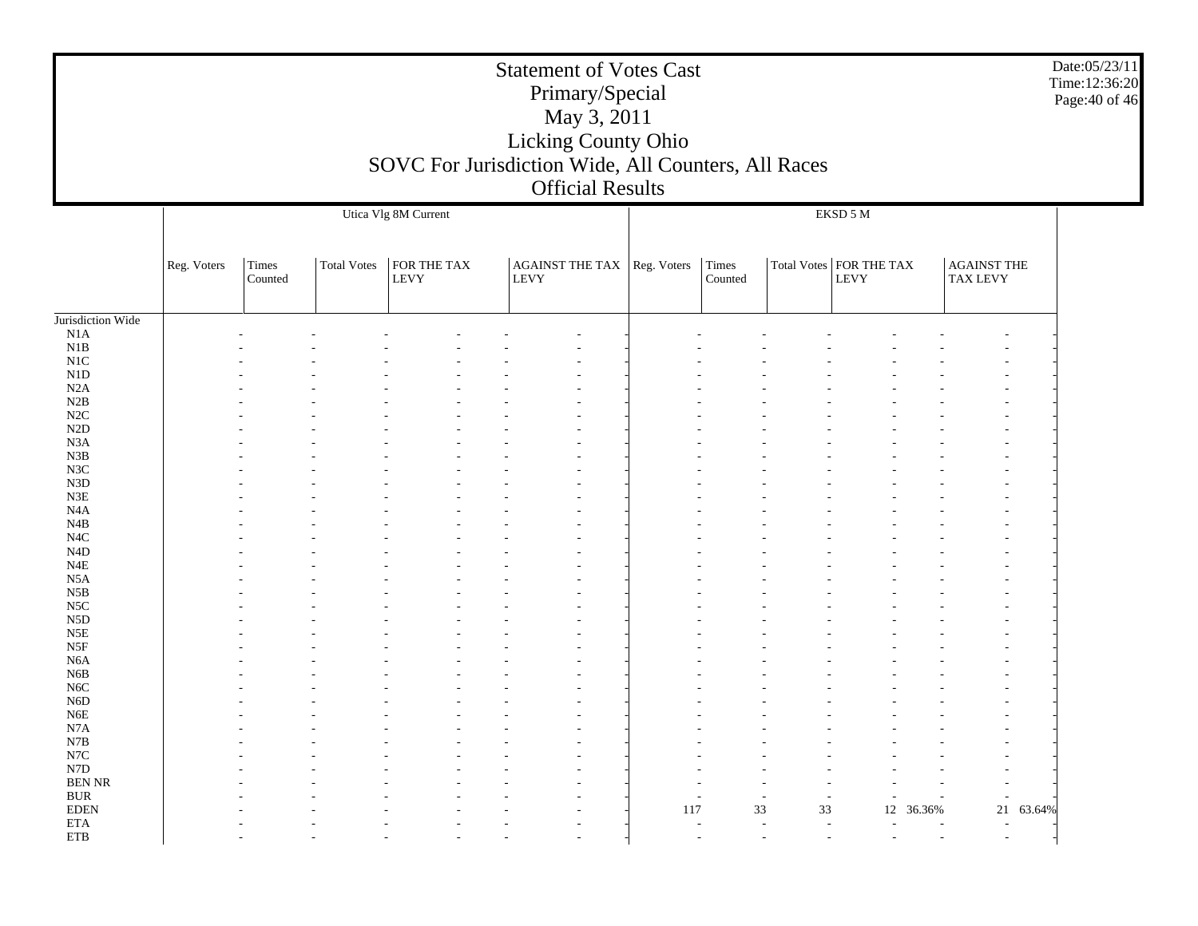# Statement of Votes Cast
## Primary/Special
## May 3, 2011
## Licking County Ohio
## SOVC For Jurisdiction Wide, All Counters, All Races
## Official Results

Date:05/23/11
Time:12:36:20

| | Utica Vlg 8M Current | | | | | | | EKSD 5 M | | | | | | |
|---|---|---|---|---|---|---|---|---|---|---|---|---|---|---|
| | Reg. Voters | Times Counted | Total Votes | FOR THE TAX LEVY | | AGAINST THE TAX LEVY | | Reg. Voters | Times Counted | Total Votes | FOR THE TAX LEVY | | AGAINST THE TAX LEVY | |
| Jurisdiction Wide | | | | | | | | | | | | | | |
| N1A | - | - | - | - | - | - | - | - | - | - | - | - | - | - |
| N1B | - | - | - | - | - | - | - | - | - | - | - | - | - | - |
| N1C | - | - | - | - | - | - | - | - | - | - | - | - | - | - |
| N1D | - | - | - | - | - | - | - | - | - | - | - | - | - | - |
| N2A | - | - | - | - | - | - | - | - | - | - | - | - | - | - |
| N2B | - | - | - | - | - | - | - | - | - | - | - | - | - | - |
| N2C | - | - | - | - | - | - | - | - | - | - | - | - | - | - |
| N2D | - | - | - | - | - | - | - | - | - | - | - | - | - | - |
| N3A | - | - | - | - | - | - | - | - | - | - | - | - | - | - |
| N3B | - | - | - | - | - | - | - | - | - | - | - | - | - | - |
| N3C | - | - | - | - | - | - | - | - | - | - | - | - | - | - |
| N3D | - | - | - | - | - | - | - | - | - | - | - | - | - | - |
| N3E | - | - | - | - | - | - | - | - | - | - | - | - | - | - |
| N4A | - | - | - | - | - | - | - | - | - | - | - | - | - | - |
| N4B | - | - | - | - | - | - | - | - | - | - | - | - | - | - |
| N4C | - | - | - | - | - | - | - | - | - | - | - | - | - | - |
| N4D | - | - | - | - | - | - | - | - | - | - | - | - | - | - |
| N4E | - | - | - | - | - | - | - | - | - | - | - | - | - | - |
| N5A | - | - | - | - | - | - | - | - | - | - | - | - | - | - |
| N5B | - | - | - | - | - | - | - | - | - | - | - | - | - | - |
| N5C | - | - | - | - | - | - | - | - | - | - | - | - | - | - |
| N5D | - | - | - | - | - | - | - | - | - | - | - | - | - | - |
| N5E | - | - | - | - | - | - | - | - | - | - | - | - | - | - |
| N5F | - | - | - | - | - | - | - | - | - | - | - | - | - | - |
| N6A | - | - | - | - | - | - | - | - | - | - | - | - | - | - |
| N6B | - | - | - | - | - | - | - | - | - | - | - | - | - | - |
| N6C | - | - | - | - | - | - | - | - | - | - | - | - | - | - |
| N6D | - | - | - | - | - | - | - | - | - | - | - | - | - | - |
| N6E | - | - | - | - | - | - | - | - | - | - | - | - | - | - |
| N7A | - | - | - | - | - | - | - | - | - | - | - | - | - | - |
| N7B | - | - | - | - | - | - | - | - | - | - | - | - | - | - |
| N7C | - | - | - | - | - | - | - | - | - | - | - | - | - | - |
| N7D | - | - | - | - | - | - | - | - | - | - | - | - | - | - |
| BEN NR | - | - | - | - | - | - | - | - | - | - | - | - | - | - |
| BUR | - | - | - | - | - | - | - | - | - | - | - | - | - | - |
| EDEN | - | - | - | - | - | - | - | 117 | 33 | 33 | 12 | 36.36% | 21 | 63.64% |
| ETA | - | - | - | - | - | - | - | - | - | - | - | - | - | - |
| ETB | - | - | - | - | - | - | - | - | - | - | - | - | - | - |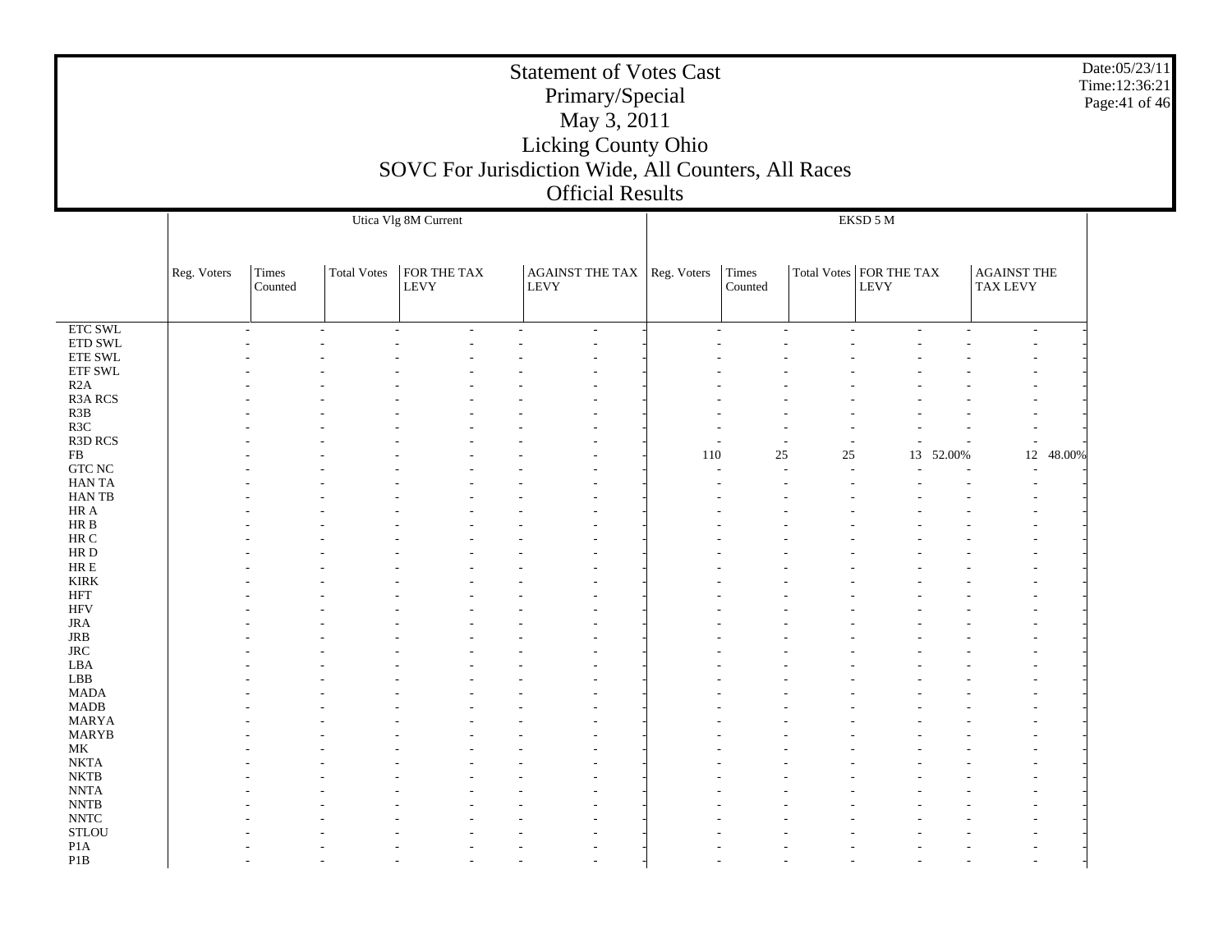# Statement of Votes Cast

## Primary/Special

## May 3, 2011

## Licking County Ohio

## SOVC For Jurisdiction Wide, All Counters, All Races

## Official Results

Date:05/23/11
Time:12:36:21

| | Utica Vlg 8M Current | | | | | | | EKSD 5 M | | | | | | |
|---|---|---|---|---|---|---|---|---|---|---|---|---|---|---|
| | Reg. Voters | Times Counted | Total Votes | FOR THE TAX LEVY | | AGAINST THE TAX LEVY | | Reg. Voters | Times Counted | Total Votes | FOR THE TAX LEVY | | AGAINST THE TAX LEVY | |
| ETC SWL | - | - | - | - | - | - | - | - | - | - | - | - | - | - |
| ETD SWL | - | - | - | - | - | - | - | - | - | - | - | - | - | - |
| ETE SWL | - | - | - | - | - | - | - | - | - | - | - | - | - | - |
| ETF SWL | - | - | - | - | - | - | - | - | - | - | - | - | - | - |
| R2A | - | - | - | - | - | - | - | - | - | - | - | - | - | - |
| R3A RCS | - | - | - | - | - | - | - | - | - | - | - | - | - | - |
| R3B | - | - | - | - | - | - | - | - | - | - | - | - | - | - |
| R3C | - | - | - | - | - | - | - | - | - | - | - | - | - | - |
| R3D RCS | - | - | - | - | - | - | - | - | - | - | - | - | - | - |
| FB | - | - | - | - | - | - | - | 110 | 25 | 25 | 13 | 52.00% | 12 | 48.00% |
| GTC NC | - | - | - | - | - | - | - | - | - | - | - | - | - | - |
| HAN TA | - | - | - | - | - | - | - | - | - | - | - | - | - | - |
| HAN TB | - | - | - | - | - | - | - | - | - | - | - | - | - | - |
| HR A | - | - | - | - | - | - | - | - | - | - | - | - | - | - |
| HR B | - | - | - | - | - | - | - | - | - | - | - | - | - | - |
| HR C | - | - | - | - | - | - | - | - | - | - | - | - | - | - |
| HR D | - | - | - | - | - | - | - | - | - | - | - | - | - | - |
| HR E | - | - | - | - | - | - | - | - | - | - | - | - | - | - |
| KIRK | - | - | - | - | - | - | - | - | - | - | - | - | - | - |
| HFT | - | - | - | - | - | - | - | - | - | - | - | - | - | - |
| HFV | - | - | - | - | - | - | - | - | - | - | - | - | - | - |
| JRA | - | - | - | - | - | - | - | - | - | - | - | - | - | - |
| JRB | - | - | - | - | - | - | - | - | - | - | - | - | - | - |
| JRC | - | - | - | - | - | - | - | - | - | - | - | - | - | - |
| LBA | - | - | - | - | - | - | - | - | - | - | - | - | - | - |
| LBB | - | - | - | - | - | - | - | - | - | - | - | - | - | - |
| MADA | - | - | - | - | - | - | - | - | - | - | - | - | - | - |
| MADB | - | - | - | - | - | - | - | - | - | - | - | - | - | - |
| MARYA | - | - | - | - | - | - | - | - | - | - | - | - | - | - |
| MARYB | - | - | - | - | - | - | - | - | - | - | - | - | - | - |
| MK | - | - | - | - | - | - | - | - | - | - | - | - | - | - |
| NKTA | - | - | - | - | - | - | - | - | - | - | - | - | - | - |
| NKTB | - | - | - | - | - | - | - | - | - | - | - | - | - | - |
| NNTA | - | - | - | - | - | - | - | - | - | - | - | - | - | - |
| NNTB | - | - | - | - | - | - | - | - | - | - | - | - | - | - |
| NNTC | - | - | - | - | - | - | - | - | - | - | - | - | - | - |
| STLOU | - | - | - | - | - | - | - | - | - | - | - | - | - | - |
| P1A | - | - | - | - | - | - | - | - | - | - | - | - | - | - |
| P1B | - | - | - | - | - | - | - | - | - | - | - | - | - | - |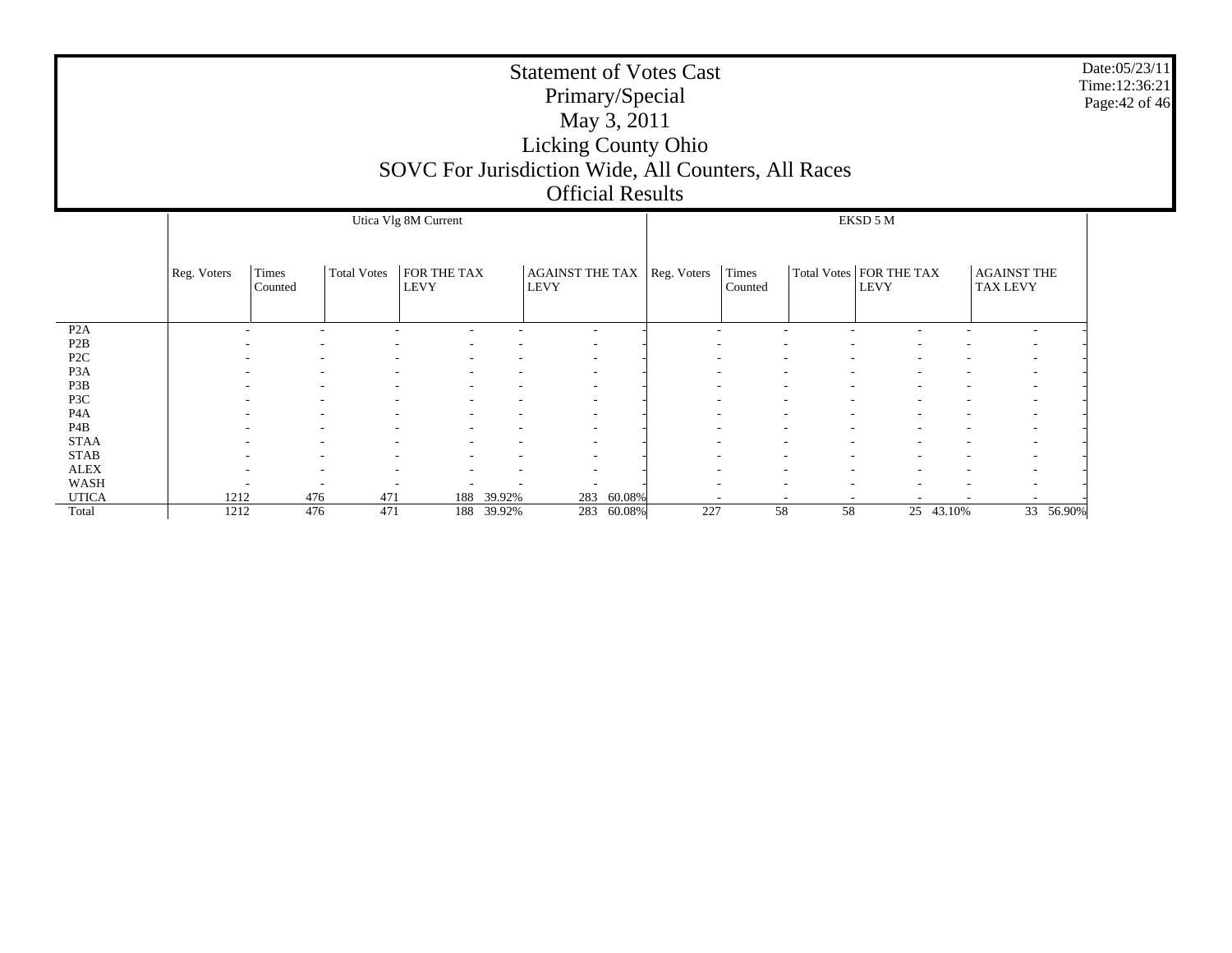# Statement of Votes Cast
## Primary/Special
## May 3, 2011
## Licking County Ohio
## SOVC For Jurisdiction Wide, All Counters, All Races
## Official Results

Date:05/23/11
Time:12:36:21

| | Utica Vlg 8M Current | | | | | | | EKSD 5 M | | | | | | |
|---|---|---|---|---|---|---|---|---|---|---|---|---|---|---|
| | Reg. Voters | Times Counted | Total Votes | FOR THE TAX LEVY | | AGAINST THE TAX LEVY | | Reg. Voters | Times Counted | Total Votes | FOR THE TAX LEVY | | AGAINST THE TAX LEVY | |
| P2A | - | - | - | - | - | - | - | - | - | - | - | - | - | - |
| P2B | - | - | - | - | - | - | - | - | - | - | - | - | - | - |
| P2C | - | - | - | - | - | - | - | - | - | - | - | - | - | - |
| P3A | - | - | - | - | - | - | - | - | - | - | - | - | - | - |
| P3B | - | - | - | - | - | - | - | - | - | - | - | - | - | - |
| P3C | - | - | - | - | - | - | - | - | - | - | - | - | - | - |
| P4A | - | - | - | - | - | - | - | - | - | - | - | - | - | - |
| P4B | - | - | - | - | - | - | - | - | - | - | - | - | - | - |
| STAA | - | - | - | - | - | - | - | - | - | - | - | - | - | - |
| STAB | - | - | - | - | - | - | - | - | - | - | - | - | - | - |
| ALEX | - | - | - | - | - | - | - | - | - | - | - | - | - | - |
| WASH | - | - | - | - | - | - | - | - | - | - | - | - | - | - |
| UTICA | 1212 | 476 | 471 | 188 | 39.92% | 283 | 60.08% | - | - | - | - | - | - | - |
| Total | 1212 | 476 | 471 | 188 | 39.92% | 283 | 60.08% | 227 | 58 | 58 | 25 | 43.10% | 33 | 56.90% |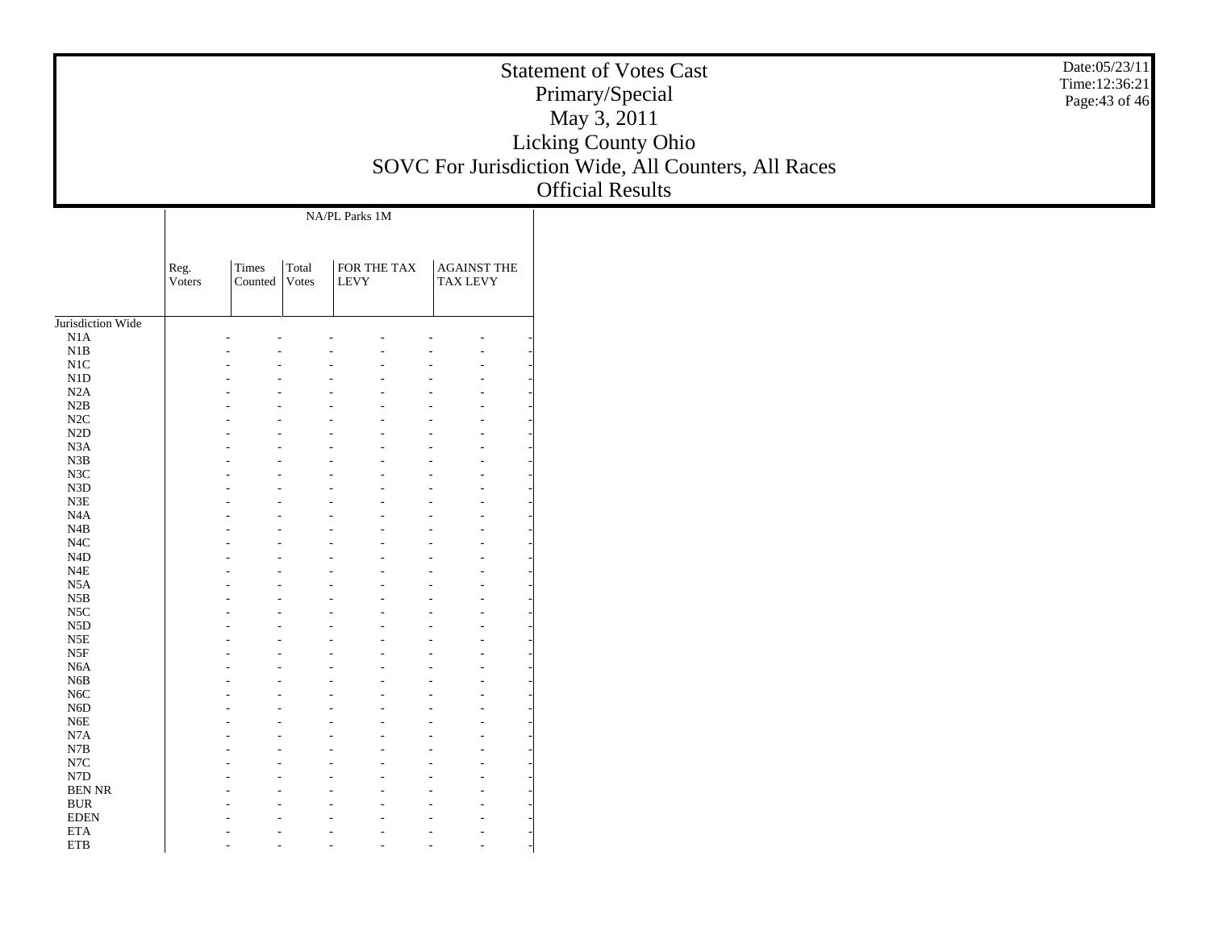# Statement of Votes Cast
## Primary/Special
## May 3, 2011
## Licking County Ohio
## SOVC For Jurisdiction Wide, All Counters, All Races
## Official Results

| | NA/PL Parks 1M | | | | | | |
|---|---|---|---|---|---|---|---|
| | Reg. Voters | Times Counted | Total Votes | FOR THE TAX LEVY | | AGAINST THE TAX LEVY | |
| Jurisdiction Wide | | | | | | | |
| N1A | - | - | - | - | - | - | - |
| N1B | - | - | - | - | - | - | - |
| N1C | - | - | - | - | - | - | - |
| N1D | - | - | - | - | - | - | - |
| N2A | - | - | - | - | - | - | - |
| N2B | - | - | - | - | - | - | - |
| N2C | - | - | - | - | - | - | - |
| N2D | - | - | - | - | - | - | - |
| N3A | - | - | - | - | - | - | - |
| N3B | - | - | - | - | - | - | - |
| N3C | - | - | - | - | - | - | - |
| N3D | - | - | - | - | - | - | - |
| N3E | - | - | - | - | - | - | - |
| N4A | - | - | - | - | - | - | - |
| N4B | - | - | - | - | - | - | - |
| N4C | - | - | - | - | - | - | - |
| N4D | - | - | - | - | - | - | - |
| N4E | - | - | - | - | - | - | - |
| N5A | - | - | - | - | - | - | - |
| N5B | - | - | - | - | - | - | - |
| N5C | - | - | - | - | - | - | - |
| N5D | - | - | - | - | - | - | - |
| N5E | - | - | - | - | - | - | - |
| N5F | - | - | - | - | - | - | - |
| N6A | - | - | - | - | - | - | - |
| N6B | - | - | - | - | - | - | - |
| N6C | - | - | - | - | - | - | - |
| N6D | - | - | - | - | - | - | - |
| N6E | - | - | - | - | - | - | - |
| N7A | - | - | - | - | - | - | - |
| N7B | - | - | - | - | - | - | - |
| N7C | - | - | - | - | - | - | - |
| N7D | - | - | - | - | - | - | - |
| BEN NR | - | - | - | - | - | - | - |
| BUR | - | - | - | - | - | - | - |
| EDEN | - | - | - | - | - | - | - |
| ETA | - | - | - | - | - | - | - |
| ETB | - | - | - | - | - | - | - |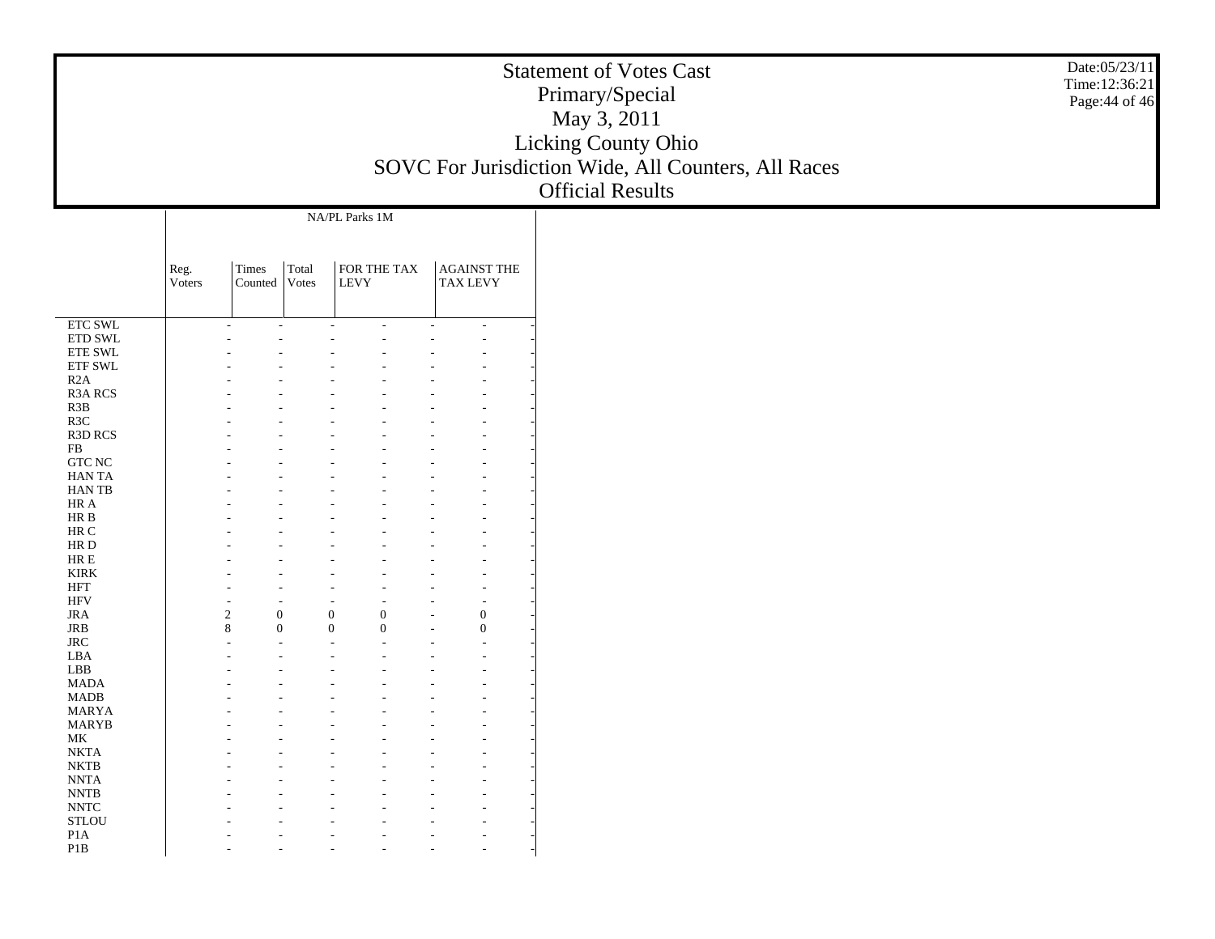# Statement of Votes Cast
## Primary/Special
## May 3, 2011
## Licking County Ohio
## SOVC For Jurisdiction Wide, All Counters, All Races
## Official Results

| | NA/PL Parks 1M | | | | | | |
|---|---|---|---|---|---|---|---|
| | Reg. Voters | Times Counted | Total Votes | FOR THE TAX LEVY | | AGAINST THE TAX LEVY | |
| ETC SWL | - | - | - | - | - | - | - |
| ETD SWL | - | - | - | - | - | - | - |
| ETE SWL | - | - | - | - | - | - | - |
| ETF SWL | - | - | - | - | - | - | - |
| R2A | - | - | - | - | - | - | - |
| R3A RCS | - | - | - | - | - | - | - |
| R3B | - | - | - | - | - | - | - |
| R3C | - | - | - | - | - | - | - |
| R3D RCS | - | - | - | - | - | - | - |
| FB | - | - | - | - | - | - | - |
| GTC NC | - | - | - | - | - | - | - |
| HAN TA | - | - | - | - | - | - | - |
| HAN TB | - | - | - | - | - | - | - |
| HR A | - | - | - | - | - | - | - |
| HR B | - | - | - | - | - | - | - |
| HR C | - | - | - | - | - | - | - |
| HR D | - | - | - | - | - | - | - |
| HR E | - | - | - | - | - | - | - |
| KIRK | - | - | - | - | - | - | - |
| HFT | - | - | - | - | - | - | - |
| HFV | - | - | - | - | - | - | - |
| JRA | 2 | 0 | 0 | 0 | - | 0 | - |
| JRB | 8 | 0 | 0 | 0 | - | 0 | - |
| JRC | - | - | - | - | - | - | - |
| LBA | - | - | - | - | - | - | - |
| LBB | - | - | - | - | - | - | - |
| MADA | - | - | - | - | - | - | - |
| MADB | - | - | - | - | - | - | - |
| MARYA | - | - | - | - | - | - | - |
| MARYB | - | - | - | - | - | - | - |
| MK | - | - | - | - | - | - | - |
| NKTA | - | - | - | - | - | - | - |
| NKTB | - | - | - | - | - | - | - |
| NNTA | - | - | - | - | - | - | - |
| NNTB | - | - | - | - | - | - | - |
| NNTC | - | - | - | - | - | - | - |
| STLOU | - | - | - | - | - | - | - |
| P1A | - | - | - | - | - | - | - |
| P1B | - | - | - | - | - | - | - |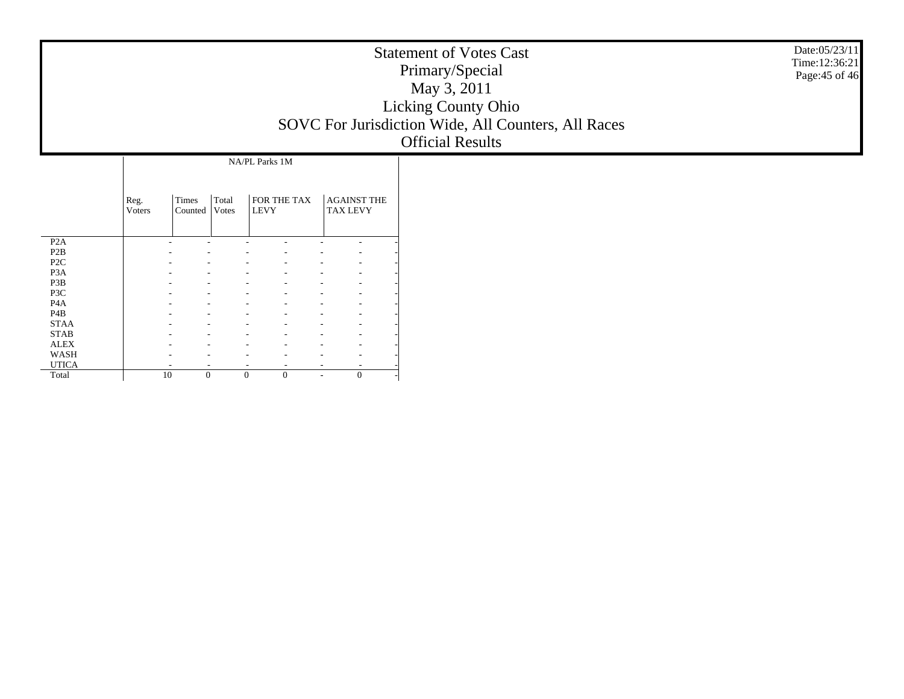# Statement of Votes Cast
## Primary/Special
## May 3, 2011
## Licking County Ohio
## SOVC For Jurisdiction Wide, All Counters, All Races
## Official Results

| | NA/PL Parks 1M | | | | | | |
|---|---|---|---|---|---|---|---|
| | Reg. Voters | Times Counted | Total Votes | FOR THE TAX LEVY | | AGAINST THE TAX LEVY | |
| P2A | - | - | - | - | - | - | - |
| P2B | - | - | - | - | - | - | - |
| P2C | - | - | - | - | - | - | - |
| P3A | - | - | - | - | - | - | - |
| P3B | - | - | - | - | - | - | - |
| P3C | - | - | - | - | - | - | - |
| P4A | - | - | - | - | - | - | - |
| P4B | - | - | - | - | - | - | - |
| STAA | - | - | - | - | - | - | - |
| STAB | - | - | - | - | - | - | - |
| ALEX | - | - | - | - | - | - | - |
| WASH | - | - | - | - | - | - | - |
| UTICA | - | - | - | - | - | - | - |
| Total | 10 | 0 | 0 | 0 | - | 0 | - |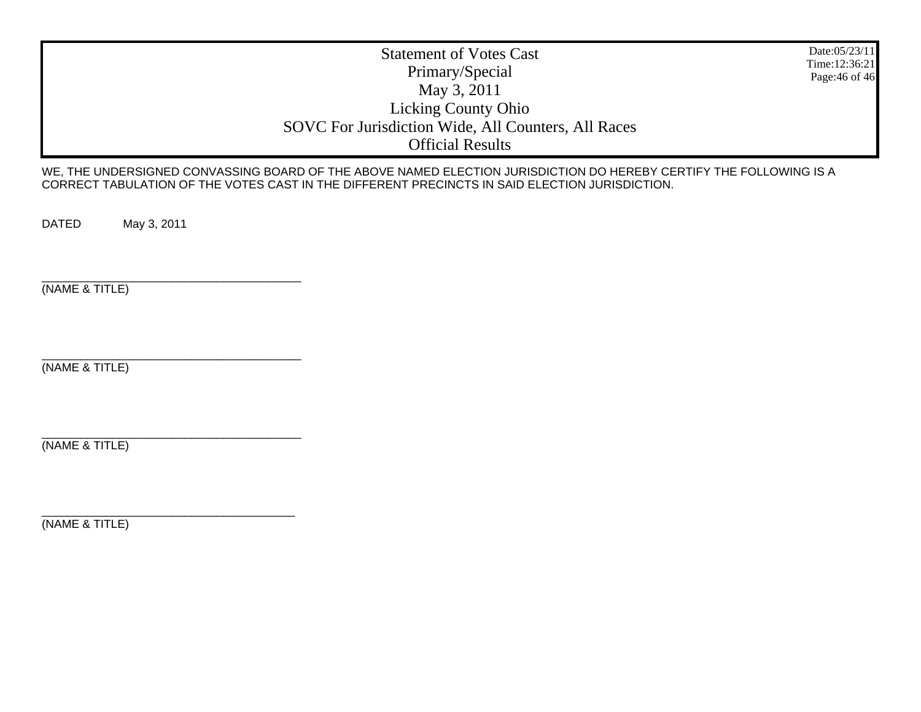# Statement of Votes Cast
## Primary/Special
## May 3, 2011
## Licking County Ohio
## SOVC For Jurisdiction Wide, All Counters, All Races
## Official Results

WE, THE UNDERSIGNED CONVASSING BOARD OF THE ABOVE NAMED ELECTION JURISDICTION DO HEREBY CERTIFY THE FOLLOWING IS A CORRECT TABULATION OF THE VOTES CAST IN THE DIFFERENT PRECINCTS IN SAID ELECTION JURISDICTION.

DATED May 3, 2011

________________________________________
(NAME & TITLE)

________________________________________
(NAME & TITLE)

________________________________________
(NAME & TITLE)

________________________________________
(NAME & TITLE)